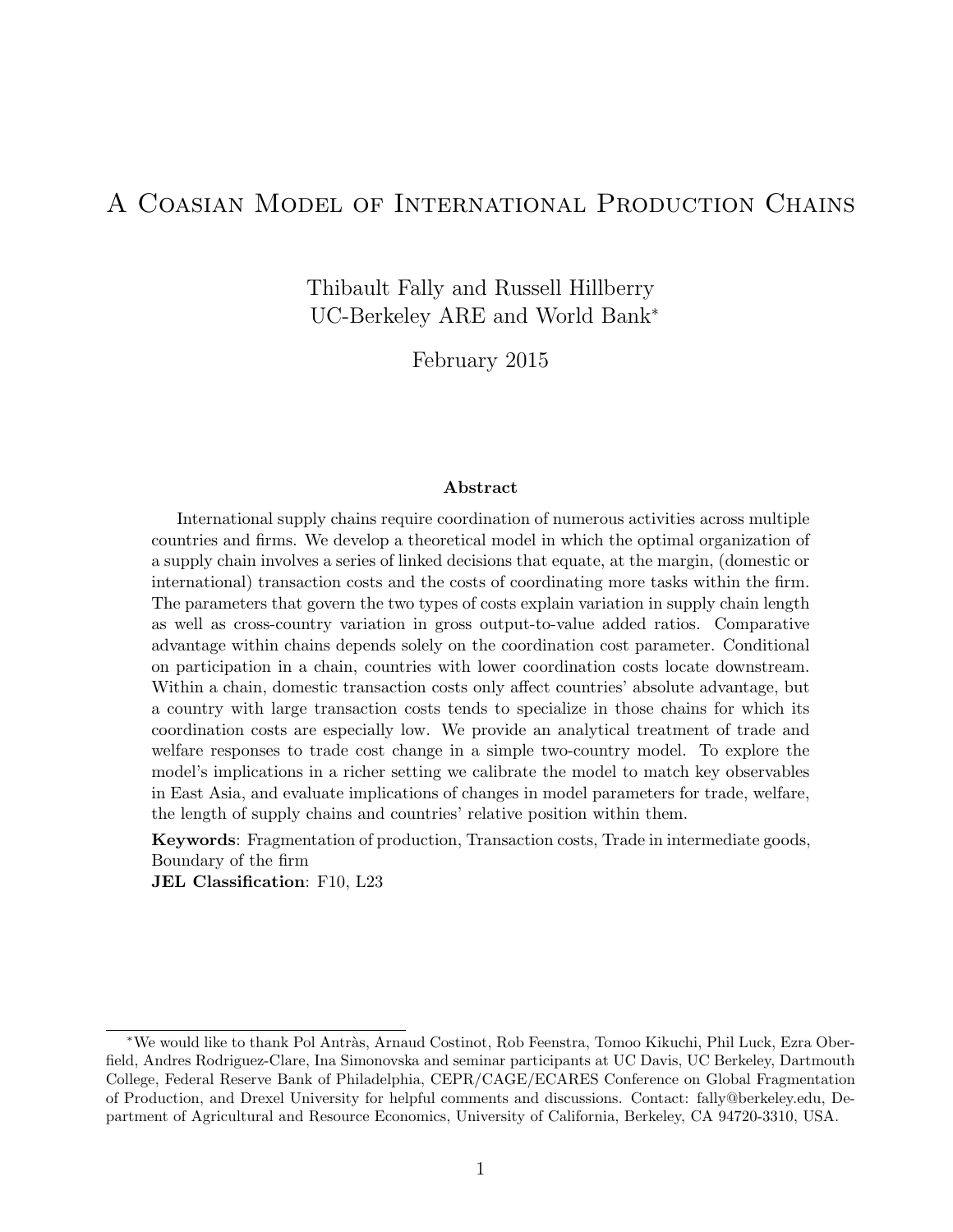# A Coasian Model of International Production Chains

Thibault Fally and Russell Hillberry
UC-Berkeley ARE and World Bank*

February 2015

### Abstract

International supply chains require coordination of numerous activities across multiple countries and firms. We develop a theoretical model in which the optimal organization of a supply chain involves a series of linked decisions that equate, at the margin, (domestic or international) transaction costs and the costs of coordinating more tasks within the firm. The parameters that govern the two types of costs explain variation in supply chain length as well as cross-country variation in gross output-to-value added ratios. Comparative advantage within chains depends solely on the coordination cost parameter. Conditional on participation in a chain, countries with lower coordination costs locate downstream. Within a chain, domestic transaction costs only affect countries' absolute advantage, but a country with large transaction costs tends to specialize in those chains for which its coordination costs are especially low. We provide an analytical treatment of trade and welfare responses to trade cost change in a simple two-country model. To explore the model's implications in a richer setting we calibrate the model to match key observables in East Asia, and evaluate implications of changes in model parameters for trade, welfare, the length of supply chains and countries' relative position within them.

**Keywords**: Fragmentation of production, Transaction costs, Trade in intermediate goods, Boundary of the firm

**JEL Classification**: F10, L23

---

*We would like to thank Pol Antràs, Arnaud Costinot, Rob Feenstra, Tomoo Kikuchi, Phil Luck, Ezra Oberfield, Andres Rodriguez-Clare, Ina Simonovska and seminar participants at UC Davis, UC Berkeley, Dartmouth College, Federal Reserve Bank of Philadelphia, CEPR/CAGE/ECARES Conference on Global Fragmentation of Production, and Drexel University for helpful comments and discussions. Contact: fally@berkeley.edu, Department of Agricultural and Resource Economics, University of California, Berkeley, CA 94720-3310, USA.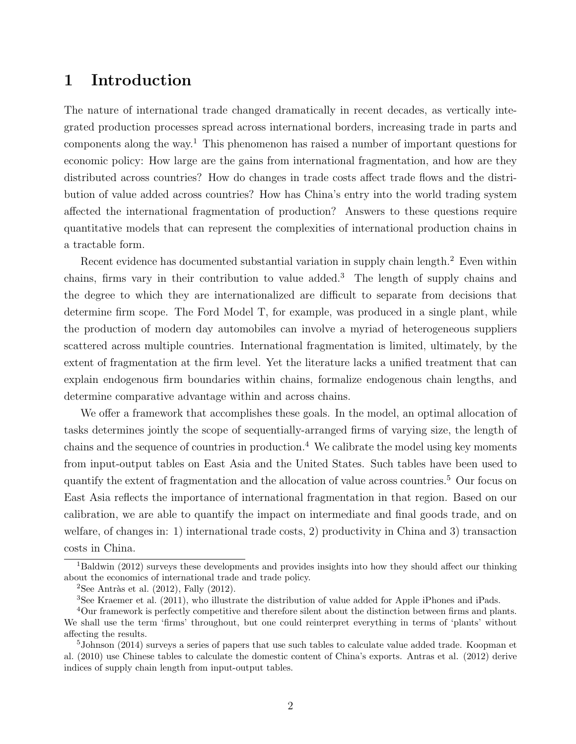# 1 Introduction

The nature of international trade changed dramatically in recent decades, as vertically integrated production processes spread across international borders, increasing trade in parts and components along the way.[1] This phenomenon has raised a number of important questions for economic policy: How large are the gains from international fragmentation, and how are they distributed across countries? How do changes in trade costs affect trade flows and the distribution of value added across countries? How has China's entry into the world trading system affected the international fragmentation of production? Answers to these questions require quantitative models that can represent the complexities of international production chains in a tractable form.

Recent evidence has documented substantial variation in supply chain length.[2] Even within chains, firms vary in their contribution to value added.[3] The length of supply chains and the degree to which they are internationalized are difficult to separate from decisions that determine firm scope. The Ford Model T, for example, was produced in a single plant, while the production of modern day automobiles can involve a myriad of heterogeneous suppliers scattered across multiple countries. International fragmentation is limited, ultimately, by the extent of fragmentation at the firm level. Yet the literature lacks a unified treatment that can explain endogenous firm boundaries within chains, formalize endogenous chain lengths, and determine comparative advantage within and across chains.

We offer a framework that accomplishes these goals. In the model, an optimal allocation of tasks determines jointly the scope of sequentially-arranged firms of varying size, the length of chains and the sequence of countries in production.[4] We calibrate the model using key moments from input-output tables on East Asia and the United States. Such tables have been used to quantify the extent of fragmentation and the allocation of value across countries.[5] Our focus on East Asia reflects the importance of international fragmentation in that region. Based on our calibration, we are able to quantify the impact on intermediate and final goods trade, and on welfare, of changes in: 1) international trade costs, 2) productivity in China and 3) transaction costs in China.

[1] Baldwin (2012) surveys these developments and provides insights into how they should affect our thinking about the economics of international trade and trade policy.

[2] See Antràs et al. (2012), Fally (2012).

[3] See Kraemer et al. (2011), who illustrate the distribution of value added for Apple iPhones and iPads.

[4] Our framework is perfectly competitive and therefore silent about the distinction between firms and plants. We shall use the term 'firms' throughout, but one could reinterpret everything in terms of 'plants' without affecting the results.

[5] Johnson (2014) surveys a series of papers that use such tables to calculate value added trade. Koopman et al. (2010) use Chinese tables to calculate the domestic content of China's exports. Antras et al. (2012) derive indices of supply chain length from input-output tables.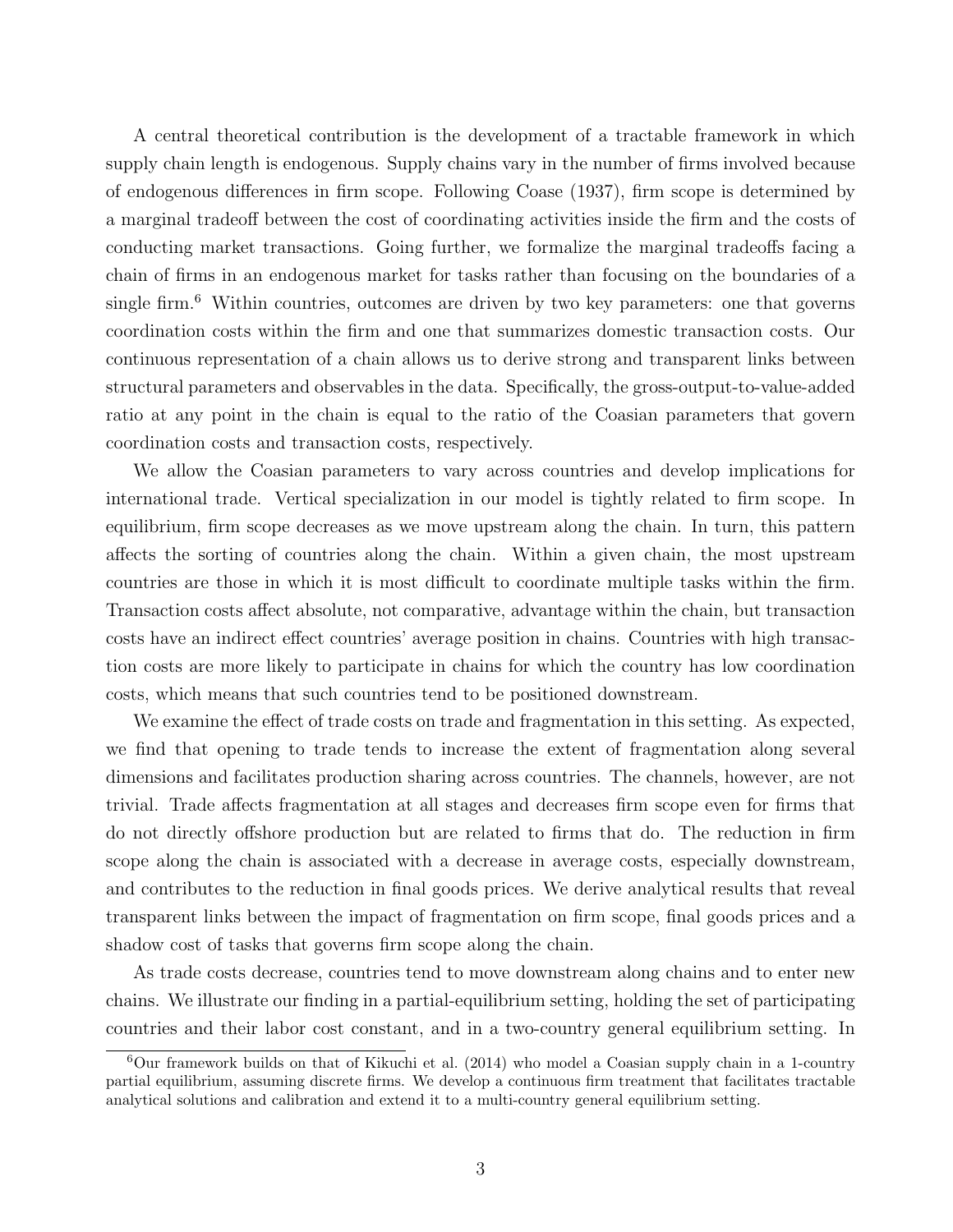A central theoretical contribution is the development of a tractable framework in which supply chain length is endogenous. Supply chains vary in the number of firms involved because of endogenous differences in firm scope. Following Coase (1937), firm scope is determined by a marginal tradeoff between the cost of coordinating activities inside the firm and the costs of conducting market transactions. Going further, we formalize the marginal tradeoffs facing a chain of firms in an endogenous market for tasks rather than focusing on the boundaries of a single firm.[6] Within countries, outcomes are driven by two key parameters: one that governs coordination costs within the firm and one that summarizes domestic transaction costs. Our continuous representation of a chain allows us to derive strong and transparent links between structural parameters and observables in the data. Specifically, the gross-output-to-value-added ratio at any point in the chain is equal to the ratio of the Coasian parameters that govern coordination costs and transaction costs, respectively.

We allow the Coasian parameters to vary across countries and develop implications for international trade. Vertical specialization in our model is tightly related to firm scope. In equilibrium, firm scope decreases as we move upstream along the chain. In turn, this pattern affects the sorting of countries along the chain. Within a given chain, the most upstream countries are those in which it is most difficult to coordinate multiple tasks within the firm. Transaction costs affect absolute, not comparative, advantage within the chain, but transaction costs have an indirect effect countries' average position in chains. Countries with high transaction costs are more likely to participate in chains for which the country has low coordination costs, which means that such countries tend to be positioned downstream.

We examine the effect of trade costs on trade and fragmentation in this setting. As expected, we find that opening to trade tends to increase the extent of fragmentation along several dimensions and facilitates production sharing across countries. The channels, however, are not trivial. Trade affects fragmentation at all stages and decreases firm scope even for firms that do not directly offshore production but are related to firms that do. The reduction in firm scope along the chain is associated with a decrease in average costs, especially downstream, and contributes to the reduction in final goods prices. We derive analytical results that reveal transparent links between the impact of fragmentation on firm scope, final goods prices and a shadow cost of tasks that governs firm scope along the chain.

As trade costs decrease, countries tend to move downstream along chains and to enter new chains. We illustrate our finding in a partial-equilibrium setting, holding the set of participating countries and their labor cost constant, and in a two-country general equilibrium setting. In

[6] Our framework builds on that of Kikuchi et al. (2014) who model a Coasian supply chain in a 1-country partial equilibrium, assuming discrete firms. We develop a continuous firm treatment that facilitates tractable analytical solutions and calibration and extend it to a multi-country general equilibrium setting.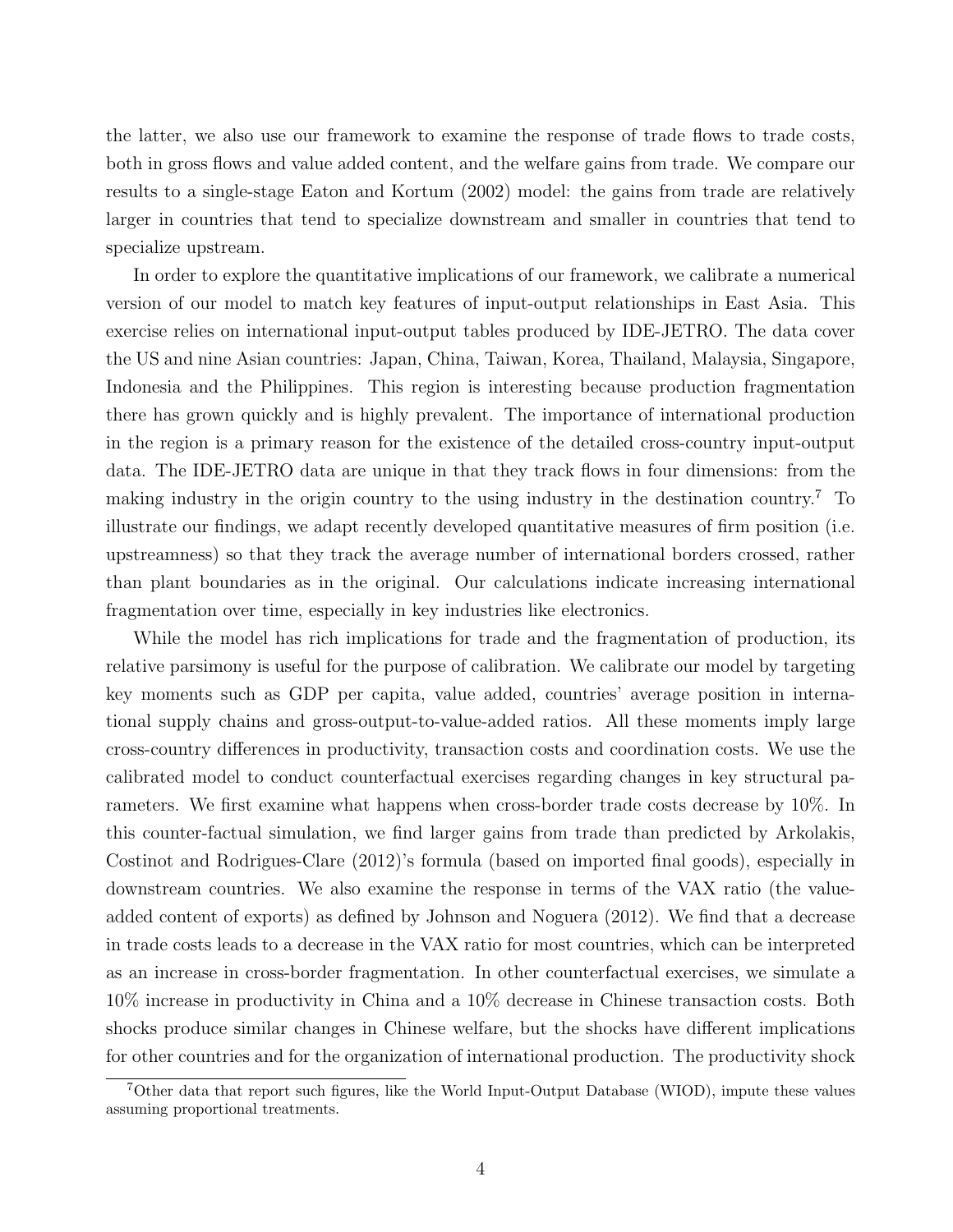the latter, we also use our framework to examine the response of trade flows to trade costs, both in gross flows and value added content, and the welfare gains from trade. We compare our results to a single-stage Eaton and Kortum (2002) model: the gains from trade are relatively larger in countries that tend to specialize downstream and smaller in countries that tend to specialize upstream.

In order to explore the quantitative implications of our framework, we calibrate a numerical version of our model to match key features of input-output relationships in East Asia. This exercise relies on international input-output tables produced by IDE-JETRO. The data cover the US and nine Asian countries: Japan, China, Taiwan, Korea, Thailand, Malaysia, Singapore, Indonesia and the Philippines. This region is interesting because production fragmentation there has grown quickly and is highly prevalent. The importance of international production in the region is a primary reason for the existence of the detailed cross-country input-output data. The IDE-JETRO data are unique in that they track flows in four dimensions: from the making industry in the origin country to the using industry in the destination country.[7] To illustrate our findings, we adapt recently developed quantitative measures of firm position (i.e. upstreamness) so that they track the average number of international borders crossed, rather than plant boundaries as in the original. Our calculations indicate increasing international fragmentation over time, especially in key industries like electronics.

While the model has rich implications for trade and the fragmentation of production, its relative parsimony is useful for the purpose of calibration. We calibrate our model by targeting key moments such as GDP per capita, value added, countries' average position in international supply chains and gross-output-to-value-added ratios. All these moments imply large cross-country differences in productivity, transaction costs and coordination costs. We use the calibrated model to conduct counterfactual exercises regarding changes in key structural parameters. We first examine what happens when cross-border trade costs decrease by 10%. In this counter-factual simulation, we find larger gains from trade than predicted by Arkolakis, Costinot and Rodrigues-Clare (2012)'s formula (based on imported final goods), especially in downstream countries. We also examine the response in terms of the VAX ratio (the value-added content of exports) as defined by Johnson and Noguera (2012). We find that a decrease in trade costs leads to a decrease in the VAX ratio for most countries, which can be interpreted as an increase in cross-border fragmentation. In other counterfactual exercises, we simulate a 10% increase in productivity in China and a 10% decrease in Chinese transaction costs. Both shocks produce similar changes in Chinese welfare, but the shocks have different implications for other countries and for the organization of international production. The productivity shock

[7] Other data that report such figures, like the World Input-Output Database (WIOD), impute these values assuming proportional treatments.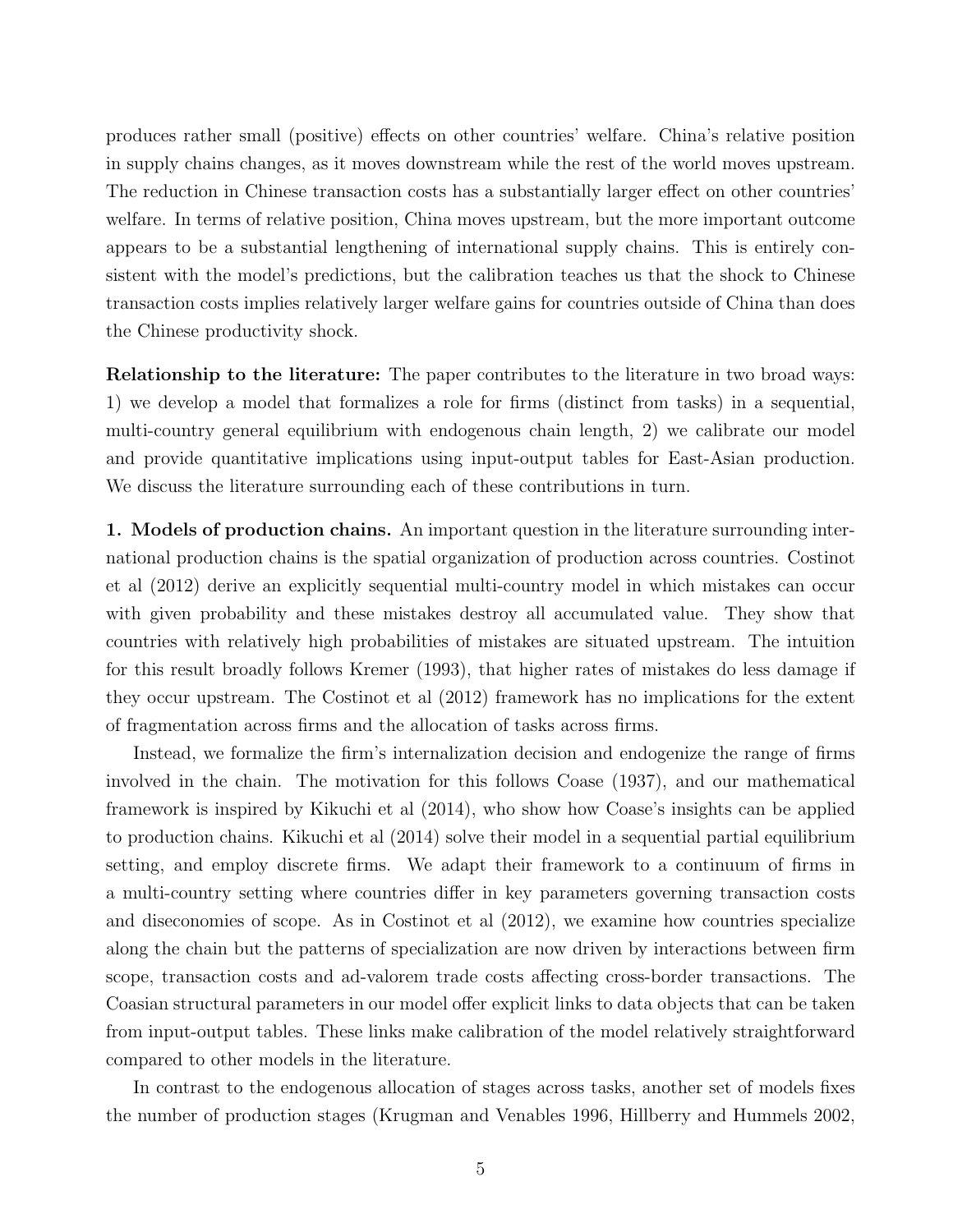produces rather small (positive) effects on other countries' welfare. China's relative position in supply chains changes, as it moves downstream while the rest of the world moves upstream. The reduction in Chinese transaction costs has a substantially larger effect on other countries' welfare. In terms of relative position, China moves upstream, but the more important outcome appears to be a substantial lengthening of international supply chains. This is entirely consistent with the model's predictions, but the calibration teaches us that the shock to Chinese transaction costs implies relatively larger welfare gains for countries outside of China than does the Chinese productivity shock.

**Relationship to the literature:** The paper contributes to the literature in two broad ways: 1) we develop a model that formalizes a role for firms (distinct from tasks) in a sequential, multi-country general equilibrium with endogenous chain length, 2) we calibrate our model and provide quantitative implications using input-output tables for East-Asian production. We discuss the literature surrounding each of these contributions in turn.

**1. Models of production chains.** An important question in the literature surrounding international production chains is the spatial organization of production across countries. Costinot et al (2012) derive an explicitly sequential multi-country model in which mistakes can occur with given probability and these mistakes destroy all accumulated value. They show that countries with relatively high probabilities of mistakes are situated upstream. The intuition for this result broadly follows Kremer (1993), that higher rates of mistakes do less damage if they occur upstream. The Costinot et al (2012) framework has no implications for the extent of fragmentation across firms and the allocation of tasks across firms.

Instead, we formalize the firm's internalization decision and endogenize the range of firms involved in the chain. The motivation for this follows Coase (1937), and our mathematical framework is inspired by Kikuchi et al (2014), who show how Coase's insights can be applied to production chains. Kikuchi et al (2014) solve their model in a sequential partial equilibrium setting, and employ discrete firms. We adapt their framework to a continuum of firms in a multi-country setting where countries differ in key parameters governing transaction costs and diseconomies of scope. As in Costinot et al (2012), we examine how countries specialize along the chain but the patterns of specialization are now driven by interactions between firm scope, transaction costs and ad-valorem trade costs affecting cross-border transactions. The Coasian structural parameters in our model offer explicit links to data objects that can be taken from input-output tables. These links make calibration of the model relatively straightforward compared to other models in the literature.

In contrast to the endogenous allocation of stages across tasks, another set of models fixes the number of production stages (Krugman and Venables 1996, Hillberry and Hummels 2002,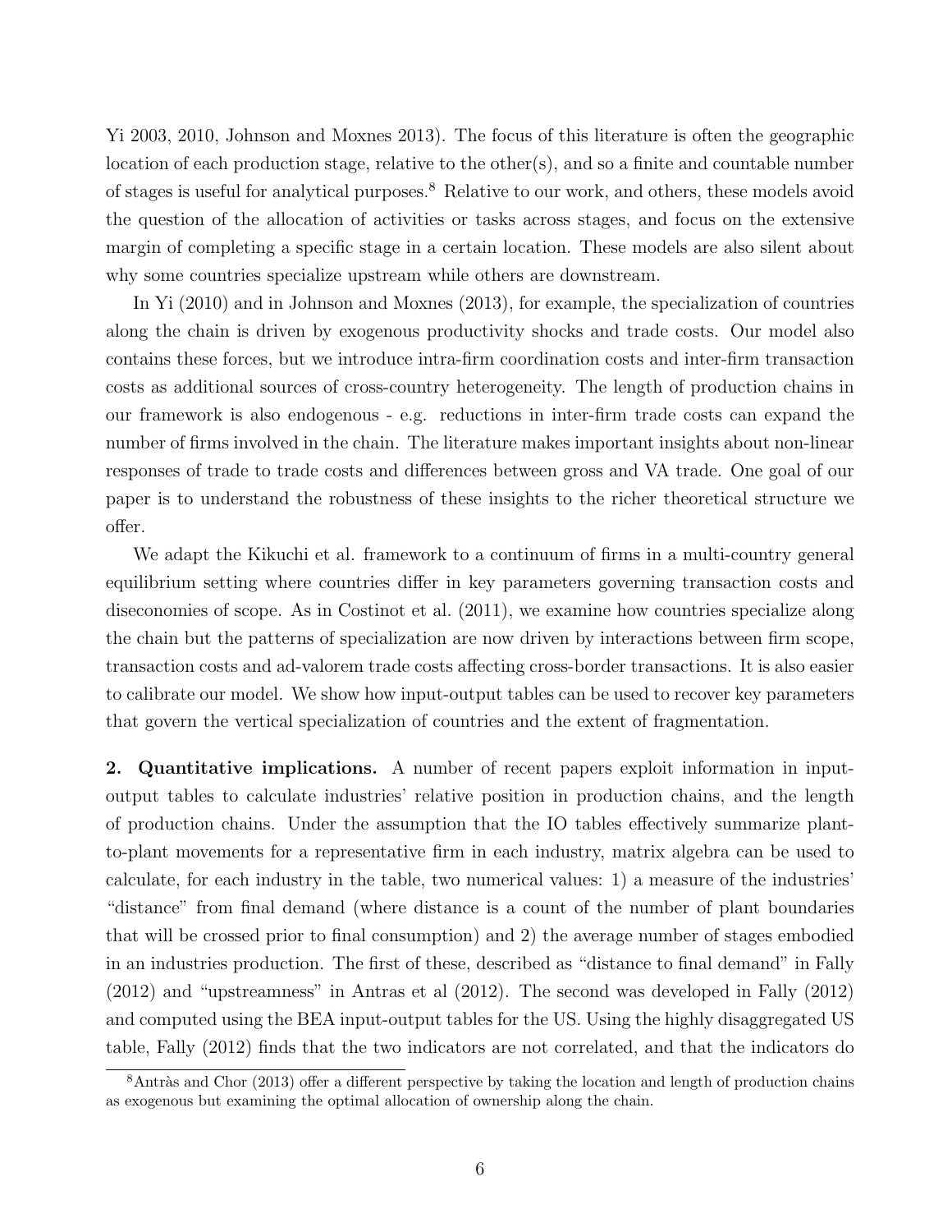Yi 2003, 2010, Johnson and Moxnes 2013). The focus of this literature is often the geographic location of each production stage, relative to the other(s), and so a finite and countable number of stages is useful for analytical purposes.[8] Relative to our work, and others, these models avoid the question of the allocation of activities or tasks across stages, and focus on the extensive margin of completing a specific stage in a certain location. These models are also silent about why some countries specialize upstream while others are downstream.

In Yi (2010) and in Johnson and Moxnes (2013), for example, the specialization of countries along the chain is driven by exogenous productivity shocks and trade costs. Our model also contains these forces, but we introduce intra-firm coordination costs and inter-firm transaction costs as additional sources of cross-country heterogeneity. The length of production chains in our framework is also endogenous - e.g. reductions in inter-firm trade costs can expand the number of firms involved in the chain. The literature makes important insights about non-linear responses of trade to trade costs and differences between gross and VA trade. One goal of our paper is to understand the robustness of these insights to the richer theoretical structure we offer.

We adapt the Kikuchi et al. framework to a continuum of firms in a multi-country general equilibrium setting where countries differ in key parameters governing transaction costs and diseconomies of scope. As in Costinot et al. (2011), we examine how countries specialize along the chain but the patterns of specialization are now driven by interactions between firm scope, transaction costs and ad-valorem trade costs affecting cross-border transactions. It is also easier to calibrate our model. We show how input-output tables can be used to recover key parameters that govern the vertical specialization of countries and the extent of fragmentation.

**2. Quantitative implications.** A number of recent papers exploit information in input-output tables to calculate industries' relative position in production chains, and the length of production chains. Under the assumption that the IO tables effectively summarize plant-to-plant movements for a representative firm in each industry, matrix algebra can be used to calculate, for each industry in the table, two numerical values: 1) a measure of the industries' "distance" from final demand (where distance is a count of the number of plant boundaries that will be crossed prior to final consumption) and 2) the average number of stages embodied in an industries production. The first of these, described as "distance to final demand" in Fally (2012) and "upstreamness" in Antras et al (2012). The second was developed in Fally (2012) and computed using the BEA input-output tables for the US. Using the highly disaggregated US table, Fally (2012) finds that the two indicators are not correlated, and that the indicators do

[8] Antràs and Chor (2013) offer a different perspective by taking the location and length of production chains as exogenous but examining the optimal allocation of ownership along the chain.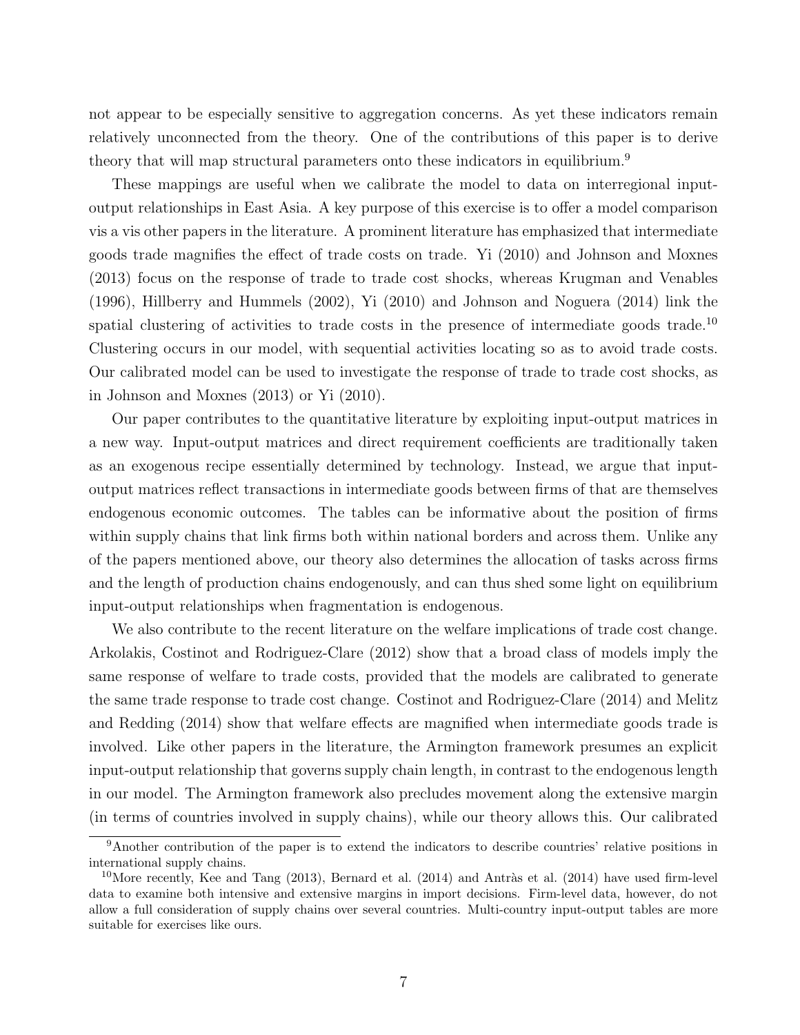not appear to be especially sensitive to aggregation concerns. As yet these indicators remain relatively unconnected from the theory. One of the contributions of this paper is to derive theory that will map structural parameters onto these indicators in equilibrium.[9]

These mappings are useful when we calibrate the model to data on interregional input-output relationships in East Asia. A key purpose of this exercise is to offer a model comparison vis a vis other papers in the literature. A prominent literature has emphasized that intermediate goods trade magnifies the effect of trade costs on trade. Yi (2010) and Johnson and Moxnes (2013) focus on the response of trade to trade cost shocks, whereas Krugman and Venables (1996), Hillberry and Hummels (2002), Yi (2010) and Johnson and Noguera (2014) link the spatial clustering of activities to trade costs in the presence of intermediate goods trade.[10] Clustering occurs in our model, with sequential activities locating so as to avoid trade costs. Our calibrated model can be used to investigate the response of trade to trade cost shocks, as in Johnson and Moxnes (2013) or Yi (2010).

Our paper contributes to the quantitative literature by exploiting input-output matrices in a new way. Input-output matrices and direct requirement coefficients are traditionally taken as an exogenous recipe essentially determined by technology. Instead, we argue that input-output matrices reflect transactions in intermediate goods between firms of that are themselves endogenous economic outcomes. The tables can be informative about the position of firms within supply chains that link firms both within national borders and across them. Unlike any of the papers mentioned above, our theory also determines the allocation of tasks across firms and the length of production chains endogenously, and can thus shed some light on equilibrium input-output relationships when fragmentation is endogenous.

We also contribute to the recent literature on the welfare implications of trade cost change. Arkolakis, Costinot and Rodriguez-Clare (2012) show that a broad class of models imply the same response of welfare to trade costs, provided that the models are calibrated to generate the same trade response to trade cost change. Costinot and Rodriguez-Clare (2014) and Melitz and Redding (2014) show that welfare effects are magnified when intermediate goods trade is involved. Like other papers in the literature, the Armington framework presumes an explicit input-output relationship that governs supply chain length, in contrast to the endogenous length in our model. The Armington framework also precludes movement along the extensive margin (in terms of countries involved in supply chains), while our theory allows this. Our calibrated

[9] Another contribution of the paper is to extend the indicators to describe countries' relative positions in international supply chains.

[10] More recently, Kee and Tang (2013), Bernard et al. (2014) and Antràs et al. (2014) have used firm-level data to examine both intensive and extensive margins in import decisions. Firm-level data, however, do not allow a full consideration of supply chains over several countries. Multi-country input-output tables are more suitable for exercises like ours.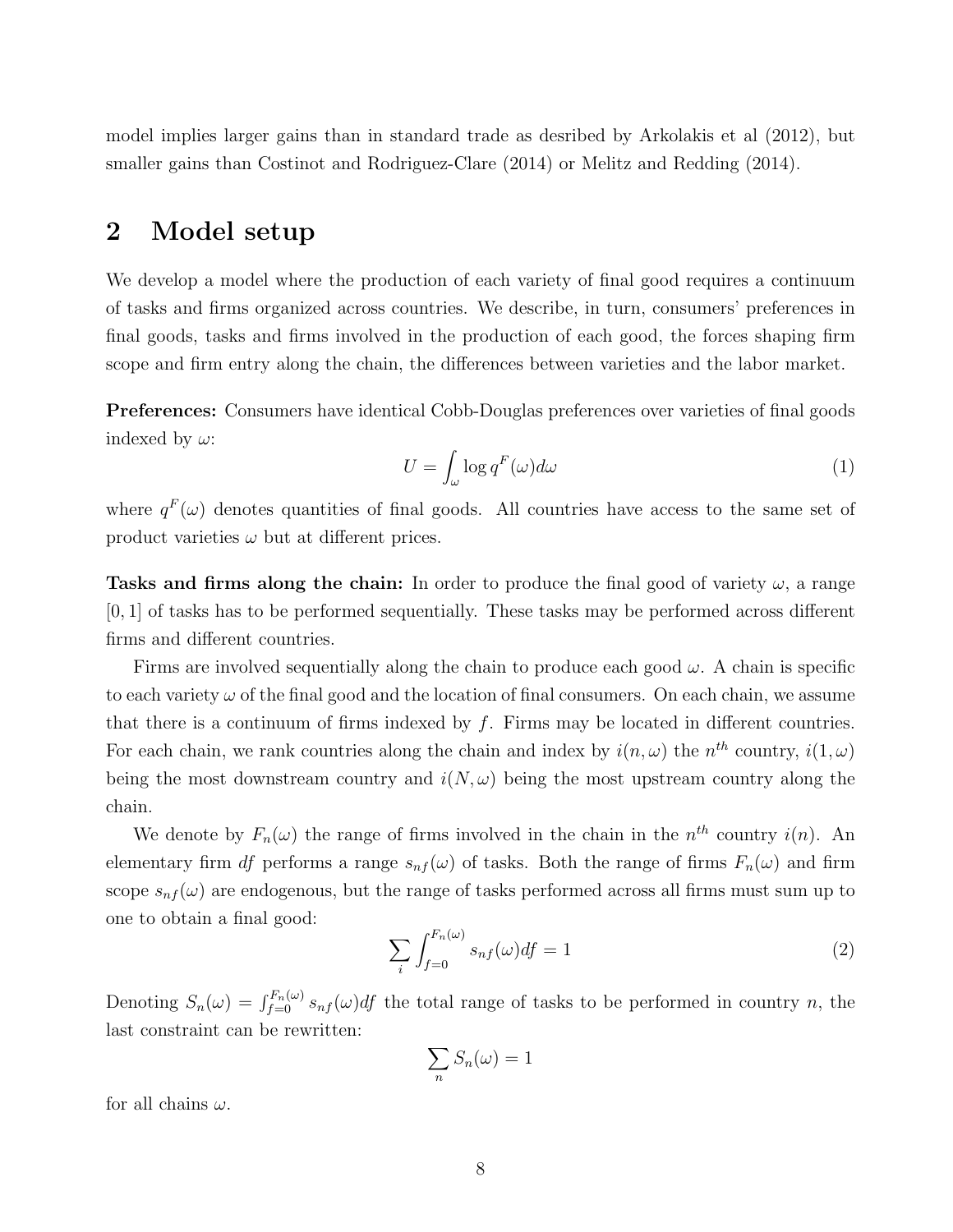model implies larger gains than in standard trade as desribed by Arkolakis et al (2012), but smaller gains than Costinot and Rodriguez-Clare (2014) or Melitz and Redding (2014).

## 2 Model setup

We develop a model where the production of each variety of final good requires a continuum of tasks and firms organized across countries. We describe, in turn, consumers' preferences in final goods, tasks and firms involved in the production of each good, the forces shaping firm scope and firm entry along the chain, the differences between varieties and the labor market.

**Preferences:** Consumers have identical Cobb-Douglas preferences over varieties of final goods indexed by $\omega$:

$$U = \int_{\omega} \log q^F(\omega) d\omega \tag{1}$$

where $q^F(\omega)$ denotes quantities of final goods. All countries have access to the same set of product varieties $\omega$ but at different prices.

**Tasks and firms along the chain:** In order to produce the final good of variety $\omega$, a range $[0, 1]$ of tasks has to be performed sequentially. These tasks may be performed across different firms and different countries.

Firms are involved sequentially along the chain to produce each good $\omega$. A chain is specific to each variety $\omega$ of the final good and the location of final consumers. On each chain, we assume that there is a continuum of firms indexed by $f$. Firms may be located in different countries. For each chain, we rank countries along the chain and index by $i(n, \omega)$ the $n^{th}$ country, $i(1, \omega)$ being the most downstream country and $i(N, \omega)$ being the most upstream country along the chain.

We denote by $F_n(\omega)$ the range of firms involved in the chain in the $n^{th}$ country $i(n)$. An elementary firm $df$ performs a range $s_{nf}(\omega)$ of tasks. Both the range of firms $F_n(\omega)$ and firm scope $s_{nf}(\omega)$ are endogenous, but the range of tasks performed across all firms must sum up to one to obtain a final good:

$$\sum_i \int_{f=0}^{F_n(\omega)} s_{nf}(\omega) df = 1 \tag{2}$$

Denoting $S_n(\omega) = \int_{f=0}^{F_n(\omega)} s_{nf}(\omega) df$ the total range of tasks to be performed in country $n$, the last constraint can be rewritten:

$$\sum_n S_n(\omega) = 1$$

for all chains $\omega$.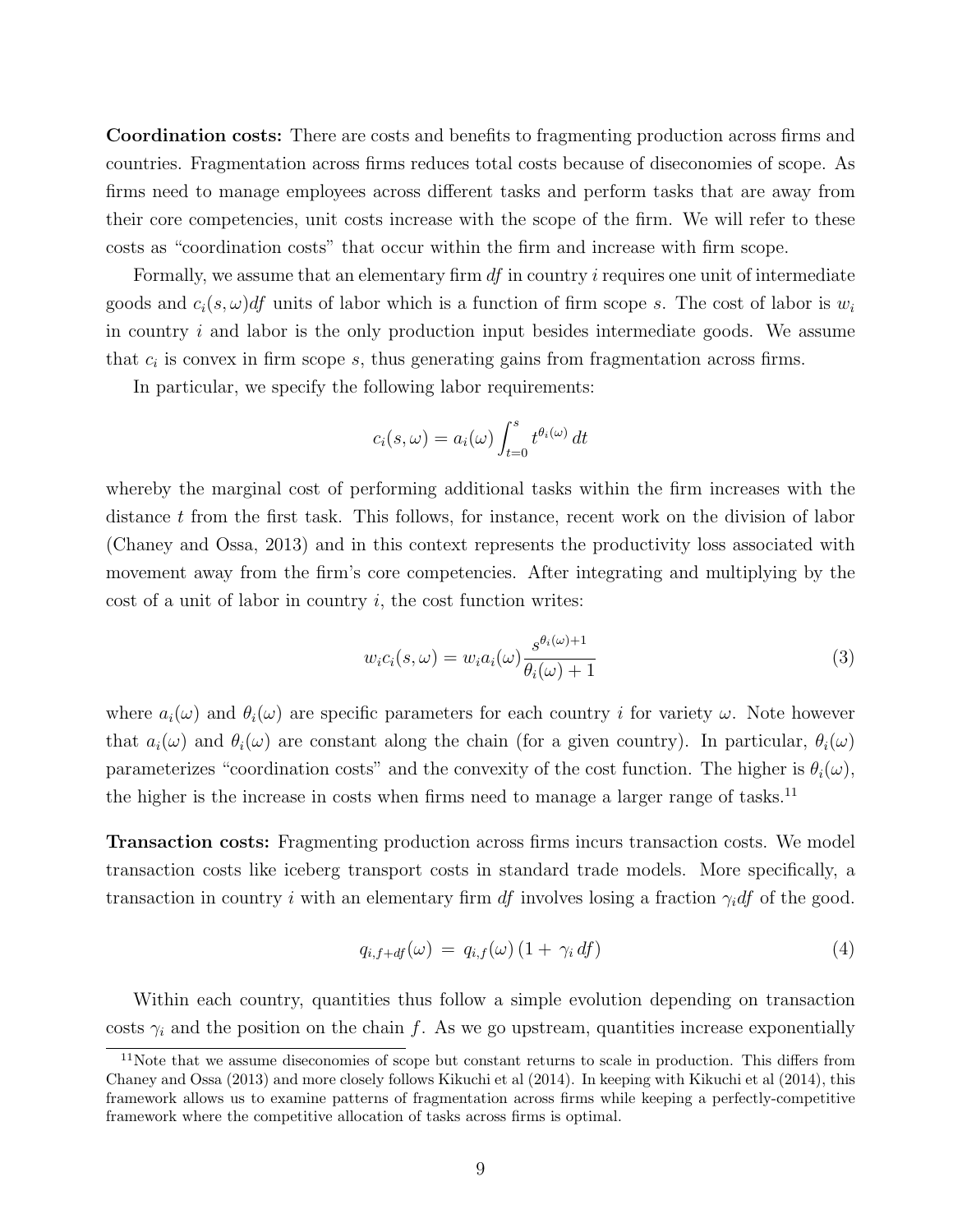**Coordination costs:** There are costs and benefits to fragmenting production across firms and countries. Fragmentation across firms reduces total costs because of diseconomies of scope. As firms need to manage employees across different tasks and perform tasks that are away from their core competencies, unit costs increase with the scope of the firm. We will refer to these costs as "coordination costs" that occur within the firm and increase with firm scope.

Formally, we assume that an elementary firm $df$ in country $i$ requires one unit of intermediate goods and $c_i(s,\omega)df$ units of labor which is a function of firm scope $s$. The cost of labor is $w_i$ in country $i$ and labor is the only production input besides intermediate goods. We assume that $c_i$ is convex in firm scope $s$, thus generating gains from fragmentation across firms.

In particular, we specify the following labor requirements:

$$c_i(s,\omega) = a_i(\omega) \int_{t=0}^{s} t^{\theta_i(\omega)}\, dt$$

whereby the marginal cost of performing additional tasks within the firm increases with the distance $t$ from the first task. This follows, for instance, recent work on the division of labor (Chaney and Ossa, 2013) and in this context represents the productivity loss associated with movement away from the firm's core competencies. After integrating and multiplying by the cost of a unit of labor in country $i$, the cost function writes:

$$w_i c_i(s,\omega) = w_i a_i(\omega) \frac{s^{\theta_i(\omega)+1}}{\theta_i(\omega)+1} \tag{3}$$

where $a_i(\omega)$ and $\theta_i(\omega)$ are specific parameters for each country $i$ for variety $\omega$. Note however that $a_i(\omega)$ and $\theta_i(\omega)$ are constant along the chain (for a given country). In particular, $\theta_i(\omega)$ parameterizes "coordination costs" and the convexity of the cost function. The higher is $\theta_i(\omega)$, the higher is the increase in costs when firms need to manage a larger range of tasks.[11]

**Transaction costs:** Fragmenting production across firms incurs transaction costs. We model transaction costs like iceberg transport costs in standard trade models. More specifically, a transaction in country $i$ with an elementary firm $df$ involves losing a fraction $\gamma_i df$ of the good.

$$q_{i,f+df}(\omega) \;=\; q_{i,f}(\omega)\,(1+\;\gamma_i\, df) \tag{4}$$

Within each country, quantities thus follow a simple evolution depending on transaction costs $\gamma_i$ and the position on the chain $f$. As we go upstream, quantities increase exponentially

[11] Note that we assume diseconomies of scope but constant returns to scale in production. This differs from Chaney and Ossa (2013) and more closely follows Kikuchi et al (2014). In keeping with Kikuchi et al (2014), this framework allows us to examine patterns of fragmentation across firms while keeping a perfectly-competitive framework where the competitive allocation of tasks across firms is optimal.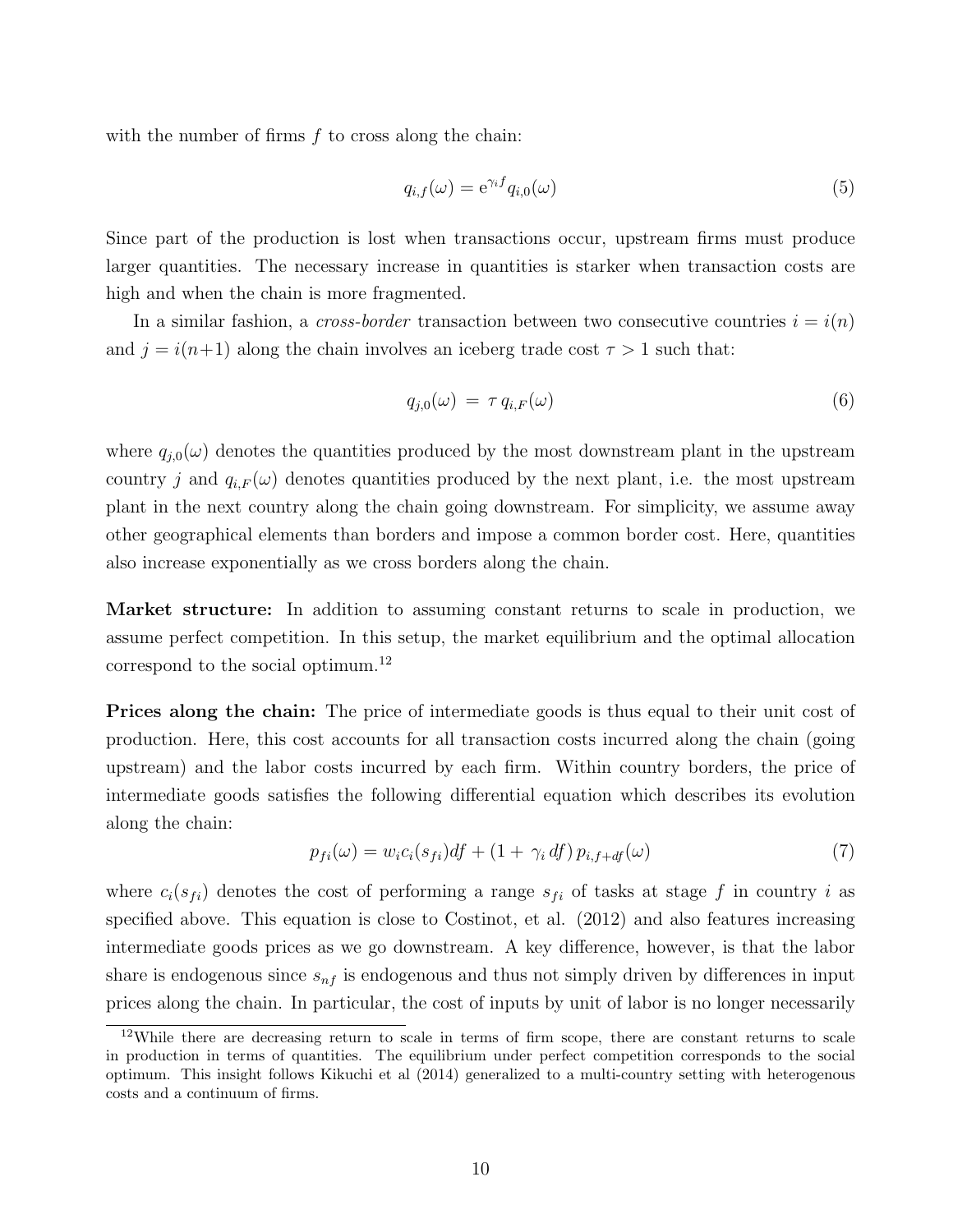with the number of firms $f$ to cross along the chain:

$$q_{i,f}(\omega) = \mathrm{e}^{\gamma_i f} q_{i,0}(\omega) \tag{5}$$

Since part of the production is lost when transactions occur, upstream firms must produce larger quantities. The necessary increase in quantities is starker when transaction costs are high and when the chain is more fragmented.

In a similar fashion, a *cross-border* transaction between two consecutive countries $i = i(n)$ and $j = i(n+1)$ along the chain involves an iceberg trade cost $\tau > 1$ such that:

$$q_{j,0}(\omega) \;=\; \tau\, q_{i,F}(\omega) \tag{6}$$

where $q_{j,0}(\omega)$ denotes the quantities produced by the most downstream plant in the upstream country $j$ and $q_{i,F}(\omega)$ denotes quantities produced by the next plant, i.e. the most upstream plant in the next country along the chain going downstream. For simplicity, we assume away other geographical elements than borders and impose a common border cost. Here, quantities also increase exponentially as we cross borders along the chain.

**Market structure:** In addition to assuming constant returns to scale in production, we assume perfect competition. In this setup, the market equilibrium and the optimal allocation correspond to the social optimum.[12]

**Prices along the chain:** The price of intermediate goods is thus equal to their unit cost of production. Here, this cost accounts for all transaction costs incurred along the chain (going upstream) and the labor costs incurred by each firm. Within country borders, the price of intermediate goods satisfies the following differential equation which describes its evolution along the chain:

$$p_{fi}(\omega) = w_i c_i(s_{fi}) df + (1 + \,\gamma_i\, df)\, p_{i,f+df}(\omega) \tag{7}$$

where $c_i(s_{fi})$ denotes the cost of performing a range $s_{fi}$ of tasks at stage $f$ in country $i$ as specified above. This equation is close to Costinot, et al. (2012) and also features increasing intermediate goods prices as we go downstream. A key difference, however, is that the labor share is endogenous since $s_{nf}$ is endogenous and thus not simply driven by differences in input prices along the chain. In particular, the cost of inputs by unit of labor is no longer necessarily

[12] While there are decreasing return to scale in terms of firm scope, there are constant returns to scale in production in terms of quantities. The equilibrium under perfect competition corresponds to the social optimum. This insight follows Kikuchi et al (2014) generalized to a multi-country setting with heterogenous costs and a continuum of firms.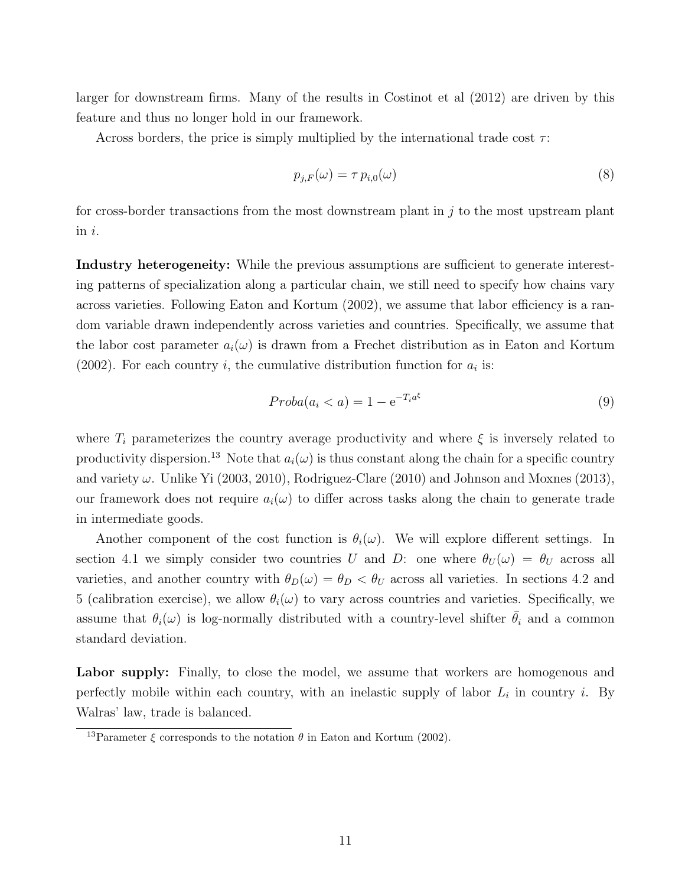larger for downstream firms. Many of the results in Costinot et al (2012) are driven by this feature and thus no longer hold in our framework.

Across borders, the price is simply multiplied by the international trade cost $\tau$:

$$p_{j,F}(\omega) = \tau \, p_{i,0}(\omega) \tag{8}$$

for cross-border transactions from the most downstream plant in $j$ to the most upstream plant in $i$.

**Industry heterogeneity:** While the previous assumptions are sufficient to generate interesting patterns of specialization along a particular chain, we still need to specify how chains vary across varieties. Following Eaton and Kortum (2002), we assume that labor efficiency is a random variable drawn independently across varieties and countries. Specifically, we assume that the labor cost parameter $a_i(\omega)$ is drawn from a Frechet distribution as in Eaton and Kortum (2002). For each country $i$, the cumulative distribution function for $a_i$ is:

$$Proba(a_i < a) = 1 - \mathrm{e}^{-T_i a^{\xi}} \tag{9}$$

where $T_i$ parameterizes the country average productivity and where $\xi$ is inversely related to productivity dispersion.[13] Note that $a_i(\omega)$ is thus constant along the chain for a specific country and variety $\omega$. Unlike Yi (2003, 2010), Rodriguez-Clare (2010) and Johnson and Moxnes (2013), our framework does not require $a_i(\omega)$ to differ across tasks along the chain to generate trade in intermediate goods.

Another component of the cost function is $\theta_i(\omega)$. We will explore different settings. In section 4.1 we simply consider two countries $U$ and $D$: one where $\theta_U(\omega) = \theta_U$ across all varieties, and another country with $\theta_D(\omega) = \theta_D < \theta_U$ across all varieties. In sections 4.2 and 5 (calibration exercise), we allow $\theta_i(\omega)$ to vary across countries and varieties. Specifically, we assume that $\theta_i(\omega)$ is log-normally distributed with a country-level shifter $\bar{\theta}_i$ and a common standard deviation.

**Labor supply:** Finally, to close the model, we assume that workers are homogenous and perfectly mobile within each country, with an inelastic supply of labor $L_i$ in country $i$. By Walras' law, trade is balanced.

[13] Parameter $\xi$ corresponds to the notation $\theta$ in Eaton and Kortum (2002).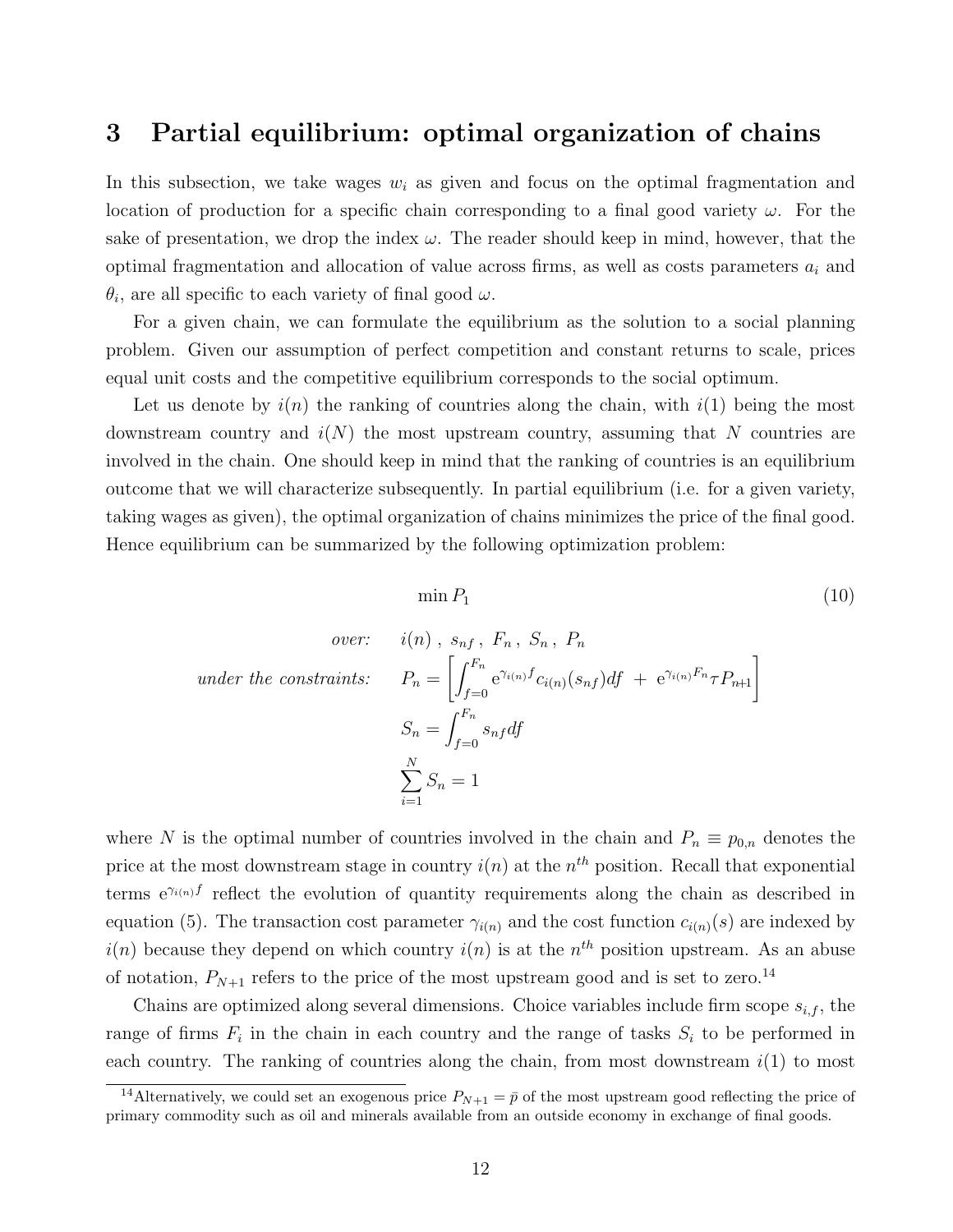# 3 Partial equilibrium: optimal organization of chains

In this subsection, we take wages $w_i$ as given and focus on the optimal fragmentation and location of production for a specific chain corresponding to a final good variety $\omega$. For the sake of presentation, we drop the index $\omega$. The reader should keep in mind, however, that the optimal fragmentation and allocation of value across firms, as well as costs parameters $a_i$ and $\theta_i$, are all specific to each variety of final good $\omega$.

For a given chain, we can formulate the equilibrium as the solution to a social planning problem. Given our assumption of perfect competition and constant returns to scale, prices equal unit costs and the competitive equilibrium corresponds to the social optimum.

Let us denote by $i(n)$ the ranking of countries along the chain, with $i(1)$ being the most downstream country and $i(N)$ the most upstream country, assuming that $N$ countries are involved in the chain. One should keep in mind that the ranking of countries is an equilibrium outcome that we will characterize subsequently. In partial equilibrium (i.e. for a given variety, taking wages as given), the optimal organization of chains minimizes the price of the final good. Hence equilibrium can be summarized by the following optimization problem:

$$\min P_1 \tag{10}$$

$$\begin{aligned}
\textit{over:} \quad & i(n)\ ,\ s_{nf}\ ,\ F_n\ ,\ S_n\ ,\ P_n \\
\textit{under the constraints:} \quad & P_n = \left[ \int_{f=0}^{F_n} \mathrm{e}^{\gamma_{i(n)} f} c_{i(n)}(s_{nf}) df \ + \ \mathrm{e}^{\gamma_{i(n)} F_n} \tau P_{n+1} \right] \\
& S_n = \int_{f=0}^{F_n} s_{nf} df \\
& \sum_{i=1}^{N} S_n = 1
\end{aligned}$$

where $N$ is the optimal number of countries involved in the chain and $P_n \equiv p_{0,n}$ denotes the price at the most downstream stage in country $i(n)$ at the $n^{th}$ position. Recall that exponential terms $\mathrm{e}^{\gamma_{i(n)} f}$ reflect the evolution of quantity requirements along the chain as described in equation (5). The transaction cost parameter $\gamma_{i(n)}$ and the cost function $c_{i(n)}(s)$ are indexed by $i(n)$ because they depend on which country $i(n)$ is at the $n^{th}$ position upstream. As an abuse of notation, $P_{N+1}$ refers to the price of the most upstream good and is set to zero.[14]

Chains are optimized along several dimensions. Choice variables include firm scope $s_{i,f}$, the range of firms $F_i$ in the chain in each country and the range of tasks $S_i$ to be performed in each country. The ranking of countries along the chain, from most downstream $i(1)$ to most

[14] Alternatively, we could set an exogenous price $P_{N+1} = \bar{p}$ of the most upstream good reflecting the price of primary commodity such as oil and minerals available from an outside economy in exchange of final goods.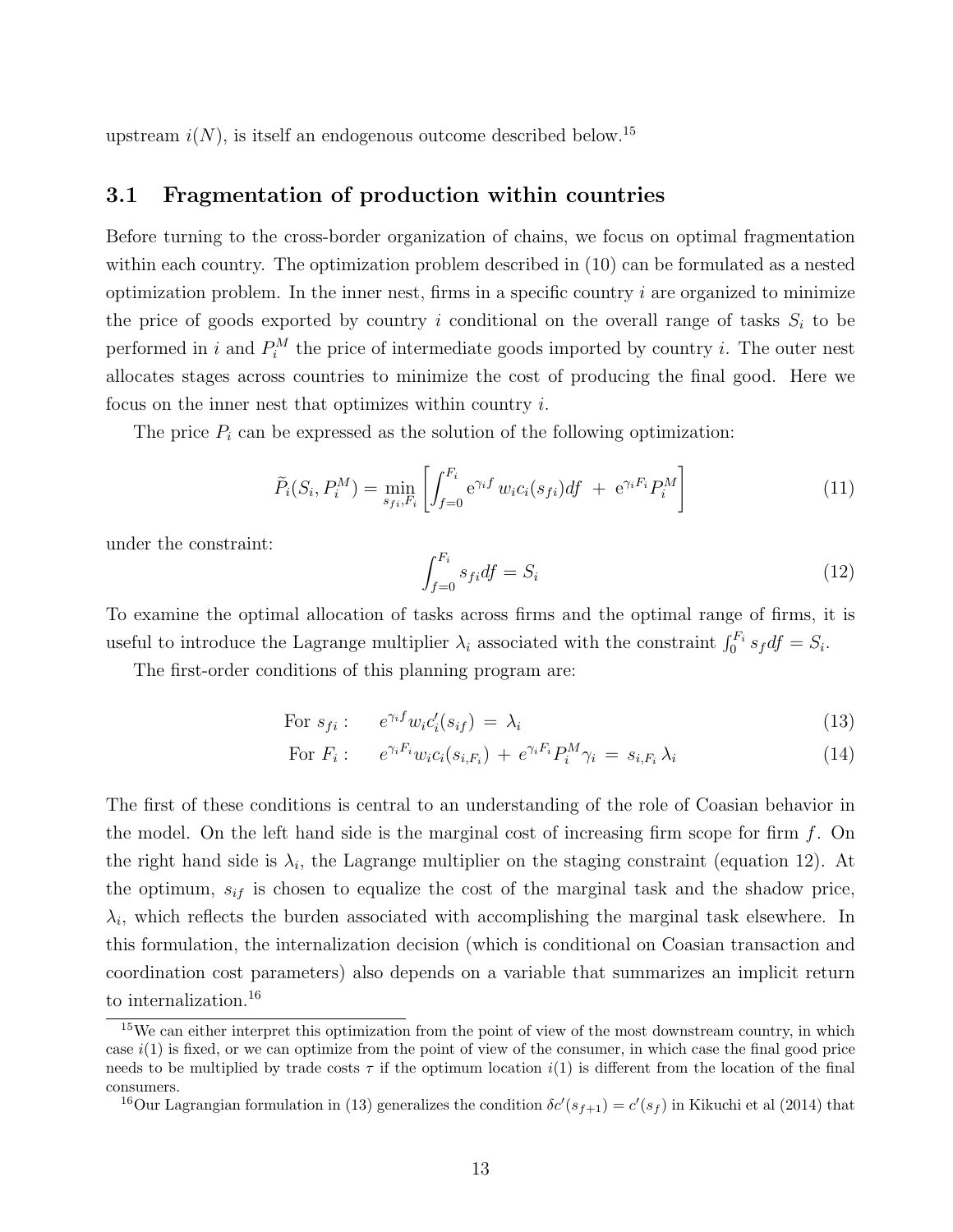upstream $i(N)$, is itself an endogenous outcome described below.[15]

## 3.1 Fragmentation of production within countries

Before turning to the cross-border organization of chains, we focus on optimal fragmentation within each country. The optimization problem described in (10) can be formulated as a nested optimization problem. In the inner nest, firms in a specific country $i$ are organized to minimize the price of goods exported by country $i$ conditional on the overall range of tasks $S_i$ to be performed in $i$ and $P_i^M$ the price of intermediate goods imported by country $i$. The outer nest allocates stages across countries to minimize the cost of producing the final good. Here we focus on the inner nest that optimizes within country $i$.

The price $P_i$ can be expressed as the solution of the following optimization:

$$\widetilde{P}_i(S_i, P_i^M) = \min_{s_{fi}, F_i} \left[ \int_{f=0}^{F_i} \mathrm{e}^{\gamma_i f} \, w_i c_i(s_{fi}) df \; + \; \mathrm{e}^{\gamma_i F_i} P_i^M \right] \tag{11}$$

under the constraint:

$$\int_{f=0}^{F_i} s_{fi} df = S_i \tag{12}$$

To examine the optimal allocation of tasks across firms and the optimal range of firms, it is useful to introduce the Lagrange multiplier $\lambda_i$ associated with the constraint $\int_0^{F_i} s_f df = S_i$.

The first-order conditions of this planning program are:

$$\text{For } s_{fi}: \quad e^{\gamma_i f} w_i c_i'(s_{if}) \; = \; \lambda_i \tag{13}$$

$$\text{For } F_i: \quad e^{\gamma_i F_i} w_i c_i(s_{i,F_i}) \; + \; e^{\gamma_i F_i} P_i^M \gamma_i \; = \; s_{i,F_i} \, \lambda_i \tag{14}$$

The first of these conditions is central to an understanding of the role of Coasian behavior in the model. On the left hand side is the marginal cost of increasing firm scope for firm $f$. On the right hand side is $\lambda_i$, the Lagrange multiplier on the staging constraint (equation 12). At the optimum, $s_{if}$ is chosen to equalize the cost of the marginal task and the shadow price, $\lambda_i$, which reflects the burden associated with accomplishing the marginal task elsewhere. In this formulation, the internalization decision (which is conditional on Coasian transaction and coordination cost parameters) also depends on a variable that summarizes an implicit return to internalization.[16]

[15] We can either interpret this optimization from the point of view of the most downstream country, in which case $i(1)$ is fixed, or we can optimize from the point of view of the consumer, in which case the final good price needs to be multiplied by trade costs $\tau$ if the optimum location $i(1)$ is different from the location of the final consumers.

[16] Our Lagrangian formulation in (13) generalizes the condition $\delta c'(s_{f+1}) = c'(s_f)$ in Kikuchi et al (2014) that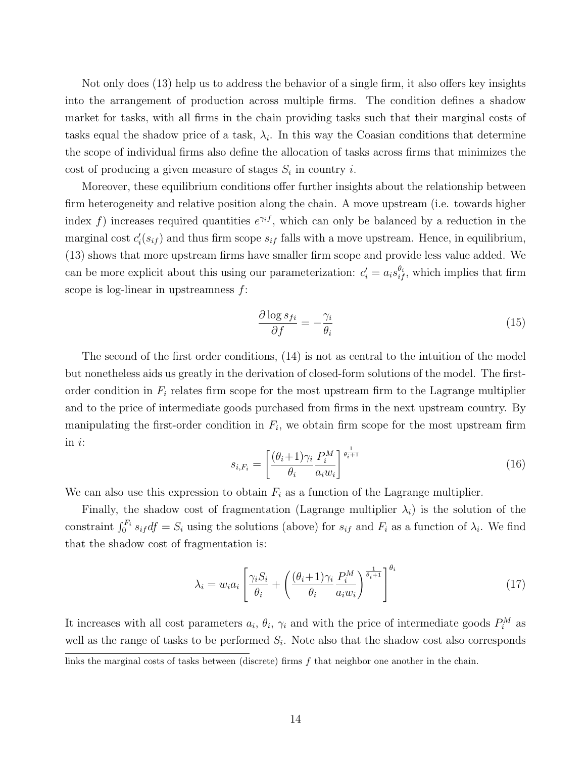Not only does (13) help us to address the behavior of a single firm, it also offers key insights into the arrangement of production across multiple firms. The condition defines a shadow market for tasks, with all firms in the chain providing tasks such that their marginal costs of tasks equal the shadow price of a task, $\lambda_i$. In this way the Coasian conditions that determine the scope of individual firms also define the allocation of tasks across firms that minimizes the cost of producing a given measure of stages $S_i$ in country $i$.

Moreover, these equilibrium conditions offer further insights about the relationship between firm heterogeneity and relative position along the chain. A move upstream (i.e. towards higher index $f$) increases required quantities $e^{\gamma_i f}$, which can only be balanced by a reduction in the marginal cost $c_i'(s_{if})$ and thus firm scope $s_{if}$ falls with a move upstream. Hence, in equilibrium, (13) shows that more upstream firms have smaller firm scope and provide less value added. We can be more explicit about this using our parameterization: $c_i' = a_i s_{if}^{\theta_i}$, which implies that firm scope is log-linear in upstreamness $f$:

$$\frac{\partial \log s_{fi}}{\partial f} = -\frac{\gamma_i}{\theta_i} \tag{15}$$

The second of the first order conditions, (14) is not as central to the intuition of the model but nonetheless aids us greatly in the derivation of closed-form solutions of the model. The first-order condition in $F_i$ relates firm scope for the most upstream firm to the Lagrange multiplier and to the price of intermediate goods purchased from firms in the next upstream country. By manipulating the first-order condition in $F_i$, we obtain firm scope for the most upstream firm in $i$:

$$s_{i,F_i} = \left[\frac{(\theta_i+1)\gamma_i}{\theta_i}\frac{P_i^M}{a_i w_i}\right]^{\frac{1}{\theta_i+1}} \tag{16}$$

We can also use this expression to obtain $F_i$ as a function of the Lagrange multiplier.

Finally, the shadow cost of fragmentation (Lagrange multiplier $\lambda_i$) is the solution of the constraint $\int_0^{F_i} s_{if} df = S_i$ using the solutions (above) for $s_{if}$ and $F_i$ as a function of $\lambda_i$. We find that the shadow cost of fragmentation is:

$$\lambda_i = w_i a_i \left[\frac{\gamma_i S_i}{\theta_i} + \left(\frac{(\theta_i+1)\gamma_i}{\theta_i}\frac{P_i^M}{a_i w_i}\right)^{\frac{1}{\theta_i+1}}\right]^{\theta_i} \tag{17}$$

It increases with all cost parameters $a_i$, $\theta_i$, $\gamma_i$ and with the price of intermediate goods $P_i^M$ as well as the range of tasks to be performed $S_i$. Note also that the shadow cost also corresponds

links the marginal costs of tasks between (discrete) firms $f$ that neighbor one another in the chain.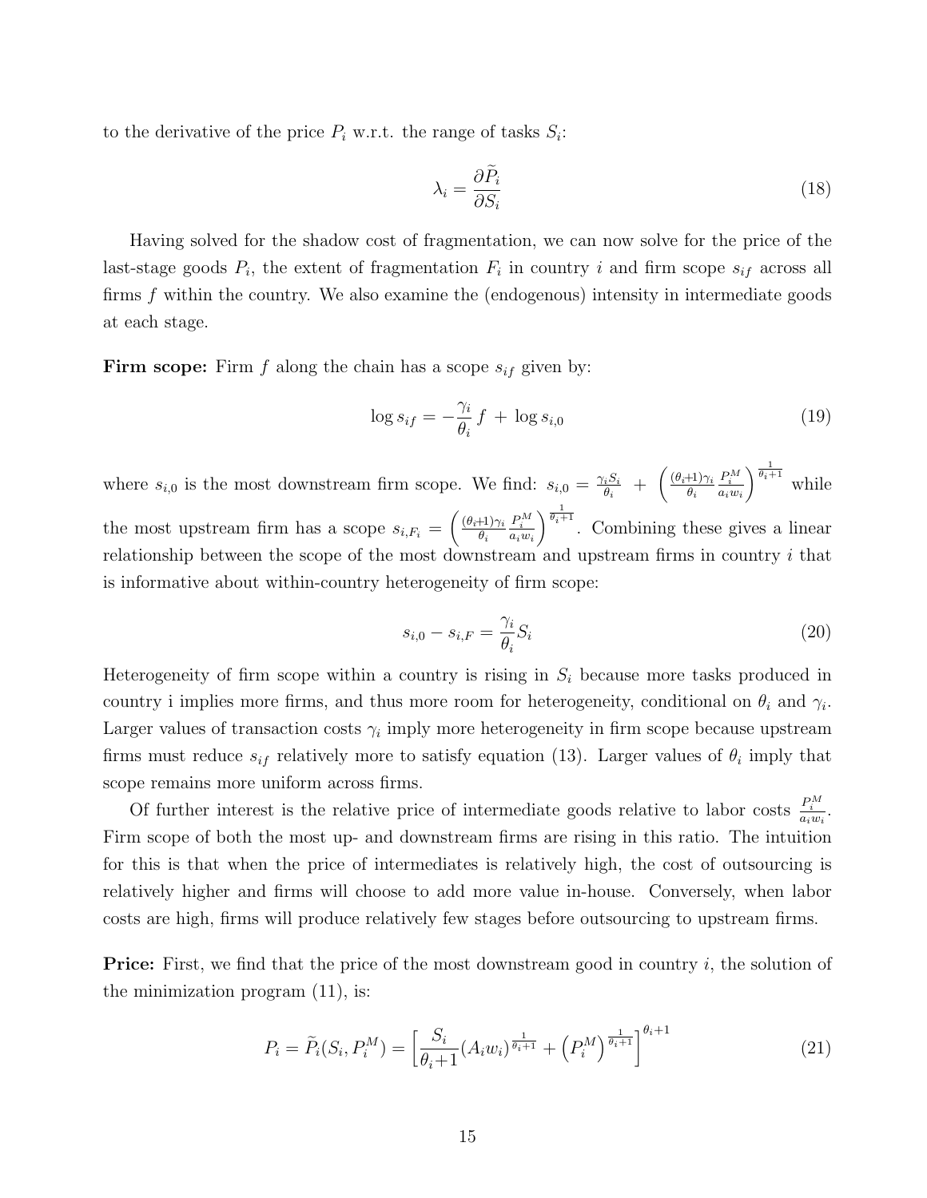to the derivative of the price $P_i$ w.r.t. the range of tasks $S_i$:

$$\lambda_i = \frac{\partial \widetilde{P}_i}{\partial S_i} \tag{18}$$

Having solved for the shadow cost of fragmentation, we can now solve for the price of the last-stage goods $P_i$, the extent of fragmentation $F_i$ in country $i$ and firm scope $s_{if}$ across all firms $f$ within the country. We also examine the (endogenous) intensity in intermediate goods at each stage.

**Firm scope:** Firm $f$ along the chain has a scope $s_{if}$ given by:

$$\log s_{if} = -\frac{\gamma_i}{\theta_i} f \,+\, \log s_{i,0} \tag{19}$$

where $s_{i,0}$ is the most downstream firm scope. We find: $s_{i,0} = \frac{\gamma_i S_i}{\theta_i} \,+\, \left(\frac{(\theta_i+1)\gamma_i}{\theta_i}\frac{P_i^M}{a_i w_i}\right)^{\frac{1}{\theta_i+1}}$ while the most upstream firm has a scope $s_{i,F_i} = \left(\frac{(\theta_i+1)\gamma_i}{\theta_i}\frac{P_i^M}{a_i w_i}\right)^{\frac{1}{\theta_i+1}}$. Combining these gives a linear relationship between the scope of the most downstream and upstream firms in country $i$ that is informative about within-country heterogeneity of firm scope:

$$s_{i,0} - s_{i,F} = \frac{\gamma_i}{\theta_i} S_i \tag{20}$$

Heterogeneity of firm scope within a country is rising in $S_i$ because more tasks produced in country i implies more firms, and thus more room for heterogeneity, conditional on $\theta_i$ and $\gamma_i$. Larger values of transaction costs $\gamma_i$ imply more heterogeneity in firm scope because upstream firms must reduce $s_{if}$ relatively more to satisfy equation (13). Larger values of $\theta_i$ imply that scope remains more uniform across firms.

Of further interest is the relative price of intermediate goods relative to labor costs $\frac{P_i^M}{a_i w_i}$. Firm scope of both the most up- and downstream firms are rising in this ratio. The intuition for this is that when the price of intermediates is relatively high, the cost of outsourcing is relatively higher and firms will choose to add more value in-house. Conversely, when labor costs are high, firms will produce relatively few stages before outsourcing to upstream firms.

**Price:** First, we find that the price of the most downstream good in country $i$, the solution of the minimization program (11), is:

$$P_i = \widetilde{P}_i(S_i, P_i^M) = \left[\frac{S_i}{\theta_i+1}(A_i w_i)^{\frac{1}{\theta_i+1}} + \left(P_i^M\right)^{\frac{1}{\theta_i+1}}\right]^{\theta_i+1} \tag{21}$$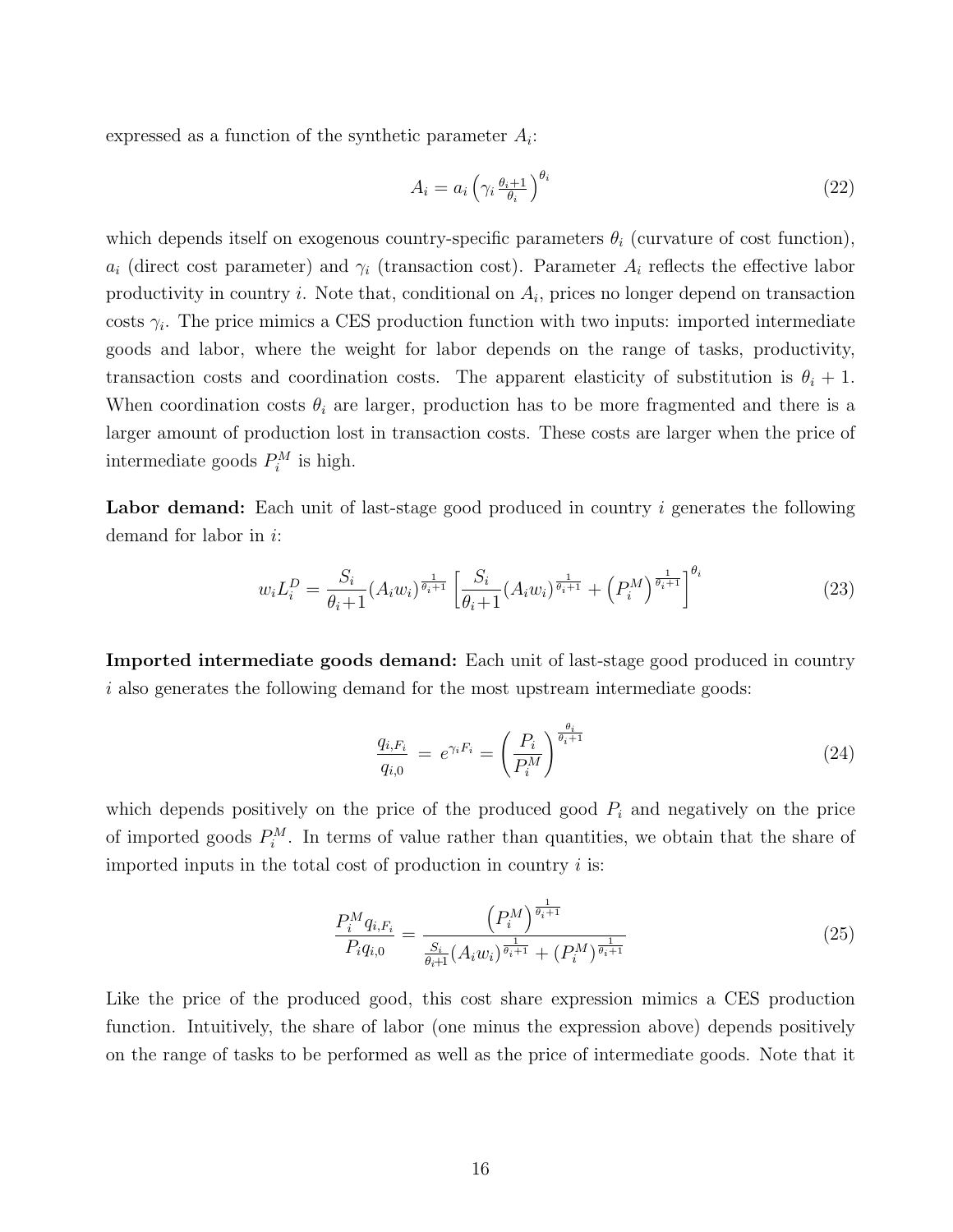expressed as a function of the synthetic parameter $A_i$:

$$A_i = a_i \left( \gamma_i \frac{\theta_i+1}{\theta_i} \right)^{\theta_i} \tag{22}$$

which depends itself on exogenous country-specific parameters $\theta_i$ (curvature of cost function), $a_i$ (direct cost parameter) and $\gamma_i$ (transaction cost). Parameter $A_i$ reflects the effective labor productivity in country $i$. Note that, conditional on $A_i$, prices no longer depend on transaction costs $\gamma_i$. The price mimics a CES production function with two inputs: imported intermediate goods and labor, where the weight for labor depends on the range of tasks, productivity, transaction costs and coordination costs. The apparent elasticity of substitution is $\theta_i + 1$. When coordination costs $\theta_i$ are larger, production has to be more fragmented and there is a larger amount of production lost in transaction costs. These costs are larger when the price of intermediate goods $P_i^M$ is high.

**Labor demand:** Each unit of last-stage good produced in country $i$ generates the following demand for labor in $i$:

$$w_i L_i^D = \frac{S_i}{\theta_i+1} (A_i w_i)^{\frac{1}{\theta_i+1}} \left[ \frac{S_i}{\theta_i+1} (A_i w_i)^{\frac{1}{\theta_i+1}} + \left(P_i^M\right)^{\frac{1}{\theta_i+1}} \right]^{\theta_i} \tag{23}$$

**Imported intermediate goods demand:** Each unit of last-stage good produced in country $i$ also generates the following demand for the most upstream intermediate goods:

$$\frac{q_{i,F_i}}{q_{i,0}} = e^{\gamma_i F_i} = \left( \frac{P_i}{P_i^M} \right)^{\frac{\theta_i}{\theta_i+1}} \tag{24}$$

which depends positively on the price of the produced good $P_i$ and negatively on the price of imported goods $P_i^M$. In terms of value rather than quantities, we obtain that the share of imported inputs in the total cost of production in country $i$ is:

$$\frac{P_i^M q_{i,F_i}}{P_i q_{i,0}} = \frac{\left(P_i^M\right)^{\frac{1}{\theta_i+1}}}{\frac{S_i}{\theta_i+1} (A_i w_i)^{\frac{1}{\theta_i+1}} + (P_i^M)^{\frac{1}{\theta_i+1}}} \tag{25}$$

Like the price of the produced good, this cost share expression mimics a CES production function. Intuitively, the share of labor (one minus the expression above) depends positively on the range of tasks to be performed as well as the price of intermediate goods. Note that it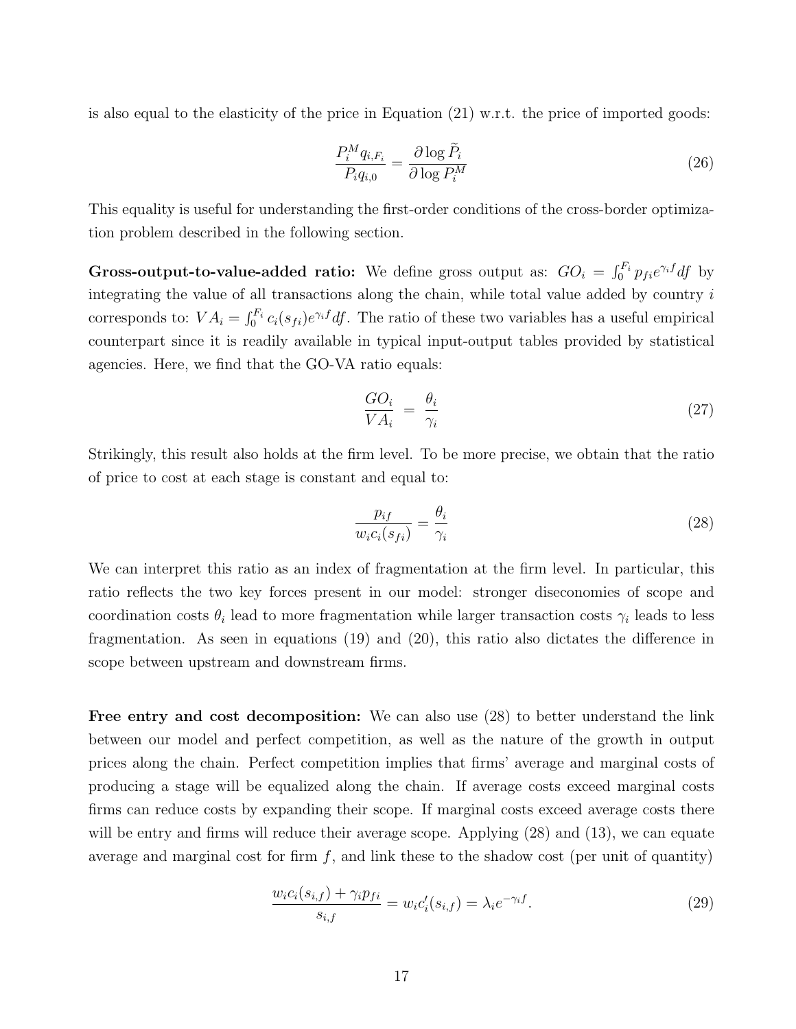is also equal to the elasticity of the price in Equation (21) w.r.t. the price of imported goods:

$$\frac{P_i^M q_{i,F_i}}{P_i q_{i,0}} = \frac{\partial \log \widetilde{P}_i}{\partial \log P_i^M} \tag{26}$$

This equality is useful for understanding the first-order conditions of the cross-border optimization problem described in the following section.

**Gross-output-to-value-added ratio:** We define gross output as: $GO_i = \int_0^{F_i} p_{fi} e^{\gamma_i f} df$ by integrating the value of all transactions along the chain, while total value added by country $i$ corresponds to: $VA_i = \int_0^{F_i} c_i(s_{fi}) e^{\gamma_i f} df$. The ratio of these two variables has a useful empirical counterpart since it is readily available in typical input-output tables provided by statistical agencies. Here, we find that the GO-VA ratio equals:

$$\frac{GO_i}{VA_i} \;=\; \frac{\theta_i}{\gamma_i} \tag{27}$$

Strikingly, this result also holds at the firm level. To be more precise, we obtain that the ratio of price to cost at each stage is constant and equal to:

$$\frac{p_{if}}{w_i c_i(s_{fi})} = \frac{\theta_i}{\gamma_i} \tag{28}$$

We can interpret this ratio as an index of fragmentation at the firm level. In particular, this ratio reflects the two key forces present in our model: stronger diseconomies of scope and coordination costs $\theta_i$ lead to more fragmentation while larger transaction costs $\gamma_i$ leads to less fragmentation. As seen in equations (19) and (20), this ratio also dictates the difference in scope between upstream and downstream firms.

**Free entry and cost decomposition:** We can also use (28) to better understand the link between our model and perfect competition, as well as the nature of the growth in output prices along the chain. Perfect competition implies that firms' average and marginal costs of producing a stage will be equalized along the chain. If average costs exceed marginal costs firms can reduce costs by expanding their scope. If marginal costs exceed average costs there will be entry and firms will reduce their average scope. Applying (28) and (13), we can equate average and marginal cost for firm $f$, and link these to the shadow cost (per unit of quantity)

$$\frac{w_i c_i(s_{i,f}) + \gamma_i p_{fi}}{s_{i,f}} = w_i c_i'(s_{i,f}) = \lambda_i e^{-\gamma_i f}. \tag{29}$$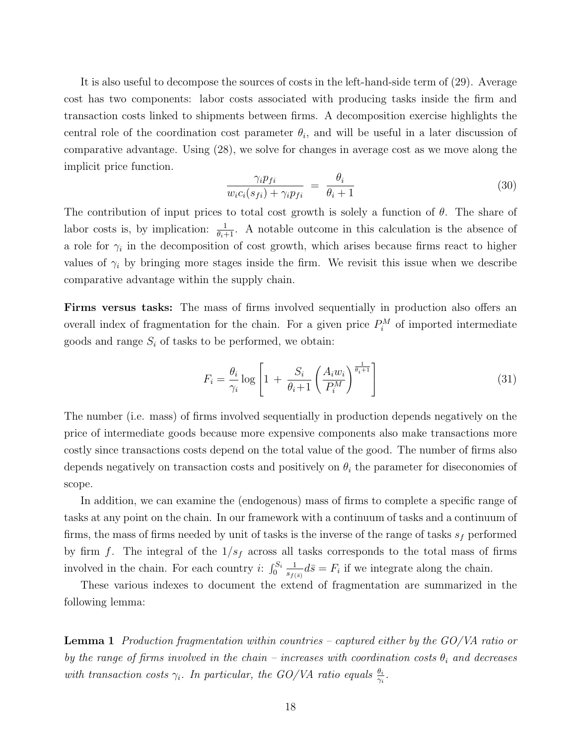It is also useful to decompose the sources of costs in the left-hand-side term of (29). Average cost has two components: labor costs associated with producing tasks inside the firm and transaction costs linked to shipments between firms. A decomposition exercise highlights the central role of the coordination cost parameter $\theta_i$, and will be useful in a later discussion of comparative advantage. Using (28), we solve for changes in average cost as we move along the implicit price function.

$$\frac{\gamma_i p_{fi}}{w_i c_i(s_{fi}) + \gamma_i p_{fi}} \; = \; \frac{\theta_i}{\theta_i + 1} \tag{30}$$

The contribution of input prices to total cost growth is solely a function of $\theta$. The share of labor costs is, by implication: $\frac{1}{\theta_i+1}$. A notable outcome in this calculation is the absence of a role for $\gamma_i$ in the decomposition of cost growth, which arises because firms react to higher values of $\gamma_i$ by bringing more stages inside the firm. We revisit this issue when we describe comparative advantage within the supply chain.

**Firms versus tasks:** The mass of firms involved sequentially in production also offers an overall index of fragmentation for the chain. For a given price $P_i^M$ of imported intermediate goods and range $S_i$ of tasks to be performed, we obtain:

$$F_i = \frac{\theta_i}{\gamma_i} \log \left[ 1 \, + \, \frac{S_i}{\theta_i{+}1} \left( \frac{A_i w_i}{P_i^M} \right)^{\frac{1}{\theta_i+1}} \right] \tag{31}$$

The number (i.e. mass) of firms involved sequentially in production depends negatively on the price of intermediate goods because more expensive components also make transactions more costly since transactions costs depend on the total value of the good. The number of firms also depends negatively on transaction costs and positively on $\theta_i$ the parameter for diseconomies of scope.

In addition, we can examine the (endogenous) mass of firms to complete a specific range of tasks at any point on the chain. In our framework with a continuum of tasks and a continuum of firms, the mass of firms needed by unit of tasks is the inverse of the range of tasks $s_f$ performed by firm $f$. The integral of the $1/s_f$ across all tasks corresponds to the total mass of firms involved in the chain. For each country $i$: $\int_0^{S_i} \frac{1}{s_{f(\bar{s})}} d\bar{s} = F_i$ if we integrate along the chain.

These various indexes to document the extend of fragmentation are summarized in the following lemma:

**Lemma 1** *Production fragmentation within countries – captured either by the GO/VA ratio or by the range of firms involved in the chain – increases with coordination costs $\theta_i$ and decreases with transaction costs $\gamma_i$. In particular, the GO/VA ratio equals $\frac{\theta_i}{\gamma_i}$.*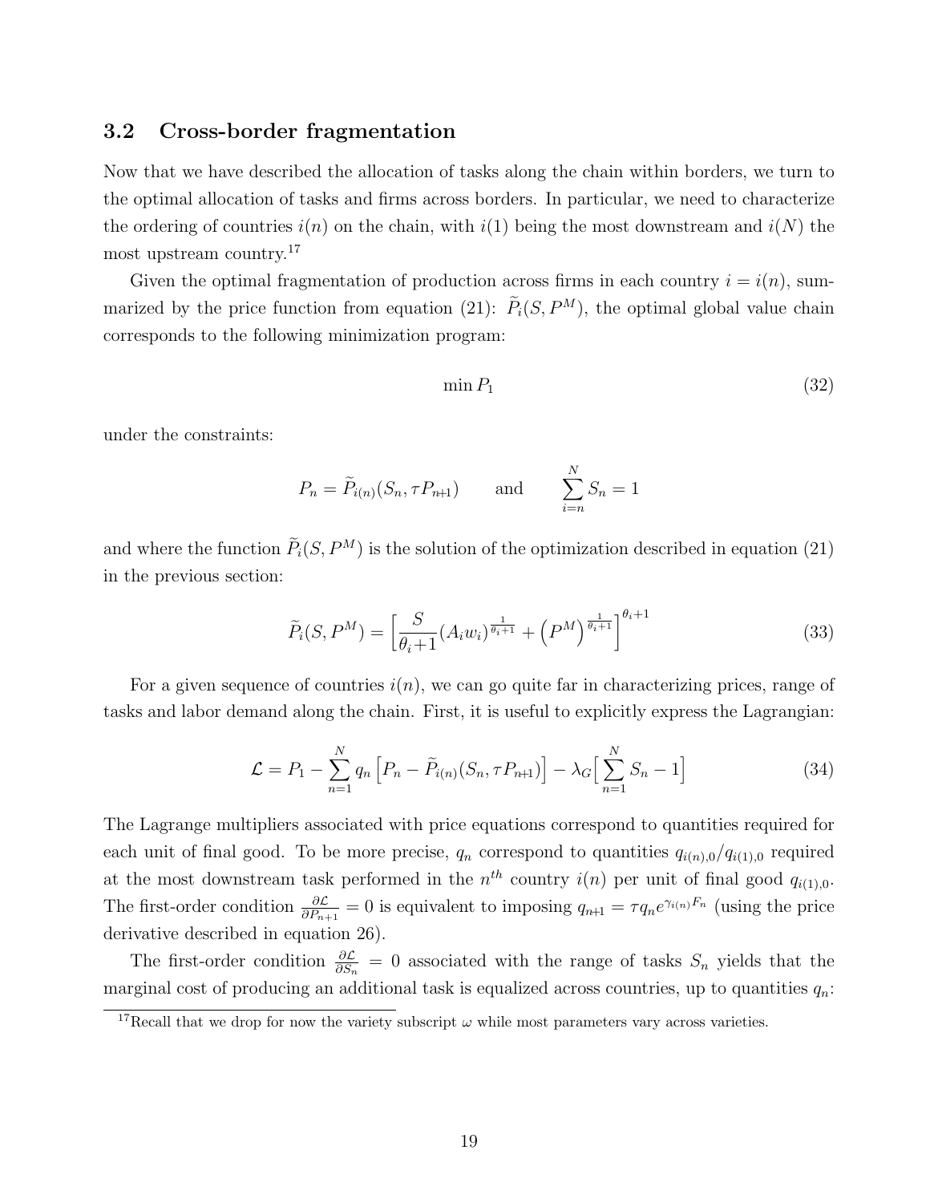### 3.2 Cross-border fragmentation

Now that we have described the allocation of tasks along the chain within borders, we turn to the optimal allocation of tasks and firms across borders. In particular, we need to characterize the ordering of countries $i(n)$ on the chain, with $i(1)$ being the most downstream and $i(N)$ the most upstream country.[17]

Given the optimal fragmentation of production across firms in each country $i = i(n)$, summarized by the price function from equation (21): $\widetilde{P}_i(S, P^M)$, the optimal global value chain corresponds to the following minimization program:

$$\min P_1 \tag{32}$$

under the constraints:

$$P_n = \widetilde{P}_{i(n)}(S_n, \tau P_{n+1}) \qquad \text{and} \qquad \sum_{i=n}^{N} S_n = 1$$

and where the function $\widetilde{P}_i(S, P^M)$ is the solution of the optimization described in equation (21) in the previous section:

$$\widetilde{P}_i(S, P^M) = \Big[\frac{S}{\theta_i+1}(A_i w_i)^{\frac{1}{\theta_i+1}} + \big(P^M\big)^{\frac{1}{\theta_i+1}}\Big]^{\theta_i+1} \tag{33}$$

For a given sequence of countries $i(n)$, we can go quite far in characterizing prices, range of tasks and labor demand along the chain. First, it is useful to explicitly express the Lagrangian:

$$\mathcal{L} = P_1 - \sum_{n=1}^{N} q_n \left[P_n - \widetilde{P}_{i(n)}(S_n, \tau P_{n+1})\right] - \lambda_G \Big[\sum_{n=1}^{N} S_n - 1\Big] \tag{34}$$

The Lagrange multipliers associated with price equations correspond to quantities required for each unit of final good. To be more precise, $q_n$ correspond to quantities $q_{i(n),0}/q_{i(1),0}$ required at the most downstream task performed in the $n^{th}$ country $i(n)$ per unit of final good $q_{i(1),0}$. The first-order condition $\frac{\partial \mathcal{L}}{\partial P_{n+1}} = 0$ is equivalent to imposing $q_{n+1} = \tau q_n e^{\gamma_{i(n)} F_n}$ (using the price derivative described in equation 26).

The first-order condition $\frac{\partial \mathcal{L}}{\partial S_n} = 0$ associated with the range of tasks $S_n$ yields that the marginal cost of producing an additional task is equalized across countries, up to quantities $q_n$:

[17] Recall that we drop for now the variety subscript $\omega$ while most parameters vary across varieties.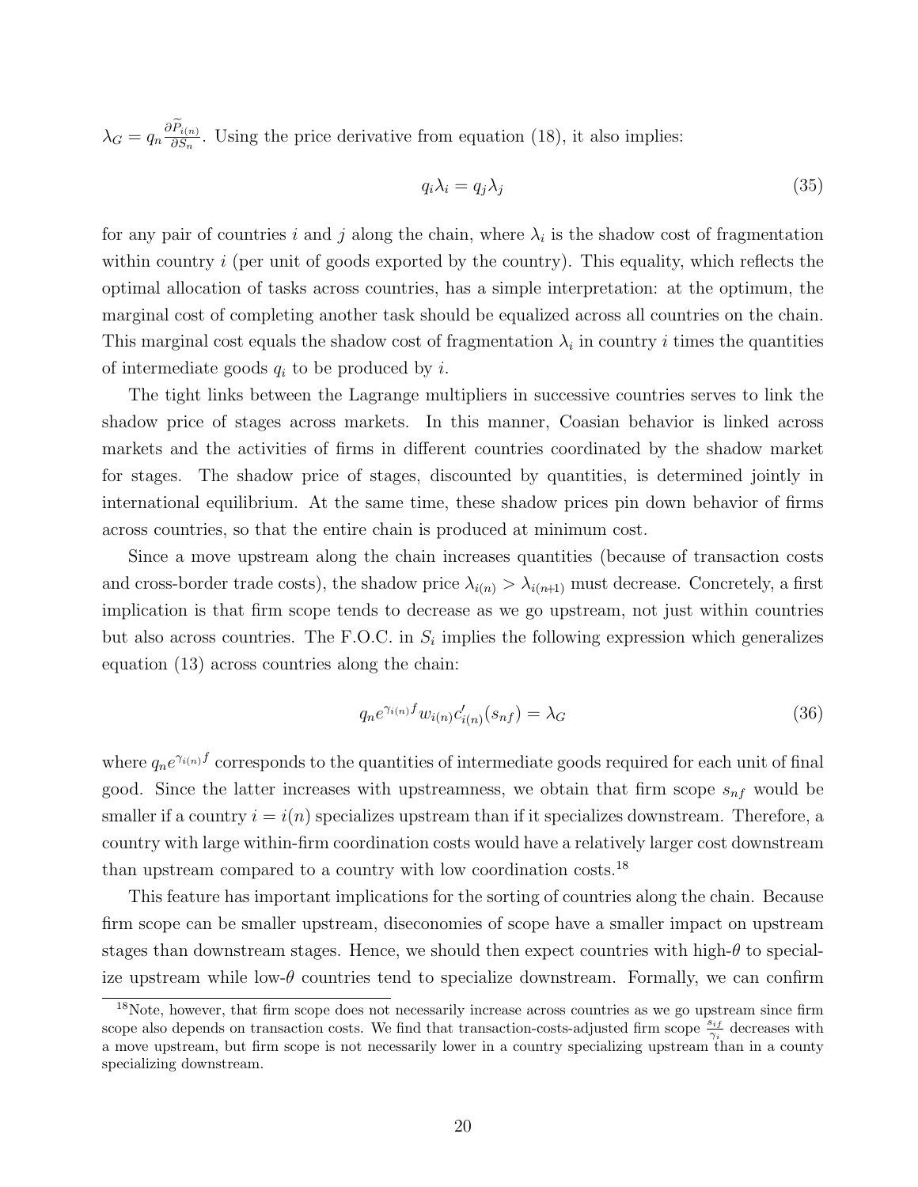$\lambda_G = q_n \frac{\partial \widetilde{P}_{i(n)}}{\partial S_n}$. Using the price derivative from equation (18), it also implies:

$$q_i \lambda_i = q_j \lambda_j \tag{35}$$

for any pair of countries $i$ and $j$ along the chain, where $\lambda_i$ is the shadow cost of fragmentation within country $i$ (per unit of goods exported by the country). This equality, which reflects the optimal allocation of tasks across countries, has a simple interpretation: at the optimum, the marginal cost of completing another task should be equalized across all countries on the chain. This marginal cost equals the shadow cost of fragmentation $\lambda_i$ in country $i$ times the quantities of intermediate goods $q_i$ to be produced by $i$.

The tight links between the Lagrange multipliers in successive countries serves to link the shadow price of stages across markets. In this manner, Coasian behavior is linked across markets and the activities of firms in different countries coordinated by the shadow market for stages. The shadow price of stages, discounted by quantities, is determined jointly in international equilibrium. At the same time, these shadow prices pin down behavior of firms across countries, so that the entire chain is produced at minimum cost.

Since a move upstream along the chain increases quantities (because of transaction costs and cross-border trade costs), the shadow price $\lambda_{i(n)} > \lambda_{i(n+1)}$ must decrease. Concretely, a first implication is that firm scope tends to decrease as we go upstream, not just within countries but also across countries. The F.O.C. in $S_i$ implies the following expression which generalizes equation (13) across countries along the chain:

$$q_n e^{\gamma_{i(n)} f} w_{i(n)} c'_{i(n)}(s_{nf}) = \lambda_G \tag{36}$$

where $q_n e^{\gamma_{i(n)} f}$ corresponds to the quantities of intermediate goods required for each unit of final good. Since the latter increases with upstreamness, we obtain that firm scope $s_{nf}$ would be smaller if a country $i = i(n)$ specializes upstream than if it specializes downstream. Therefore, a country with large within-firm coordination costs would have a relatively larger cost downstream than upstream compared to a country with low coordination costs.[18]

This feature has important implications for the sorting of countries along the chain. Because firm scope can be smaller upstream, diseconomies of scope have a smaller impact on upstream stages than downstream stages. Hence, we should then expect countries with high-$\theta$ to specialize upstream while low-$\theta$ countries tend to specialize downstream. Formally, we can confirm

[18] Note, however, that firm scope does not necessarily increase across countries as we go upstream since firm scope also depends on transaction costs. We find that transaction-costs-adjusted firm scope $\frac{s_{if}}{\gamma_i}$ decreases with a move upstream, but firm scope is not necessarily lower in a country specializing upstream than in a county specializing downstream.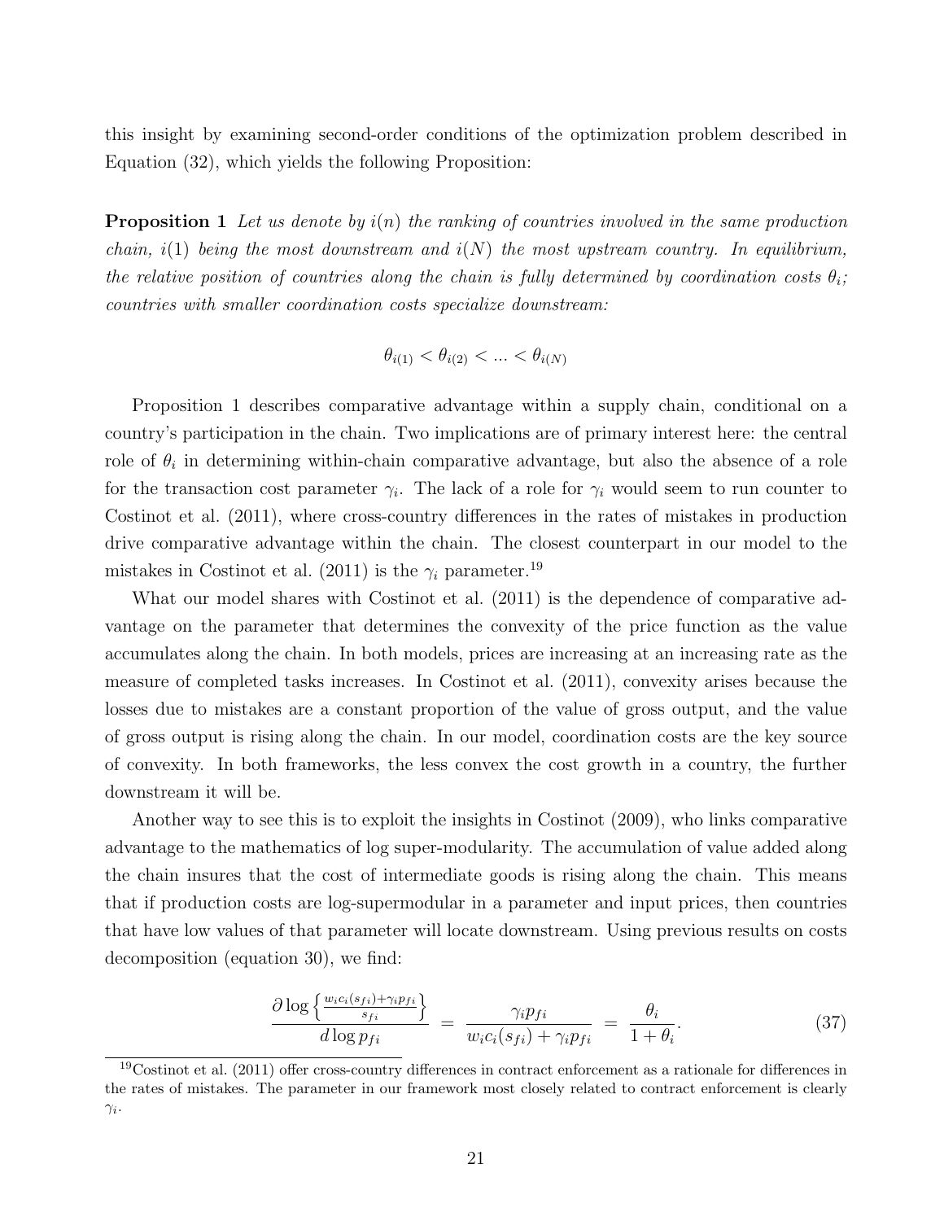this insight by examining second-order conditions of the optimization problem described in Equation (32), which yields the following Proposition:

**Proposition 1** *Let us denote by $i(n)$ the ranking of countries involved in the same production chain, $i(1)$ being the most downstream and $i(N)$ the most upstream country. In equilibrium, the relative position of countries along the chain is fully determined by coordination costs $\theta_i$; countries with smaller coordination costs specialize downstream:*

$$\theta_{i(1)} < \theta_{i(2)} < \ldots < \theta_{i(N)}$$

Proposition 1 describes comparative advantage within a supply chain, conditional on a country's participation in the chain. Two implications are of primary interest here: the central role of $\theta_i$ in determining within-chain comparative advantage, but also the absence of a role for the transaction cost parameter $\gamma_i$. The lack of a role for $\gamma_i$ would seem to run counter to Costinot et al. (2011), where cross-country differences in the rates of mistakes in production drive comparative advantage within the chain. The closest counterpart in our model to the mistakes in Costinot et al. (2011) is the $\gamma_i$ parameter.[19]

What our model shares with Costinot et al. (2011) is the dependence of comparative advantage on the parameter that determines the convexity of the price function as the value accumulates along the chain. In both models, prices are increasing at an increasing rate as the measure of completed tasks increases. In Costinot et al. (2011), convexity arises because the losses due to mistakes are a constant proportion of the value of gross output, and the value of gross output is rising along the chain. In our model, coordination costs are the key source of convexity. In both frameworks, the less convex the cost growth in a country, the further downstream it will be.

Another way to see this is to exploit the insights in Costinot (2009), who links comparative advantage to the mathematics of log super-modularity. The accumulation of value added along the chain insures that the cost of intermediate goods is rising along the chain. This means that if production costs are log-supermodular in a parameter and input prices, then countries that have low values of that parameter will locate downstream. Using previous results on costs decomposition (equation 30), we find:

$$\frac{\partial \log\left\{\frac{w_i c_i(s_{fi}) + \gamma_i p_{fi}}{s_{fi}}\right\}}{d \log p_{fi}} = \frac{\gamma_i p_{fi}}{w_i c_i(s_{fi}) + \gamma_i p_{fi}} = \frac{\theta_i}{1+\theta_i}. \tag{37}$$

[19] Costinot et al. (2011) offer cross-country differences in contract enforcement as a rationale for differences in the rates of mistakes. The parameter in our framework most closely related to contract enforcement is clearly $\gamma_i$.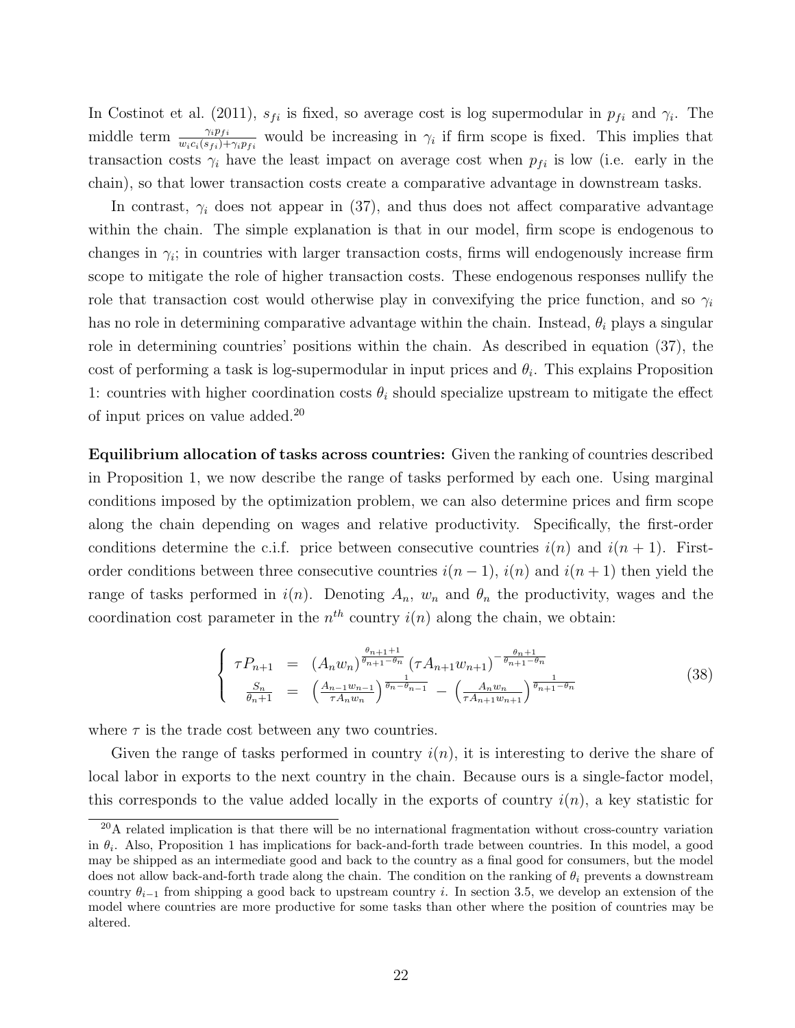In Costinot et al. (2011), $s_{fi}$ is fixed, so average cost is log supermodular in $p_{fi}$ and $\gamma_i$. The middle term $\frac{\gamma_i p_{fi}}{w_i c_i(s_{fi})+\gamma_i p_{fi}}$ would be increasing in $\gamma_i$ if firm scope is fixed. This implies that transaction costs $\gamma_i$ have the least impact on average cost when $p_{fi}$ is low (i.e. early in the chain), so that lower transaction costs create a comparative advantage in downstream tasks.

In contrast, $\gamma_i$ does not appear in (37), and thus does not affect comparative advantage within the chain. The simple explanation is that in our model, firm scope is endogenous to changes in $\gamma_i$; in countries with larger transaction costs, firms will endogenously increase firm scope to mitigate the role of higher transaction costs. These endogenous responses nullify the role that transaction cost would otherwise play in convexifying the price function, and so $\gamma_i$ has no role in determining comparative advantage within the chain. Instead, $\theta_i$ plays a singular role in determining countries' positions within the chain. As described in equation (37), the cost of performing a task is log-supermodular in input prices and $\theta_i$. This explains Proposition 1: countries with higher coordination costs $\theta_i$ should specialize upstream to mitigate the effect of input prices on value added.[20]

**Equilibrium allocation of tasks across countries:** Given the ranking of countries described in Proposition 1, we now describe the range of tasks performed by each one. Using marginal conditions imposed by the optimization problem, we can also determine prices and firm scope along the chain depending on wages and relative productivity. Specifically, the first-order conditions determine the c.i.f. price between consecutive countries $i(n)$ and $i(n+1)$. First-order conditions between three consecutive countries $i(n-1)$, $i(n)$ and $i(n+1)$ then yield the range of tasks performed in $i(n)$. Denoting $A_n$, $w_n$ and $\theta_n$ the productivity, wages and the coordination cost parameter in the $n^{th}$ country $i(n)$ along the chain, we obtain:

$$
\left\{
\begin{array}{rcl}
\tau P_{n+1} & = & (A_n w_n)^{\frac{\theta_{n+1}+1}{\theta_{n+1}-\theta_n}} \left(\tau A_{n+1} w_{n+1}\right)^{-\frac{\theta_n+1}{\theta_{n+1}-\theta_n}} \\
\frac{S_n}{\theta_n+1} & = & \left(\frac{A_{n-1}w_{n-1}}{\tau A_n w_n}\right)^{\frac{1}{\theta_n-\theta_{n-1}}} - \left(\frac{A_n w_n}{\tau A_{n+1} w_{n+1}}\right)^{\frac{1}{\theta_{n+1}-\theta_n}}
\end{array}
\right.
\tag{38}
$$

where $\tau$ is the trade cost between any two countries.

Given the range of tasks performed in country $i(n)$, it is interesting to derive the share of local labor in exports to the next country in the chain. Because ours is a single-factor model, this corresponds to the value added locally in the exports of country $i(n)$, a key statistic for

[20] A related implication is that there will be no international fragmentation without cross-country variation in $\theta_i$. Also, Proposition 1 has implications for back-and-forth trade between countries. In this model, a good may be shipped as an intermediate good and back to the country as a final good for consumers, but the model does not allow back-and-forth trade along the chain. The condition on the ranking of $\theta_i$ prevents a downstream country $\theta_{i-1}$ from shipping a good back to upstream country $i$. In section 3.5, we develop an extension of the model where countries are more productive for some tasks than other where the position of countries may be altered.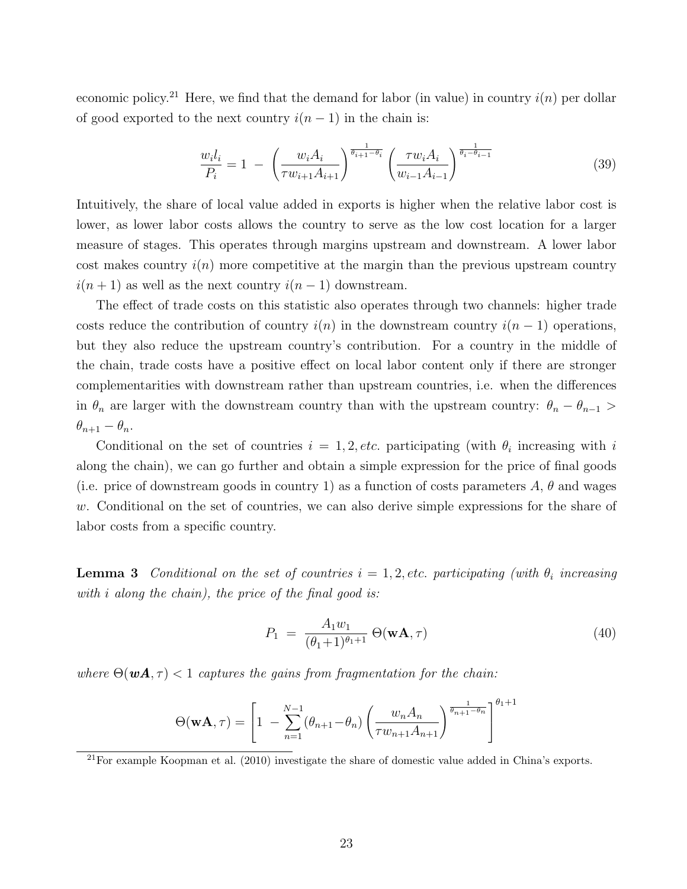economic policy.[21] Here, we find that the demand for labor (in value) in country $i(n)$ per dollar of good exported to the next country $i(n-1)$ in the chain is:

$$\frac{w_i l_i}{P_i} = 1 \; - \; \left(\frac{w_i A_i}{\tau w_{i+1} A_{i+1}}\right)^{\frac{1}{\theta_{i+1}-\theta_i}} \left(\frac{\tau w_i A_i}{w_{i-1} A_{i-1}}\right)^{\frac{1}{\theta_i - \theta_{i-1}}} \tag{39}$$

Intuitively, the share of local value added in exports is higher when the relative labor cost is lower, as lower labor costs allows the country to serve as the low cost location for a larger measure of stages. This operates through margins upstream and downstream. A lower labor cost makes country $i(n)$ more competitive at the margin than the previous upstream country $i(n+1)$ as well as the next country $i(n-1)$ downstream.

The effect of trade costs on this statistic also operates through two channels: higher trade costs reduce the contribution of country $i(n)$ in the downstream country $i(n-1)$ operations, but they also reduce the upstream country's contribution. For a country in the middle of the chain, trade costs have a positive effect on local labor content only if there are stronger complementarities with downstream rather than upstream countries, i.e. when the differences in $\theta_n$ are larger with the downstream country than with the upstream country: $\theta_n - \theta_{n-1} > \theta_{n+1} - \theta_n$.

Conditional on the set of countries $i = 1, 2, etc.$ participating (with $\theta_i$ increasing with $i$ along the chain), we can go further and obtain a simple expression for the price of final goods (i.e. price of downstream goods in country 1) as a function of costs parameters $A$, $\theta$ and wages $w$. Conditional on the set of countries, we can also derive simple expressions for the share of labor costs from a specific country.

**Lemma 3** *Conditional on the set of countries $i = 1, 2, etc.$ participating (with $\theta_i$ increasing with $i$ along the chain), the price of the final good is:*

$$P_1 \; = \; \frac{A_1 w_1}{(\theta_1 + 1)^{\theta_1 + 1}} \; \Theta(\mathbf{wA}, \tau) \tag{40}$$

*where $\Theta(\boldsymbol{wA}, \tau) < 1$ captures the gains from fragmentation for the chain:*

$$\Theta(\mathbf{wA}, \tau) = \left[1 \; - \sum_{n=1}^{N-1} (\theta_{n+1} - \theta_n) \left(\frac{w_n A_n}{\tau w_{n+1} A_{n+1}}\right)^{\frac{1}{\theta_{n+1}-\theta_n}}\right]^{\theta_1 + 1}$$

[21] For example Koopman et al. (2010) investigate the share of domestic value added in China's exports.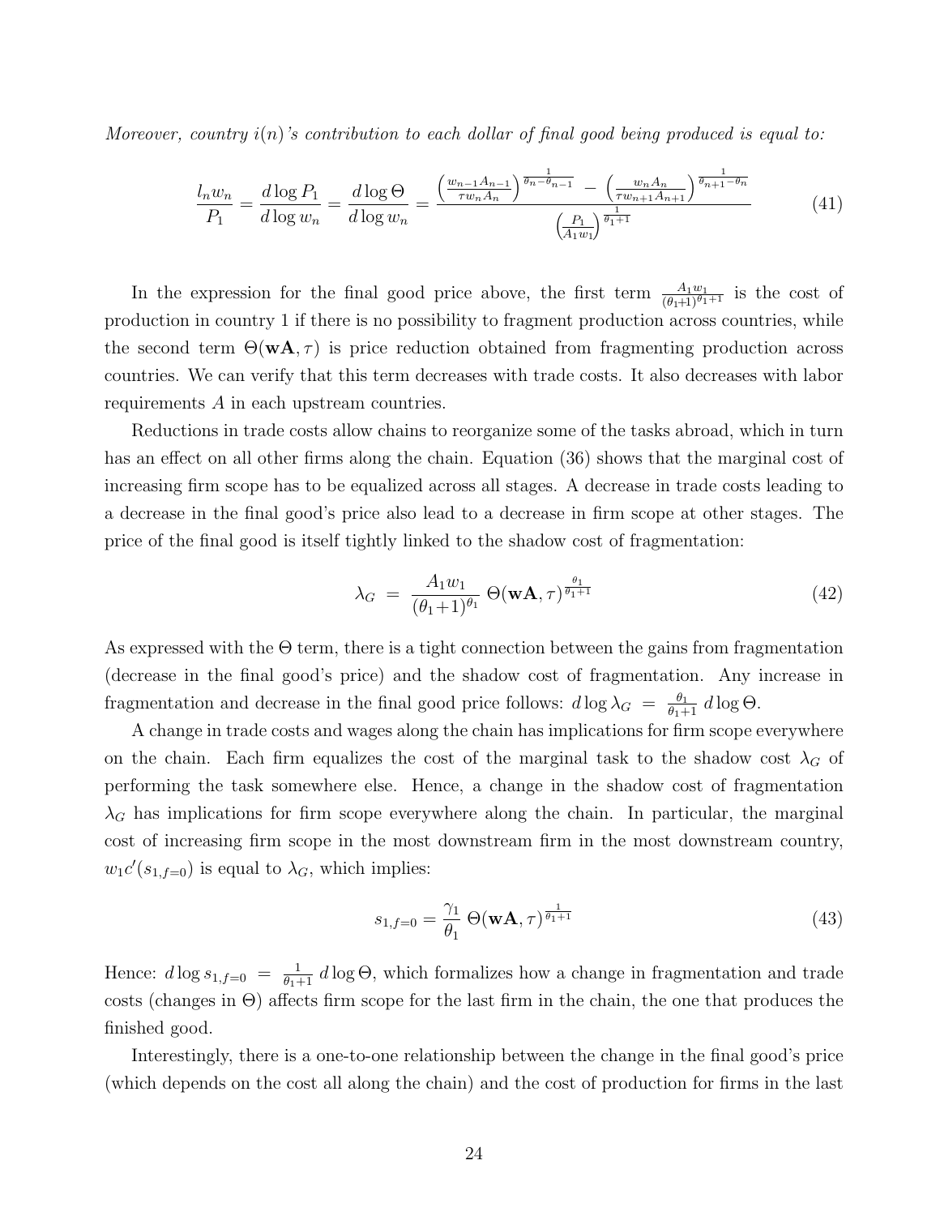*Moreover, country $i(n)$'s contribution to each dollar of final good being produced is equal to:*

$$\frac{l_n w_n}{P_1} = \frac{d \log P_1}{d \log w_n} = \frac{d \log \Theta}{d \log w_n} = \frac{\left(\frac{w_{n-1} A_{n-1}}{\tau w_n A_n}\right)^{\frac{1}{\theta_n - \theta_{n-1}}} - \left(\frac{w_n A_n}{\tau w_{n+1} A_{n+1}}\right)^{\frac{1}{\theta_{n+1} - \theta_n}}}{\left(\frac{P_1}{A_1 w_1}\right)^{\frac{1}{\theta_1 + 1}}} \tag{41}$$

In the expression for the final good price above, the first term $\frac{A_1 w_1}{(\theta_1+1)^{\theta_1+1}}$ is the cost of production in country 1 if there is no possibility to fragment production across countries, while the second term $\Theta(\mathbf{wA}, \tau)$ is price reduction obtained from fragmenting production across countries. We can verify that this term decreases with trade costs. It also decreases with labor requirements $A$ in each upstream countries.

Reductions in trade costs allow chains to reorganize some of the tasks abroad, which in turn has an effect on all other firms along the chain. Equation (36) shows that the marginal cost of increasing firm scope has to be equalized across all stages. A decrease in trade costs leading to a decrease in the final good's price also lead to a decrease in firm scope at other stages. The price of the final good is itself tightly linked to the shadow cost of fragmentation:

$$\lambda_G = \frac{A_1 w_1}{(\theta_1+1)^{\theta_1}} \, \Theta(\mathbf{wA}, \tau)^{\frac{\theta_1}{\theta_1+1}} \tag{42}$$

As expressed with the $\Theta$ term, there is a tight connection between the gains from fragmentation (decrease in the final good's price) and the shadow cost of fragmentation. Any increase in fragmentation and decrease in the final good price follows: $d \log \lambda_G = \frac{\theta_1}{\theta_1+1} \, d \log \Theta$.

A change in trade costs and wages along the chain has implications for firm scope everywhere on the chain. Each firm equalizes the cost of the marginal task to the shadow cost $\lambda_G$ of performing the task somewhere else. Hence, a change in the shadow cost of fragmentation $\lambda_G$ has implications for firm scope everywhere along the chain. In particular, the marginal cost of increasing firm scope in the most downstream firm in the most downstream country, $w_1 c'(s_{1,f=0})$ is equal to $\lambda_G$, which implies:

$$s_{1,f=0} = \frac{\gamma_1}{\theta_1} \, \Theta(\mathbf{wA}, \tau)^{\frac{1}{\theta_1+1}} \tag{43}$$

Hence: $d \log s_{1,f=0} = \frac{1}{\theta_1+1} \, d \log \Theta$, which formalizes how a change in fragmentation and trade costs (changes in $\Theta$) affects firm scope for the last firm in the chain, the one that produces the finished good.

Interestingly, there is a one-to-one relationship between the change in the final good's price (which depends on the cost all along the chain) and the cost of production for firms in the last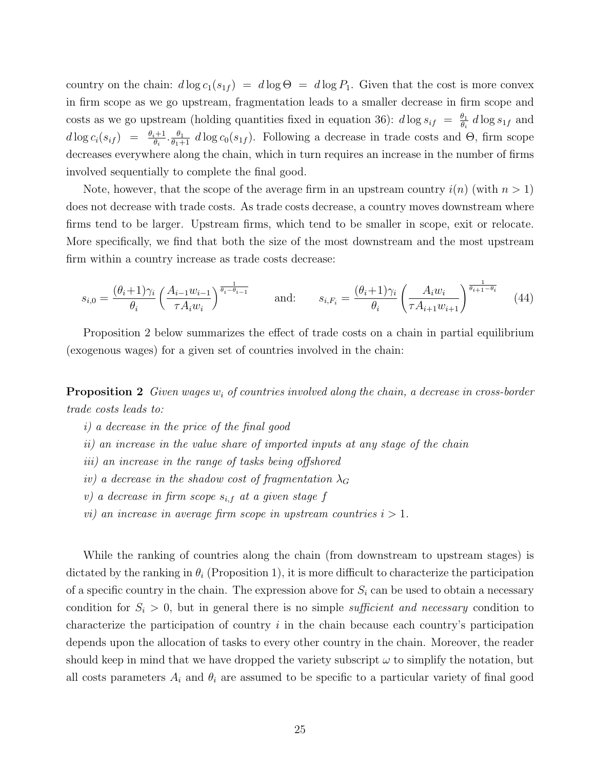country on the chain: $d \log c_1(s_{1f}) = d \log \Theta = d \log P_1$. Given that the cost is more convex in firm scope as we go upstream, fragmentation leads to a smaller decrease in firm scope and costs as we go upstream (holding quantities fixed in equation 36): $d \log s_{if} = \frac{\theta_1}{\theta_i} \, d \log s_{1f}$ and $d \log c_i(s_{if}) = \frac{\theta_i+1}{\theta_i} \cdot \frac{\theta_1}{\theta_1+1} \, d \log c_0(s_{1f})$. Following a decrease in trade costs and $\Theta$, firm scope decreases everywhere along the chain, which in turn requires an increase in the number of firms involved sequentially to complete the final good.

Note, however, that the scope of the average firm in an upstream country $i(n)$ (with $n > 1$) does not decrease with trade costs. As trade costs decrease, a country moves downstream where firms tend to be larger. Upstream firms, which tend to be smaller in scope, exit or relocate. More specifically, we find that both the size of the most downstream and the most upstream firm within a country increase as trade costs decrease:

$$s_{i,0} = \frac{(\theta_i+1)\gamma_i}{\theta_i} \left( \frac{A_{i-1} w_{i-1}}{\tau A_i w_i} \right)^{\frac{1}{\theta_i - \theta_{i-1}}} \qquad \text{and:} \qquad s_{i,F_i} = \frac{(\theta_i+1)\gamma_i}{\theta_i} \left( \frac{A_i w_i}{\tau A_{i+1} w_{i+1}} \right)^{\frac{1}{\theta_{i+1} - \theta_i}} \tag{44}$$

Proposition 2 below summarizes the effect of trade costs on a chain in partial equilibrium (exogenous wages) for a given set of countries involved in the chain:

**Proposition 2** *Given wages $w_i$ of countries involved along the chain, a decrease in cross-border trade costs leads to:*

*i) a decrease in the price of the final good*

*ii) an increase in the value share of imported inputs at any stage of the chain*

*iii) an increase in the range of tasks being offshored*

*iv) a decrease in the shadow cost of fragmentation $\lambda_G$*

*v) a decrease in firm scope $s_{i,f}$ at a given stage $f$*

*vi) an increase in average firm scope in upstream countries $i > 1$.*

While the ranking of countries along the chain (from downstream to upstream stages) is dictated by the ranking in $\theta_i$ (Proposition 1), it is more difficult to characterize the participation of a specific country in the chain. The expression above for $S_i$ can be used to obtain a necessary condition for $S_i > 0$, but in general there is no simple *sufficient and necessary* condition to characterize the participation of country $i$ in the chain because each country's participation depends upon the allocation of tasks to every other country in the chain. Moreover, the reader should keep in mind that we have dropped the variety subscript $\omega$ to simplify the notation, but all costs parameters $A_i$ and $\theta_i$ are assumed to be specific to a particular variety of final good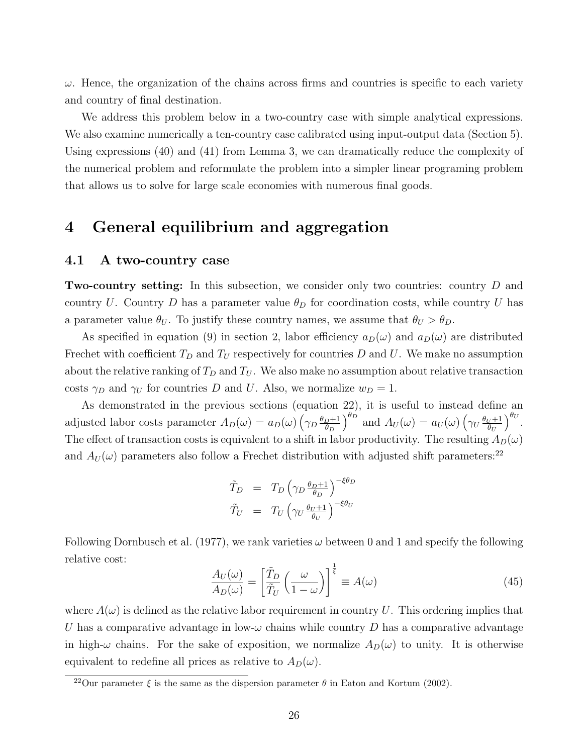$\omega$. Hence, the organization of the chains across firms and countries is specific to each variety and country of final destination.

We address this problem below in a two-country case with simple analytical expressions. We also examine numerically a ten-country case calibrated using input-output data (Section 5). Using expressions (40) and (41) from Lemma 3, we can dramatically reduce the complexity of the numerical problem and reformulate the problem into a simpler linear programing problem that allows us to solve for large scale economies with numerous final goods.

# 4 General equilibrium and aggregation

## 4.1 A two-country case

**Two-country setting:** In this subsection, we consider only two countries: country $D$ and country $U$. Country $D$ has a parameter value $\theta_D$ for coordination costs, while country $U$ has a parameter value $\theta_U$. To justify these country names, we assume that $\theta_U > \theta_D$.

As specified in equation (9) in section 2, labor efficiency $a_D(\omega)$ and $a_D(\omega)$ are distributed Frechet with coefficient $T_D$ and $T_U$ respectively for countries $D$ and $U$. We make no assumption about the relative ranking of $T_D$ and $T_U$. We also make no assumption about relative transaction costs $\gamma_D$ and $\gamma_U$ for countries $D$ and $U$. Also, we normalize $w_D = 1$.

As demonstrated in the previous sections (equation 22), it is useful to instead define an adjusted labor costs parameter $A_D(\omega) = a_D(\omega)\left(\gamma_D \frac{\theta_D+1}{\theta_D}\right)^{\theta_D}$ and $A_U(\omega) = a_U(\omega)\left(\gamma_U \frac{\theta_U+1}{\theta_U}\right)^{\theta_U}$. The effect of transaction costs is equivalent to a shift in labor productivity. The resulting $A_D(\omega)$ and $A_U(\omega)$ parameters also follow a Frechet distribution with adjusted shift parameters:[22]

$$
\begin{aligned}
\tilde{T}_D &= T_D\left(\gamma_D \tfrac{\theta_D+1}{\theta_D}\right)^{-\xi\theta_D} \\
\tilde{T}_U &= T_U\left(\gamma_U \tfrac{\theta_U+1}{\theta_U}\right)^{-\xi\theta_U}
\end{aligned}
$$

Following Dornbusch et al. (1977), we rank varieties $\omega$ between 0 and 1 and specify the following relative cost:

$$
\frac{A_U(\omega)}{A_D(\omega)} = \left[\frac{\tilde{T}_D}{\tilde{T}_U}\left(\frac{\omega}{1-\omega}\right)\right]^{\frac{1}{\xi}} \equiv A(\omega) \tag{45}
$$

where $A(\omega)$ is defined as the relative labor requirement in country $U$. This ordering implies that $U$ has a comparative advantage in low-$\omega$ chains while country $D$ has a comparative advantage in high-$\omega$ chains. For the sake of exposition, we normalize $A_D(\omega)$ to unity. It is otherwise equivalent to redefine all prices as relative to $A_D(\omega)$.

[22] Our parameter $\xi$ is the same as the dispersion parameter $\theta$ in Eaton and Kortum (2002).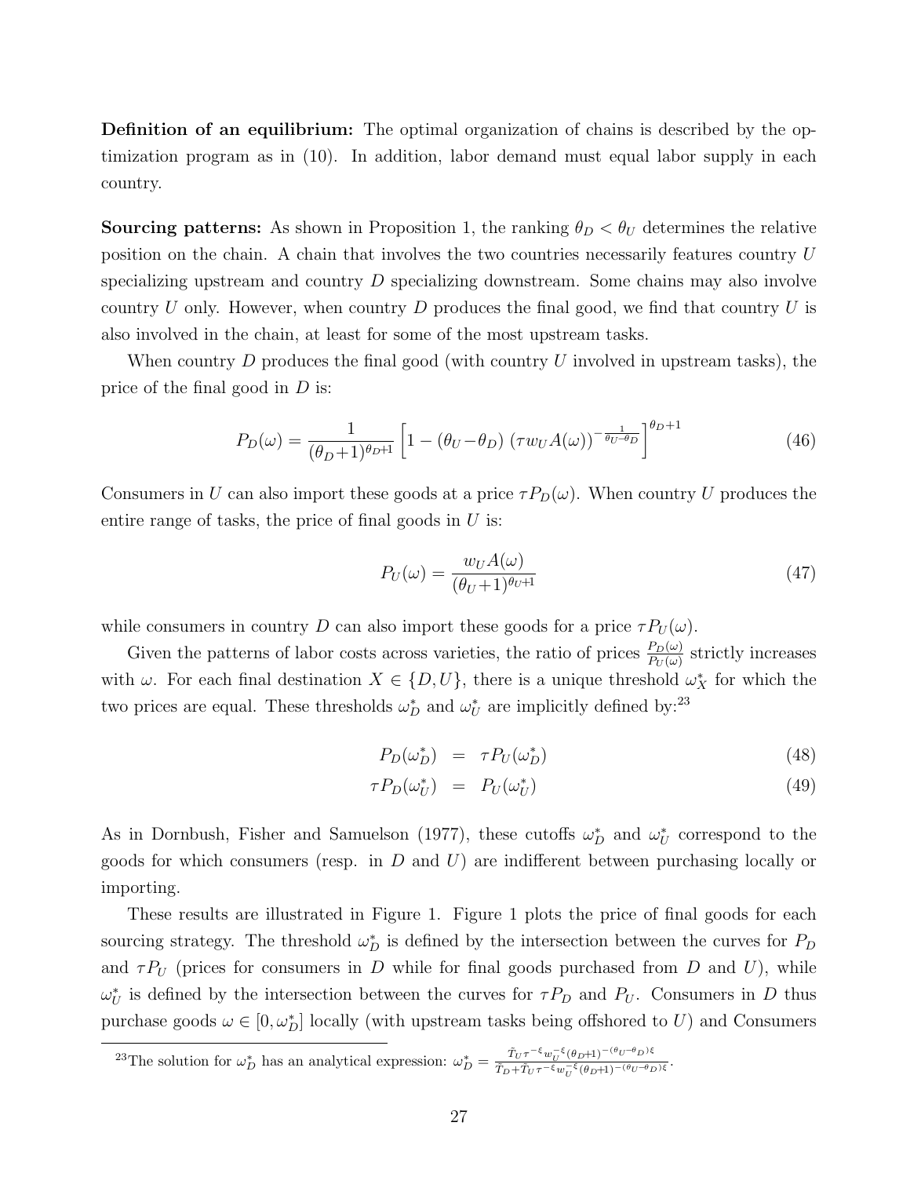**Definition of an equilibrium:** The optimal organization of chains is described by the optimization program as in (10). In addition, labor demand must equal labor supply in each country.

**Sourcing patterns:** As shown in Proposition 1, the ranking $\theta_D < \theta_U$ determines the relative position on the chain. A chain that involves the two countries necessarily features country $U$ specializing upstream and country $D$ specializing downstream. Some chains may also involve country $U$ only. However, when country $D$ produces the final good, we find that country $U$ is also involved in the chain, at least for some of the most upstream tasks.

When country $D$ produces the final good (with country $U$ involved in upstream tasks), the price of the final good in $D$ is:

$$P_D(\omega) = \frac{1}{(\theta_D+1)^{\theta_D+1}} \left[1 - (\theta_U - \theta_D)\ (\tau w_U A(\omega))^{-\frac{1}{\theta_U - \theta_D}}\right]^{\theta_D+1} \tag{46}$$

Consumers in $U$ can also import these goods at a price $\tau P_D(\omega)$. When country $U$ produces the entire range of tasks, the price of final goods in $U$ is:

$$P_U(\omega) = \frac{w_U A(\omega)}{(\theta_U+1)^{\theta_U+1}} \tag{47}$$

while consumers in country $D$ can also import these goods for a price $\tau P_U(\omega)$.

Given the patterns of labor costs across varieties, the ratio of prices $\frac{P_D(\omega)}{P_U(\omega)}$ strictly increases with $\omega$. For each final destination $X \in \{D, U\}$, there is a unique threshold $\omega_X^*$ for which the two prices are equal. These thresholds $\omega_D^*$ and $\omega_U^*$ are implicitly defined by:[23]

$$P_D(\omega_D^*) = \tau P_U(\omega_D^*) \tag{48}$$

$$\tau P_D(\omega_U^*) = P_U(\omega_U^*) \tag{49}$$

As in Dornbush, Fisher and Samuelson (1977), these cutoffs $\omega_D^*$ and $\omega_U^*$ correspond to the goods for which consumers (resp. in $D$ and $U$) are indifferent between purchasing locally or importing.

These results are illustrated in Figure 1. Figure 1 plots the price of final goods for each sourcing strategy. The threshold $\omega_D^*$ is defined by the intersection between the curves for $P_D$ and $\tau P_U$ (prices for consumers in $D$ while for final goods purchased from $D$ and $U$), while $\omega_U^*$ is defined by the intersection between the curves for $\tau P_D$ and $P_U$. Consumers in $D$ thus purchase goods $\omega \in [0, \omega_D^*]$ locally (with upstream tasks being offshored to $U$) and Consumers

[23]The solution for $\omega_D^*$ has an analytical expression: $\omega_D^* = \frac{\tilde{T}_U \tau^{-\xi} w_U^{-\xi} (\theta_D+1)^{-(\theta_U-\theta_D)\xi}}{\tilde{T}_D + \tilde{T}_U \tau^{-\xi} w_U^{-\xi} (\theta_D+1)^{-(\theta_U-\theta_D)\xi}}$.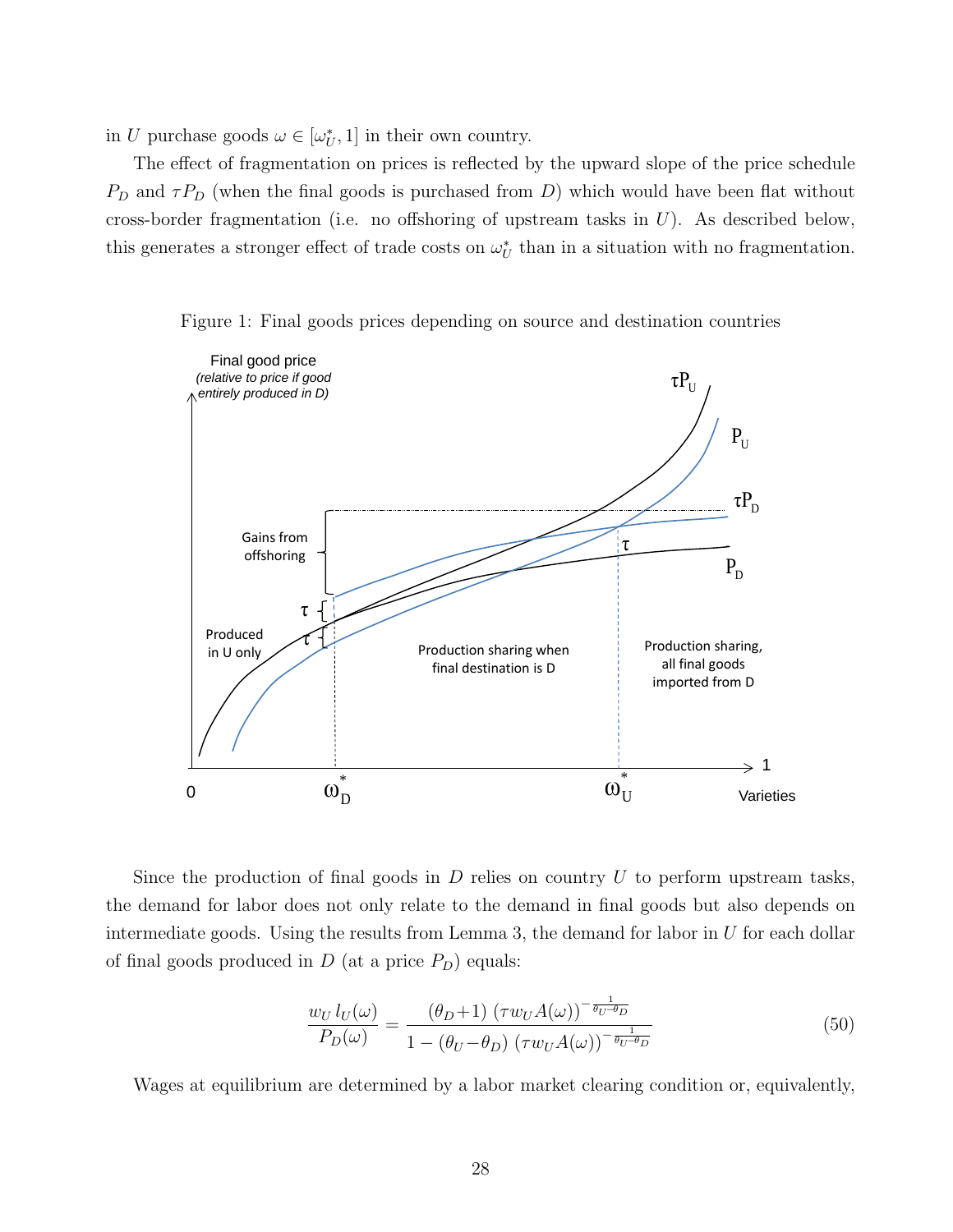in $U$ purchase goods $\omega \in [\omega_U^*, 1]$ in their own country.

The effect of fragmentation on prices is reflected by the upward slope of the price schedule $P_D$ and $\tau P_D$ (when the final goods is purchased from $D$) which would have been flat without cross-border fragmentation (i.e. no offshoring of upstream tasks in $U$). As described below, this generates a stronger effect of trade costs on $\omega_U^*$ than in a situation with no fragmentation.

Figure 1: Final goods prices depending on source and destination countries

Since the production of final goods in $D$ relies on country $U$ to perform upstream tasks, the demand for labor does not only relate to the demand in final goods but also depends on intermediate goods. Using the results from Lemma 3, the demand for labor in $U$ for each dollar of final goods produced in $D$ (at a price $P_D$) equals:

$$\frac{w_U\, l_U(\omega)}{P_D(\omega)} = \frac{(\theta_D+1)\ (\tau w_U A(\omega))^{-\frac{1}{\theta_U-\theta_D}}}{1-(\theta_U-\theta_D)\ (\tau w_U A(\omega))^{-\frac{1}{\theta_U-\theta_D}}} \tag{50}$$

Wages at equilibrium are determined by a labor market clearing condition or, equivalently,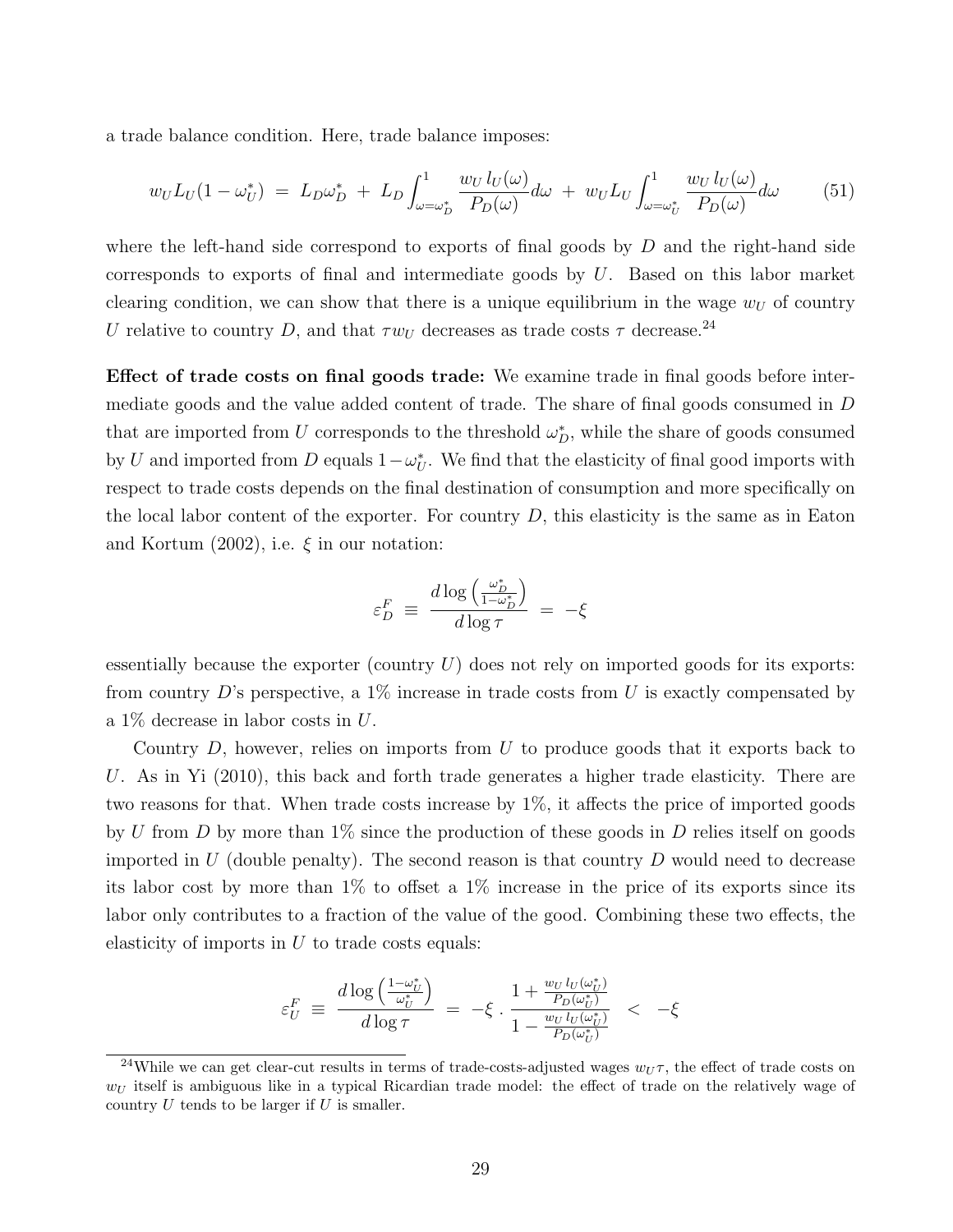a trade balance condition. Here, trade balance imposes:

$$w_U L_U(1-\omega_U^*) \;=\; L_D \omega_D^* \;+\; L_D \int_{\omega=\omega_D^*}^{1} \frac{w_U\, l_U(\omega)}{P_D(\omega)} d\omega \;+\; w_U L_U \int_{\omega=\omega_U^*}^{1} \frac{w_U\, l_U(\omega)}{P_D(\omega)} d\omega \tag{51}$$

where the left-hand side correspond to exports of final goods by $D$ and the right-hand side corresponds to exports of final and intermediate goods by $U$. Based on this labor market clearing condition, we can show that there is a unique equilibrium in the wage $w_U$ of country $U$ relative to country $D$, and that $\tau w_U$ decreases as trade costs $\tau$ decrease.[24]

**Effect of trade costs on final goods trade:** We examine trade in final goods before intermediate goods and the value added content of trade. The share of final goods consumed in $D$ that are imported from $U$ corresponds to the threshold $\omega_D^*$, while the share of goods consumed by $U$ and imported from $D$ equals $1-\omega_U^*$. We find that the elasticity of final good imports with respect to trade costs depends on the final destination of consumption and more specifically on the local labor content of the exporter. For country $D$, this elasticity is the same as in Eaton and Kortum (2002), i.e. $\xi$ in our notation:

$$\varepsilon_D^F \;\equiv\; \frac{d\log\left(\frac{\omega_D^*}{1-\omega_D^*}\right)}{d\log\tau} \;=\; -\xi$$

essentially because the exporter (country $U$) does not rely on imported goods for its exports: from country $D$'s perspective, a 1% increase in trade costs from $U$ is exactly compensated by a 1% decrease in labor costs in $U$.

Country $D$, however, relies on imports from $U$ to produce goods that it exports back to $U$. As in Yi (2010), this back and forth trade generates a higher trade elasticity. There are two reasons for that. When trade costs increase by 1%, it affects the price of imported goods by $U$ from $D$ by more than 1% since the production of these goods in $D$ relies itself on goods imported in $U$ (double penalty). The second reason is that country $D$ would need to decrease its labor cost by more than 1% to offset a 1% increase in the price of its exports since its labor only contributes to a fraction of the value of the good. Combining these two effects, the elasticity of imports in $U$ to trade costs equals:

$$\varepsilon_U^F \;\equiv\; \frac{d\log\left(\frac{1-\omega_U^*}{\omega_U^*}\right)}{d\log\tau} \;=\; -\xi \cdot \frac{1+\frac{w_U\, l_U(\omega_U^*)}{P_D(\omega_U^*)}}{1-\frac{w_U\, l_U(\omega_U^*)}{P_D(\omega_U^*)}} \;<\; -\xi$$

[24] While we can get clear-cut results in terms of trade-costs-adjusted wages $w_U\tau$, the effect of trade costs on $w_U$ itself is ambiguous like in a typical Ricardian trade model: the effect of trade on the relatively wage of country $U$ tends to be larger if $U$ is smaller.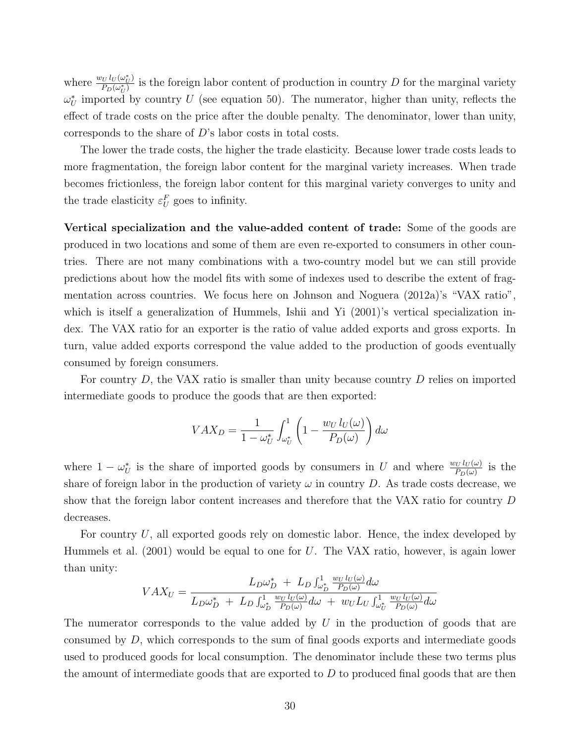where $\frac{w_U\, l_U(\omega_U^*)}{P_D(\omega_U^*)}$ is the foreign labor content of production in country $D$ for the marginal variety $\omega_U^*$ imported by country $U$ (see equation 50). The numerator, higher than unity, reflects the effect of trade costs on the price after the double penalty. The denominator, lower than unity, corresponds to the share of $D$'s labor costs in total costs.

The lower the trade costs, the higher the trade elasticity. Because lower trade costs leads to more fragmentation, the foreign labor content for the marginal variety increases. When trade becomes frictionless, the foreign labor content for this marginal variety converges to unity and the trade elasticity $\varepsilon_U^F$ goes to infinity.

**Vertical specialization and the value-added content of trade:** Some of the goods are produced in two locations and some of them are even re-exported to consumers in other countries. There are not many combinations with a two-country model but we can still provide predictions about how the model fits with some of indexes used to describe the extent of fragmentation across countries. We focus here on Johnson and Noguera (2012a)'s "VAX ratio", which is itself a generalization of Hummels, Ishii and Yi (2001)'s vertical specialization index. The VAX ratio for an exporter is the ratio of value added exports and gross exports. In turn, value added exports correspond the value added to the production of goods eventually consumed by foreign consumers.

For country $D$, the VAX ratio is smaller than unity because country $D$ relies on imported intermediate goods to produce the goods that are then exported:

$$VAX_D = \frac{1}{1-\omega_U^*} \int_{\omega_U^*}^{1} \left(1 - \frac{w_U\, l_U(\omega)}{P_D(\omega)}\right) d\omega$$

where $1-\omega_U^*$ is the share of imported goods by consumers in $U$ and where $\frac{w_U\, l_U(\omega)}{P_D(\omega)}$ is the share of foreign labor in the production of variety $\omega$ in country $D$. As trade costs decrease, we show that the foreign labor content increases and therefore that the VAX ratio for country $D$ decreases.

For country $U$, all exported goods rely on domestic labor. Hence, the index developed by Hummels et al. (2001) would be equal to one for $U$. The VAX ratio, however, is again lower than unity:

$$VAX_U = \frac{L_D\omega_D^* \;+\; L_D \int_{\omega_D^*}^{1} \frac{w_U\, l_U(\omega)}{P_D(\omega)} d\omega}{L_D\omega_D^* \;+\; L_D \int_{\omega_D^*}^{1} \frac{w_U\, l_U(\omega)}{P_D(\omega)} d\omega \;+\; w_U L_U \int_{\omega_U^*}^{1} \frac{w_U\, l_U(\omega)}{P_D(\omega)} d\omega}$$

The numerator corresponds to the value added by $U$ in the production of goods that are consumed by $D$, which corresponds to the sum of final goods exports and intermediate goods used to produced goods for local consumption. The denominator include these two terms plus the amount of intermediate goods that are exported to $D$ to produced final goods that are then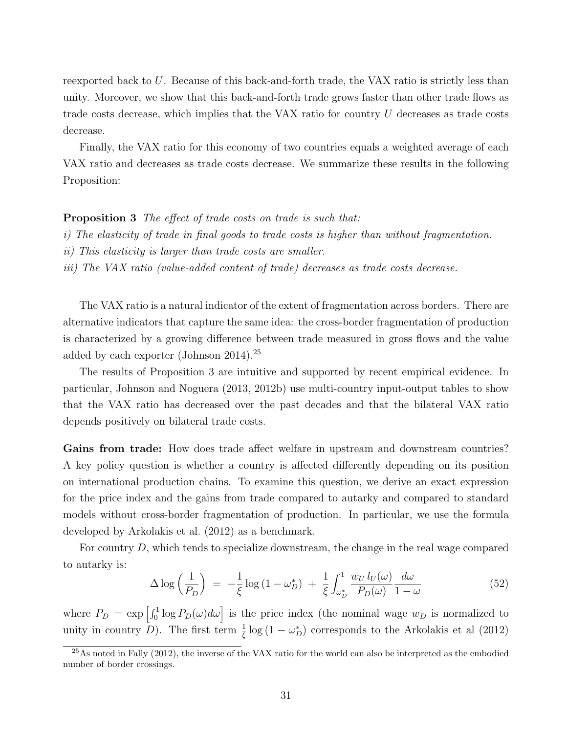reexported back to $U$. Because of this back-and-forth trade, the VAX ratio is strictly less than unity. Moreover, we show that this back-and-forth trade grows faster than other trade flows as trade costs decrease, which implies that the VAX ratio for country $U$ decreases as trade costs decrease.

Finally, the VAX ratio for this economy of two countries equals a weighted average of each VAX ratio and decreases as trade costs decrease. We summarize these results in the following Proposition:

**Proposition 3** *The effect of trade costs on trade is such that:*
*i) The elasticity of trade in final goods to trade costs is higher than without fragmentation.*
*ii) This elasticity is larger than trade costs are smaller.*
*iii) The VAX ratio (value-added content of trade) decreases as trade costs decrease.*

The VAX ratio is a natural indicator of the extent of fragmentation across borders. There are alternative indicators that capture the same idea: the cross-border fragmentation of production is characterized by a growing difference between trade measured in gross flows and the value added by each exporter (Johnson 2014).[25]

The results of Proposition 3 are intuitive and supported by recent empirical evidence. In particular, Johnson and Noguera (2013, 2012b) use multi-country input-output tables to show that the VAX ratio has decreased over the past decades and that the bilateral VAX ratio depends positively on bilateral trade costs.

**Gains from trade:** How does trade affect welfare in upstream and downstream countries? A key policy question is whether a country is affected differently depending on its position on international production chains. To examine this question, we derive an exact expression for the price index and the gains from trade compared to autarky and compared to standard models without cross-border fragmentation of production. In particular, we use the formula developed by Arkolakis et al. (2012) as a benchmark.

For country $D$, which tends to specialize downstream, the change in the real wage compared to autarky is:

$$\Delta \log\left(\frac{1}{P_D}\right) \;=\; -\frac{1}{\xi}\log\left(1-\omega_D^*\right) \;+\; \frac{1}{\xi}\int_{\omega_D^*}^{1} \frac{w_U\, l_U(\omega)}{P_D(\omega)}\frac{d\omega}{1-\omega} \tag{52}$$

where $P_D = \exp\left[\int_0^1 \log P_D(\omega) d\omega\right]$ is the price index (the nominal wage $w_D$ is normalized to unity in country $D$). The first term $\frac{1}{\xi}\log\left(1-\omega_D^*\right)$ corresponds to the Arkolakis et al (2012)

[25] As noted in Fally (2012), the inverse of the VAX ratio for the world can also be interpreted as the embodied number of border crossings.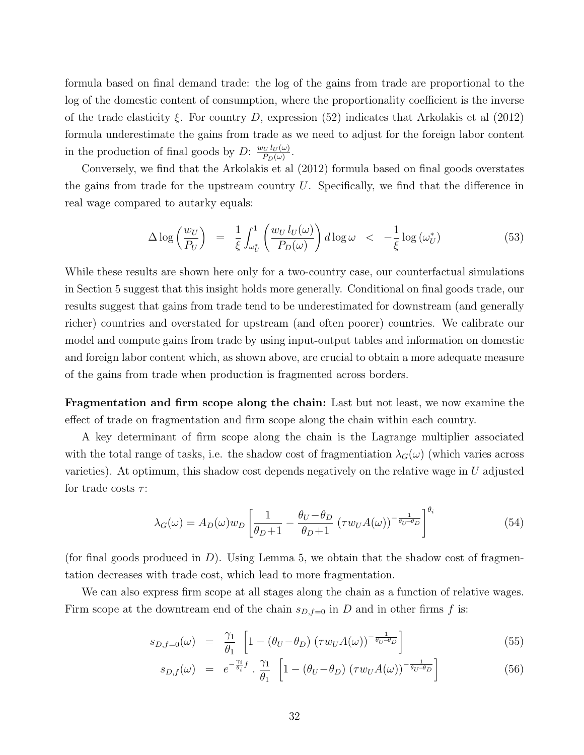formula based on final demand trade: the log of the gains from trade are proportional to the log of the domestic content of consumption, where the proportionality coefficient is the inverse of the trade elasticity $\xi$. For country $D$, expression (52) indicates that Arkolakis et al (2012) formula underestimate the gains from trade as we need to adjust for the foreign labor content in the production of final goods by $D$: $\frac{w_U\, l_U(\omega)}{P_D(\omega)}$.

Conversely, we find that the Arkolakis et al (2012) formula based on final goods overstates the gains from trade for the upstream country $U$. Specifically, we find that the difference in real wage compared to autarky equals:

$$\Delta \log\left(\frac{w_U}{P_U}\right) \;=\; \frac{1}{\xi}\int_{\omega_U^*}^{1}\left(\frac{w_U\, l_U(\omega)}{P_D(\omega)}\right) d\log\omega \;<\; -\frac{1}{\xi}\log\left(\omega_U^*\right) \tag{53}$$

While these results are shown here only for a two-country case, our counterfactual simulations in Section 5 suggest that this insight holds more generally. Conditional on final goods trade, our results suggest that gains from trade tend to be underestimated for downstream (and generally richer) countries and overstated for upstream (and often poorer) countries. We calibrate our model and compute gains from trade by using input-output tables and information on domestic and foreign labor content which, as shown above, are crucial to obtain a more adequate measure of the gains from trade when production is fragmented across borders.

**Fragmentation and firm scope along the chain:** Last but not least, we now examine the effect of trade on fragmentation and firm scope along the chain within each country.

A key determinant of firm scope along the chain is the Lagrange multiplier associated with the total range of tasks, i.e. the shadow cost of fragmentiation $\lambda_G(\omega)$ (which varies across varieties). At optimum, this shadow cost depends negatively on the relative wage in $U$ adjusted for trade costs $\tau$:

$$\lambda_G(\omega) = A_D(\omega)w_D\left[\frac{1}{\theta_D+1} - \frac{\theta_U-\theta_D}{\theta_D+1}\left(\tau w_U A(\omega)\right)^{-\frac{1}{\theta_U-\theta_D}}\right]^{\theta_i} \tag{54}$$

(for final goods produced in $D$). Using Lemma 5, we obtain that the shadow cost of fragmentation decreases with trade cost, which lead to more fragmentation.

We can also express firm scope at all stages along the chain as a function of relative wages. Firm scope at the downtream end of the chain $s_{D,f=0}$ in $D$ and in other firms $f$ is:

$$s_{D,f=0}(\omega) \;=\; \frac{\gamma_1}{\theta_1}\left[1-(\theta_U-\theta_D)\left(\tau w_U A(\omega)\right)^{-\frac{1}{\theta_U-\theta_D}}\right] \tag{55}$$

$$s_{D,f}(\omega) \;=\; e^{-\frac{\gamma_i}{\theta_i}f}\cdot\frac{\gamma_1}{\theta_1}\left[1-(\theta_U-\theta_D)\left(\tau w_U A(\omega)\right)^{-\frac{1}{\theta_U-\theta_D}}\right] \tag{56}$$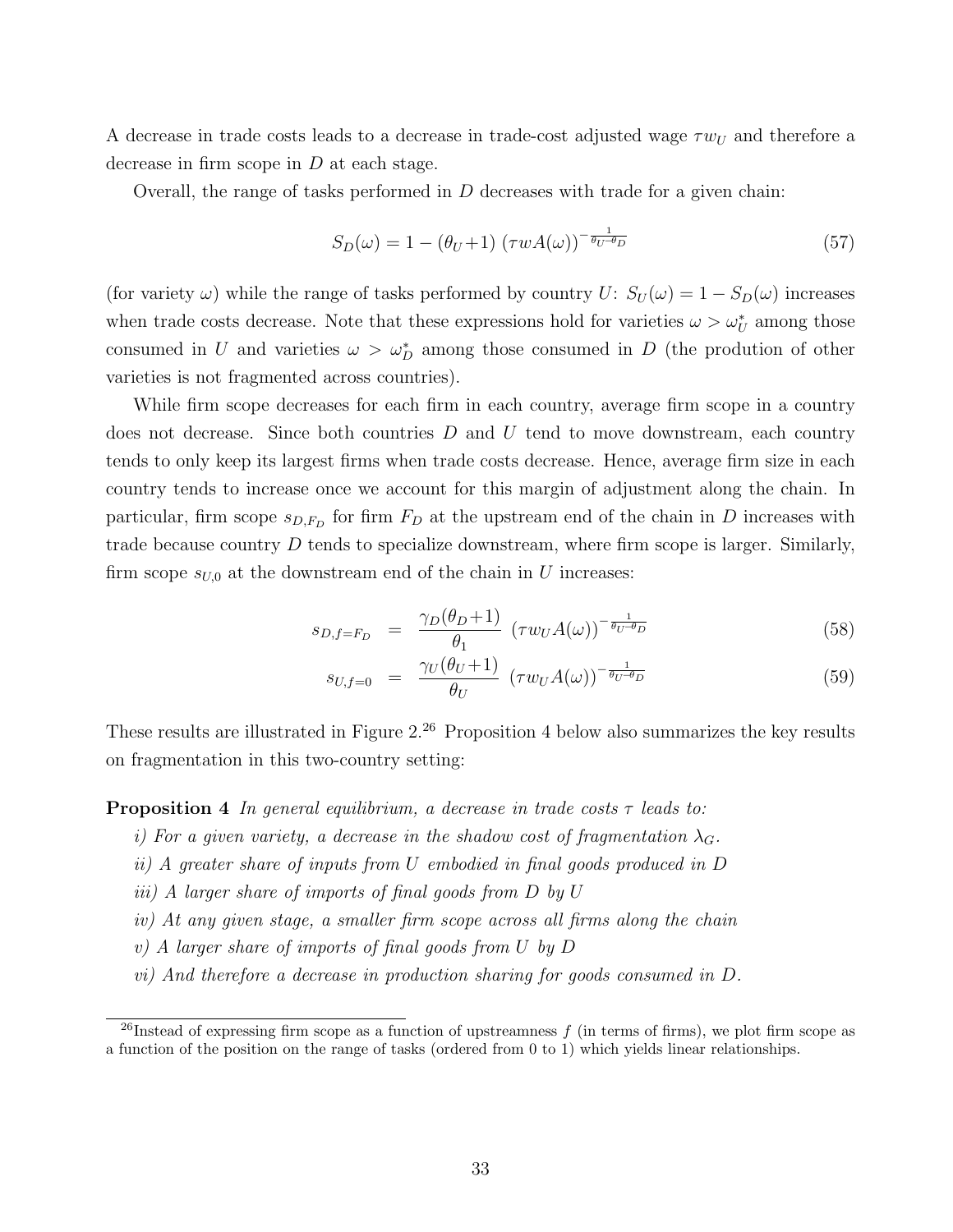A decrease in trade costs leads to a decrease in trade-cost adjusted wage $\tau w_U$ and therefore a decrease in firm scope in $D$ at each stage.

Overall, the range of tasks performed in $D$ decreases with trade for a given chain:

$$S_D(\omega) = 1 - (\theta_U + 1)\ (\tau w A(\omega))^{-\frac{1}{\theta_U - \theta_D}} \tag{57}$$

(for variety $\omega$) while the range of tasks performed by country $U$: $S_U(\omega) = 1 - S_D(\omega)$ increases when trade costs decrease. Note that these expressions hold for varieties $\omega > \omega_U^*$ among those consumed in $U$ and varieties $\omega > \omega_D^*$ among those consumed in $D$ (the prodution of other varieties is not fragmented across countries).

While firm scope decreases for each firm in each country, average firm scope in a country does not decrease. Since both countries $D$ and $U$ tend to move downstream, each country tends to only keep its largest firms when trade costs decrease. Hence, average firm size in each country tends to increase once we account for this margin of adjustment along the chain. In particular, firm scope $s_{D,F_D}$ for firm $F_D$ at the upstream end of the chain in $D$ increases with trade because country $D$ tends to specialize downstream, where firm scope is larger. Similarly, firm scope $s_{U,0}$ at the downstream end of the chain in $U$ increases:

$$s_{D,f=F_D} = \frac{\gamma_D(\theta_D + 1)}{\theta_1}\ (\tau w_U A(\omega))^{-\frac{1}{\theta_U - \theta_D}} \tag{58}$$

$$s_{U,f=0} = \frac{\gamma_U(\theta_U + 1)}{\theta_U}\ (\tau w_U A(\omega))^{-\frac{1}{\theta_U - \theta_D}} \tag{59}$$

These results are illustrated in Figure 2.[26] Proposition 4 below also summarizes the key results on fragmentation in this two-country setting:

**Proposition 4** *In general equilibrium, a decrease in trade costs $\tau$ leads to:*

*i) For a given variety, a decrease in the shadow cost of fragmentation $\lambda_G$.*

*ii) A greater share of inputs from $U$ embodied in final goods produced in $D$*

*iii) A larger share of imports of final goods from $D$ by $U$*

*iv) At any given stage, a smaller firm scope across all firms along the chain*

*v) A larger share of imports of final goods from $U$ by $D$*

*vi) And therefore a decrease in production sharing for goods consumed in $D$.*

[26] Instead of expressing firm scope as a function of upstreamness $f$ (in terms of firms), we plot firm scope as a function of the position on the range of tasks (ordered from 0 to 1) which yields linear relationships.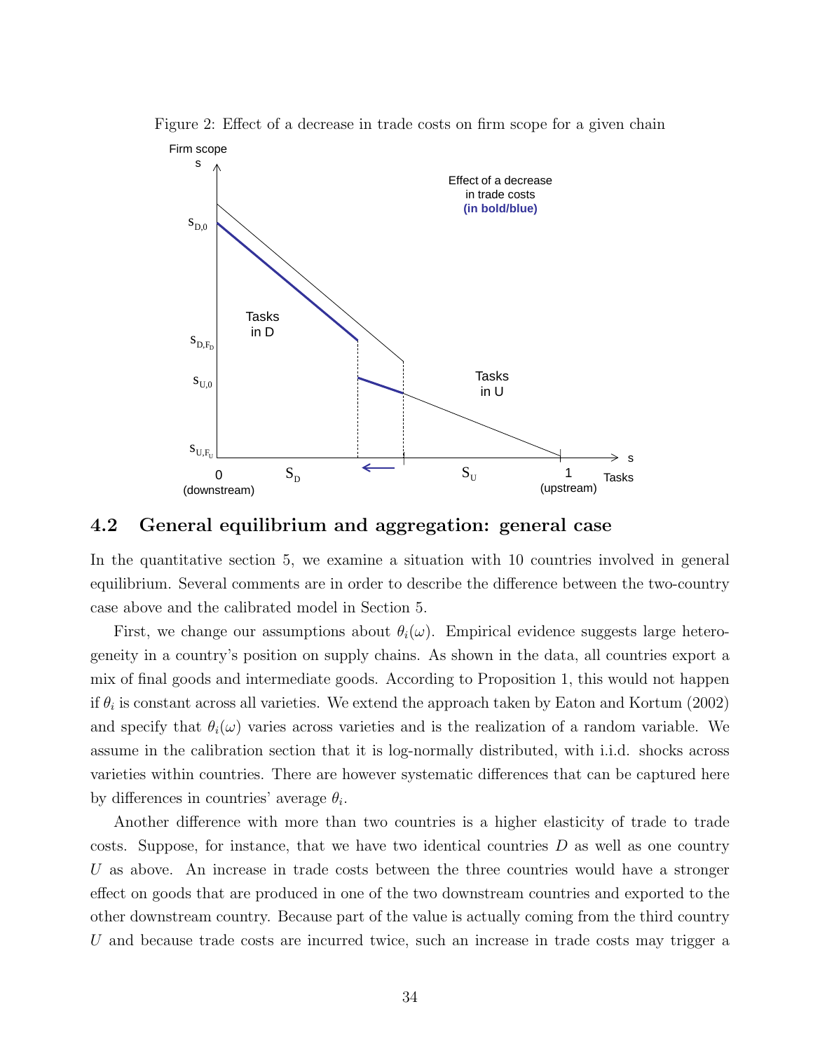Figure 2: Effect of a decrease in trade costs on firm scope for a given chain

## 4.2 General equilibrium and aggregation: general case

In the quantitative section 5, we examine a situation with 10 countries involved in general equilibrium. Several comments are in order to describe the difference between the two-country case above and the calibrated model in Section 5.

First, we change our assumptions about $\theta_i(\omega)$. Empirical evidence suggests large heterogeneity in a country's position on supply chains. As shown in the data, all countries export a mix of final goods and intermediate goods. According to Proposition 1, this would not happen if $\theta_i$ is constant across all varieties. We extend the approach taken by Eaton and Kortum (2002) and specify that $\theta_i(\omega)$ varies across varieties and is the realization of a random variable. We assume in the calibration section that it is log-normally distributed, with i.i.d. shocks across varieties within countries. There are however systematic differences that can be captured here by differences in countries' average $\theta_i$.

Another difference with more than two countries is a higher elasticity of trade to trade costs. Suppose, for instance, that we have two identical countries $D$ as well as one country $U$ as above. An increase in trade costs between the three countries would have a stronger effect on goods that are produced in one of the two downstream countries and exported to the other downstream country. Because part of the value is actually coming from the third country $U$ and because trade costs are incurred twice, such an increase in trade costs may trigger a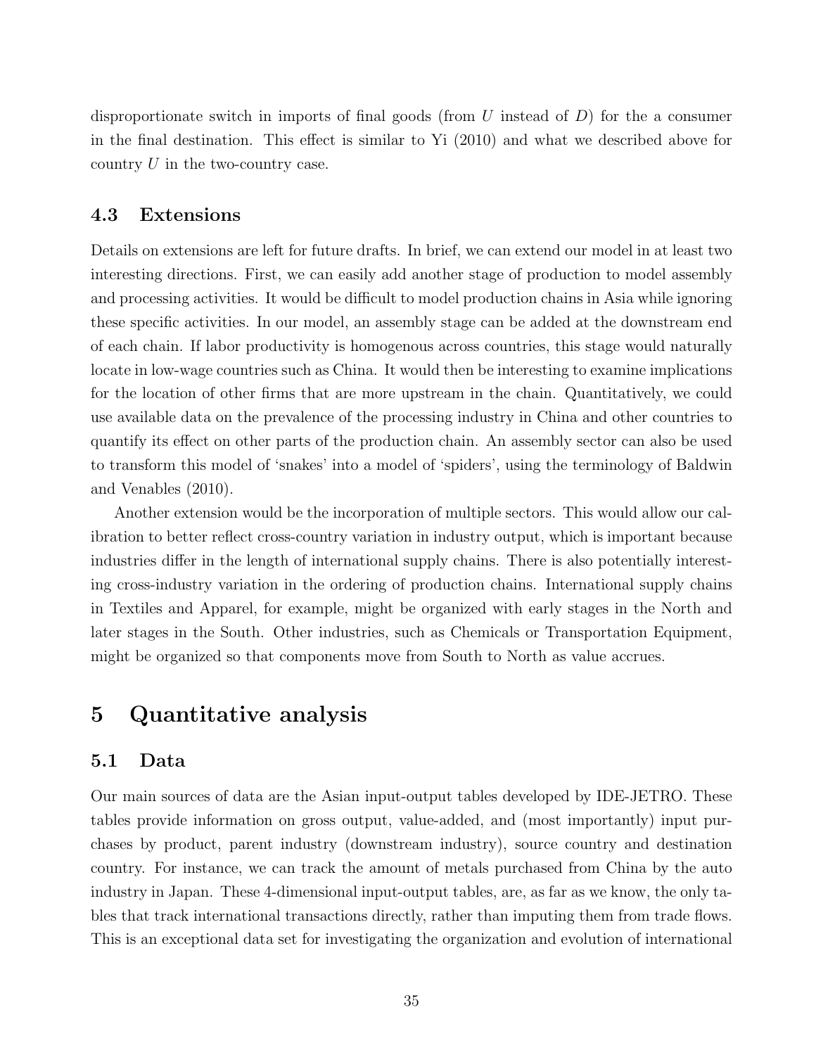disproportionate switch in imports of final goods (from $U$ instead of $D$) for the a consumer in the final destination. This effect is similar to Yi (2010) and what we described above for country $U$ in the two-country case.

### 4.3 Extensions

Details on extensions are left for future drafts. In brief, we can extend our model in at least two interesting directions. First, we can easily add another stage of production to model assembly and processing activities. It would be difficult to model production chains in Asia while ignoring these specific activities. In our model, an assembly stage can be added at the downstream end of each chain. If labor productivity is homogenous across countries, this stage would naturally locate in low-wage countries such as China. It would then be interesting to examine implications for the location of other firms that are more upstream in the chain. Quantitatively, we could use available data on the prevalence of the processing industry in China and other countries to quantify its effect on other parts of the production chain. An assembly sector can also be used to transform this model of 'snakes' into a model of 'spiders', using the terminology of Baldwin and Venables (2010).

Another extension would be the incorporation of multiple sectors. This would allow our calibration to better reflect cross-country variation in industry output, which is important because industries differ in the length of international supply chains. There is also potentially interesting cross-industry variation in the ordering of production chains. International supply chains in Textiles and Apparel, for example, might be organized with early stages in the North and later stages in the South. Other industries, such as Chemicals or Transportation Equipment, might be organized so that components move from South to North as value accrues.

## 5 Quantitative analysis

### 5.1 Data

Our main sources of data are the Asian input-output tables developed by IDE-JETRO. These tables provide information on gross output, value-added, and (most importantly) input purchases by product, parent industry (downstream industry), source country and destination country. For instance, we can track the amount of metals purchased from China by the auto industry in Japan. These 4-dimensional input-output tables, are, as far as we know, the only tables that track international transactions directly, rather than imputing them from trade flows. This is an exceptional data set for investigating the organization and evolution of international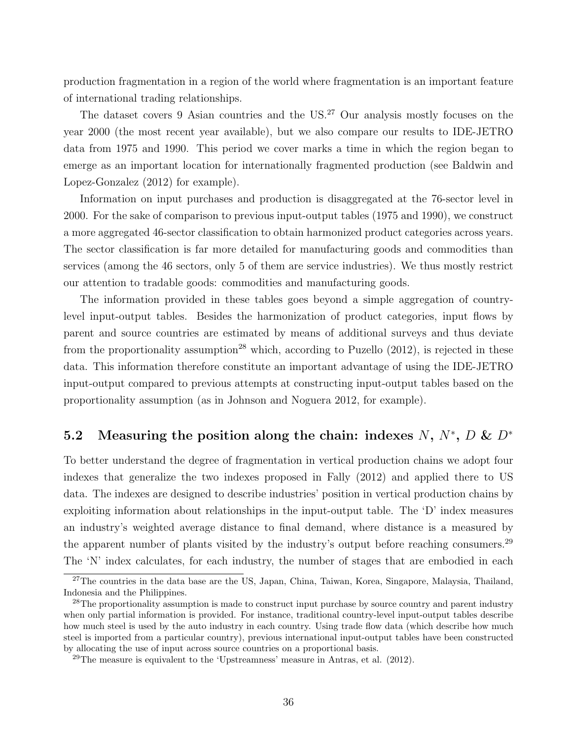production fragmentation in a region of the world where fragmentation is an important feature of international trading relationships.

The dataset covers 9 Asian countries and the US.[27] Our analysis mostly focuses on the year 2000 (the most recent year available), but we also compare our results to IDE-JETRO data from 1975 and 1990. This period we cover marks a time in which the region began to emerge as an important location for internationally fragmented production (see Baldwin and Lopez-Gonzalez (2012) for example).

Information on input purchases and production is disaggregated at the 76-sector level in 2000. For the sake of comparison to previous input-output tables (1975 and 1990), we construct a more aggregated 46-sector classification to obtain harmonized product categories across years. The sector classification is far more detailed for manufacturing goods and commodities than services (among the 46 sectors, only 5 of them are service industries). We thus mostly restrict our attention to tradable goods: commodities and manufacturing goods.

The information provided in these tables goes beyond a simple aggregation of country-level input-output tables. Besides the harmonization of product categories, input flows by parent and source countries are estimated by means of additional surveys and thus deviate from the proportionality assumption[28] which, according to Puzello (2012), is rejected in these data. This information therefore constitute an important advantage of using the IDE-JETRO input-output compared to previous attempts at constructing input-output tables based on the proportionality assumption (as in Johnson and Noguera 2012, for example).

## 5.2 Measuring the position along the chain: indexes $N$, $N^*$, $D$ & $D^*$

To better understand the degree of fragmentation in vertical production chains we adopt four indexes that generalize the two indexes proposed in Fally (2012) and applied there to US data. The indexes are designed to describe industries' position in vertical production chains by exploiting information about relationships in the input-output table. The 'D' index measures an industry's weighted average distance to final demand, where distance is a measured by the apparent number of plants visited by the industry's output before reaching consumers.[29] The 'N' index calculates, for each industry, the number of stages that are embodied in each

---

[27] The countries in the data base are the US, Japan, China, Taiwan, Korea, Singapore, Malaysia, Thailand, Indonesia and the Philippines.

[28] The proportionality assumption is made to construct input purchase by source country and parent industry when only partial information is provided. For instance, traditional country-level input-output tables describe how much steel is used by the auto industry in each country. Using trade flow data (which describe how much steel is imported from a particular country), previous international input-output tables have been constructed by allocating the use of input across source countries on a proportional basis.

[29] The measure is equivalent to the 'Upstreamness' measure in Antras, et al. (2012).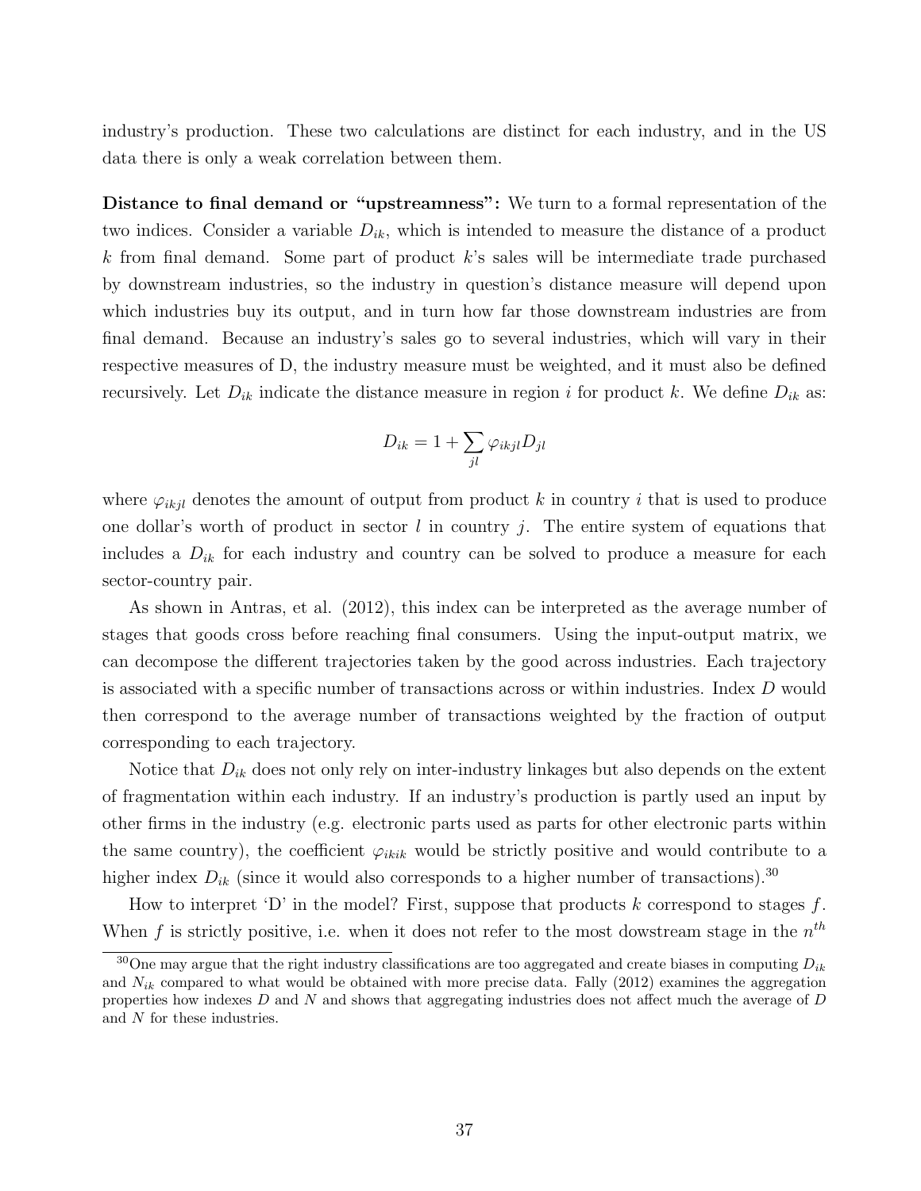industry's production. These two calculations are distinct for each industry, and in the US data there is only a weak correlation between them.

**Distance to final demand or "upstreamness":** We turn to a formal representation of the two indices. Consider a variable $D_{ik}$, which is intended to measure the distance of a product $k$ from final demand. Some part of product $k$'s sales will be intermediate trade purchased by downstream industries, so the industry in question's distance measure will depend upon which industries buy its output, and in turn how far those downstream industries are from final demand. Because an industry's sales go to several industries, which will vary in their respective measures of D, the industry measure must be weighted, and it must also be defined recursively. Let $D_{ik}$ indicate the distance measure in region $i$ for product $k$. We define $D_{ik}$ as:

$$D_{ik} = 1 + \sum_{jl} \varphi_{ikjl} D_{jl}$$

where $\varphi_{ikjl}$ denotes the amount of output from product $k$ in country $i$ that is used to produce one dollar's worth of product in sector $l$ in country $j$. The entire system of equations that includes a $D_{ik}$ for each industry and country can be solved to produce a measure for each sector-country pair.

As shown in Antras, et al. (2012), this index can be interpreted as the average number of stages that goods cross before reaching final consumers. Using the input-output matrix, we can decompose the different trajectories taken by the good across industries. Each trajectory is associated with a specific number of transactions across or within industries. Index $D$ would then correspond to the average number of transactions weighted by the fraction of output corresponding to each trajectory.

Notice that $D_{ik}$ does not only rely on inter-industry linkages but also depends on the extent of fragmentation within each industry. If an industry's production is partly used an input by other firms in the industry (e.g. electronic parts used as parts for other electronic parts within the same country), the coefficient $\varphi_{ikik}$ would be strictly positive and would contribute to a higher index $D_{ik}$ (since it would also corresponds to a higher number of transactions).[30]

How to interpret 'D' in the model? First, suppose that products $k$ correspond to stages $f$. When $f$ is strictly positive, i.e. when it does not refer to the most dowstream stage in the $n^{th}$

[30]One may argue that the right industry classifications are too aggregated and create biases in computing $D_{ik}$ and $N_{ik}$ compared to what would be obtained with more precise data. Fally (2012) examines the aggregation properties how indexes $D$ and $N$ and shows that aggregating industries does not affect much the average of $D$ and $N$ for these industries.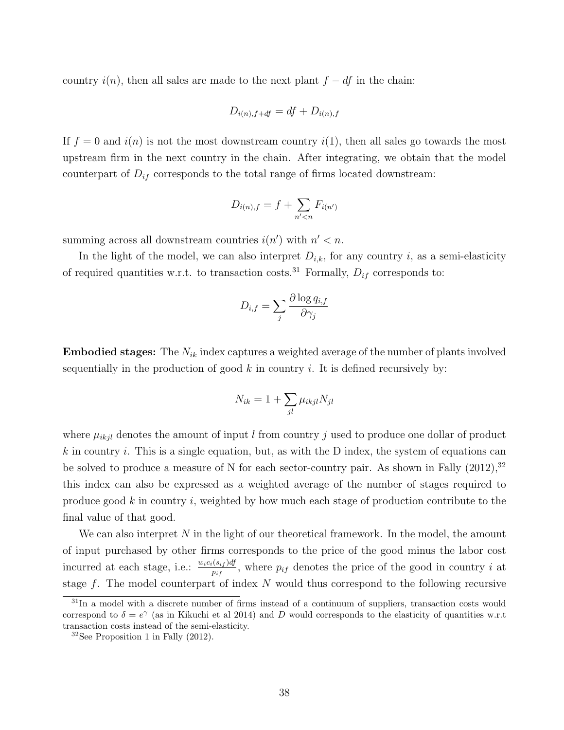country $i(n)$, then all sales are made to the next plant $f - df$ in the chain:

$$D_{i(n),f+df} = df + D_{i(n),f}$$

If $f = 0$ and $i(n)$ is not the most downstream country $i(1)$, then all sales go towards the most upstream firm in the next country in the chain. After integrating, we obtain that the model counterpart of $D_{if}$ corresponds to the total range of firms located downstream:

$$D_{i(n),f} = f + \sum_{n'<n} F_{i(n')}$$

summing across all downstream countries $i(n')$ with $n' < n$.

In the light of the model, we can also interpret $D_{i,k}$, for any country $i$, as a semi-elasticity of required quantities w.r.t. to transaction costs.[31] Formally, $D_{if}$ corresponds to:

$$D_{i,f} = \sum_j \frac{\partial \log q_{i,f}}{\partial \gamma_j}$$

**Embodied stages:** The $N_{ik}$ index captures a weighted average of the number of plants involved sequentially in the production of good $k$ in country $i$. It is defined recursively by:

$$N_{ik} = 1 + \sum_{jl} \mu_{ikjl} N_{jl}$$

where $\mu_{ikjl}$ denotes the amount of input $l$ from country $j$ used to produce one dollar of product $k$ in country $i$. This is a single equation, but, as with the D index, the system of equations can be solved to produce a measure of N for each sector-country pair. As shown in Fally (2012),[32] this index can also be expressed as a weighted average of the number of stages required to produce good $k$ in country $i$, weighted by how much each stage of production contribute to the final value of that good.

We can also interpret $N$ in the light of our theoretical framework. In the model, the amount of input purchased by other firms corresponds to the price of the good minus the labor cost incurred at each stage, i.e.: $\frac{w_i c_i(s_{if})df}{p_{if}}$, where $p_{if}$ denotes the price of the good in country $i$ at stage $f$. The model counterpart of index $N$ would thus correspond to the following recursive

[31] In a model with a discrete number of firms instead of a continuum of suppliers, transaction costs would correspond to $\delta = e^{\gamma}$ (as in Kikuchi et al 2014) and $D$ would corresponds to the elasticity of quantities w.r.t transaction costs instead of the semi-elasticity.

[32] See Proposition 1 in Fally (2012).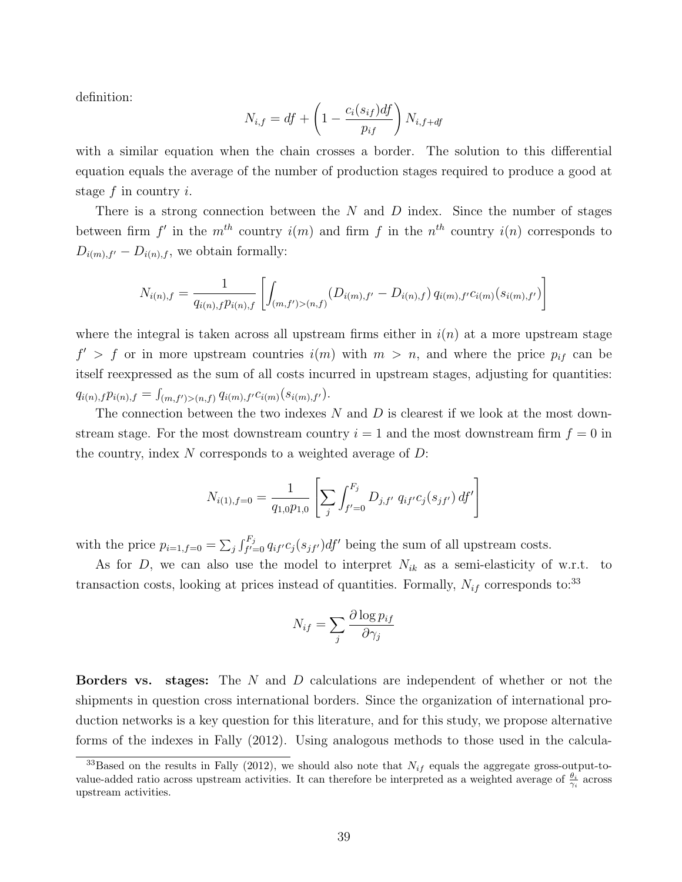definition:

$$N_{i,f} = df + \left(1 - \frac{c_i(s_{if})df}{p_{if}}\right) N_{i,f+df}$$

with a similar equation when the chain crosses a border. The solution to this differential equation equals the average of the number of production stages required to produce a good at stage $f$ in country $i$.

There is a strong connection between the $N$ and $D$ index. Since the number of stages between firm $f'$ in the $m^{th}$ country $i(m)$ and firm $f$ in the $n^{th}$ country $i(n)$ corresponds to $D_{i(m),f'} - D_{i(n),f}$, we obtain formally:

$$N_{i(n),f} = \frac{1}{q_{i(n),f}p_{i(n),f}} \left[ \int_{(m,f')>(n,f)} \left(D_{i(m),f'} - D_{i(n),f}\right) q_{i(m),f'} c_{i(m)}(s_{i(m),f'}) \right]$$

where the integral is taken across all upstream firms either in $i(n)$ at a more upstream stage $f' > f$ or in more upstream countries $i(m)$ with $m > n$, and where the price $p_{if}$ can be itself reexpressed as the sum of all costs incurred in upstream stages, adjusting for quantities: $q_{i(n),f}p_{i(n),f} = \int_{(m,f')>(n,f)} q_{i(m),f'}c_{i(m)}(s_{i(m),f'})$.

The connection between the two indexes $N$ and $D$ is clearest if we look at the most downstream stage. For the most downstream country $i = 1$ and the most downstream firm $f = 0$ in the country, index $N$ corresponds to a weighted average of $D$:

$$N_{i(1),f=0} = \frac{1}{q_{1,0}p_{1,0}} \left[ \sum_j \int_{f'=0}^{F_j} D_{j,f'} \; q_{if'} c_j(s_{jf'}) \, df' \right]$$

with the price $p_{i=1,f=0} = \sum_j \int_{f'=0}^{F_j} q_{if'}c_j(s_{jf'})df'$ being the sum of all upstream costs.

As for $D$, we can also use the model to interpret $N_{ik}$ as a semi-elasticity of w.r.t. to transaction costs, looking at prices instead of quantities. Formally, $N_{if}$ corresponds to:[33]

$$N_{if} = \sum_j \frac{\partial \log p_{if}}{\partial \gamma_j}$$

**Borders vs. stages:** The $N$ and $D$ calculations are independent of whether or not the shipments in question cross international borders. Since the organization of international production networks is a key question for this literature, and for this study, we propose alternative forms of the indexes in Fally (2012). Using analogous methods to those used in the calcula-

[33] Based on the results in Fally (2012), we should also note that $N_{if}$ equals the aggregate gross-output-to-value-added ratio across upstream activities. It can therefore be interpreted as a weighted average of $\frac{\theta_i}{\gamma_i}$ across upstream activities.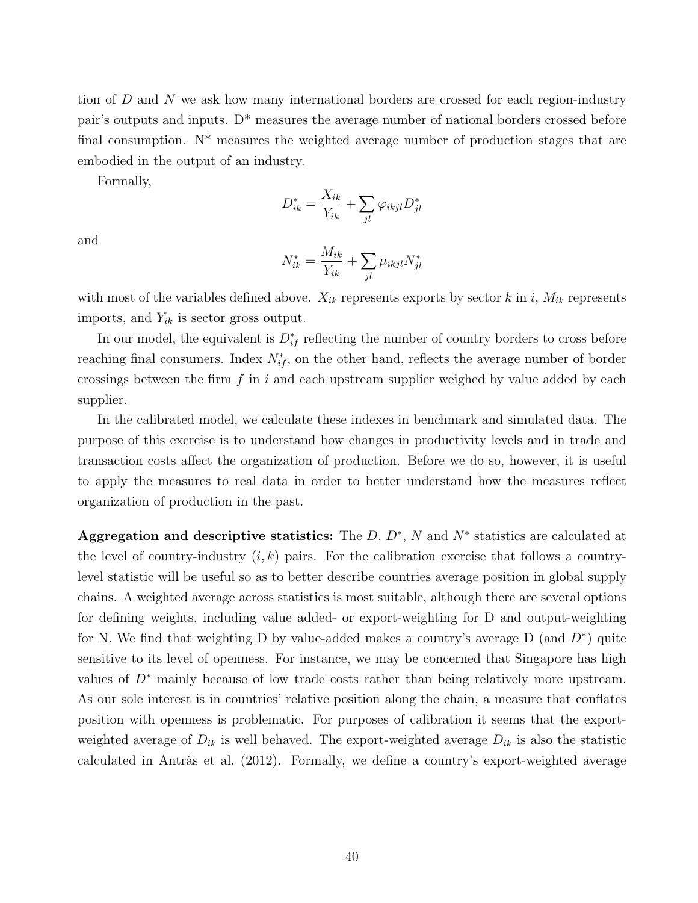tion of $D$ and $N$ we ask how many international borders are crossed for each region-industry pair's outputs and inputs. D* measures the average number of national borders crossed before final consumption. N* measures the weighted average number of production stages that are embodied in the output of an industry.

Formally,

$$D^*_{ik} = \frac{X_{ik}}{Y_{ik}} + \sum_{jl} \varphi_{ikjl} D^*_{jl}$$

and

$$N^*_{ik} = \frac{M_{ik}}{Y_{ik}} + \sum_{jl} \mu_{ikjl} N^*_{jl}$$

with most of the variables defined above. $X_{ik}$ represents exports by sector $k$ in $i$, $M_{ik}$ represents imports, and $Y_{ik}$ is sector gross output.

In our model, the equivalent is $D^*_{if}$ reflecting the number of country borders to cross before reaching final consumers. Index $N^*_{if}$, on the other hand, reflects the average number of border crossings between the firm $f$ in $i$ and each upstream supplier weighed by value added by each supplier.

In the calibrated model, we calculate these indexes in benchmark and simulated data. The purpose of this exercise is to understand how changes in productivity levels and in trade and transaction costs affect the organization of production. Before we do so, however, it is useful to apply the measures to real data in order to better understand how the measures reflect organization of production in the past.

**Aggregation and descriptive statistics:** The $D$, $D^*$, $N$ and $N^*$ statistics are calculated at the level of country-industry $(i, k)$ pairs. For the calibration exercise that follows a country-level statistic will be useful so as to better describe countries average position in global supply chains. A weighted average across statistics is most suitable, although there are several options for defining weights, including value added- or export-weighting for D and output-weighting for N. We find that weighting D by value-added makes a country's average D (and $D^*$) quite sensitive to its level of openness. For instance, we may be concerned that Singapore has high values of $D^*$ mainly because of low trade costs rather than being relatively more upstream. As our sole interest is in countries' relative position along the chain, a measure that conflates position with openness is problematic. For purposes of calibration it seems that the export-weighted average of $D_{ik}$ is well behaved. The export-weighted average $D_{ik}$ is also the statistic calculated in Antràs et al. (2012). Formally, we define a country's export-weighted average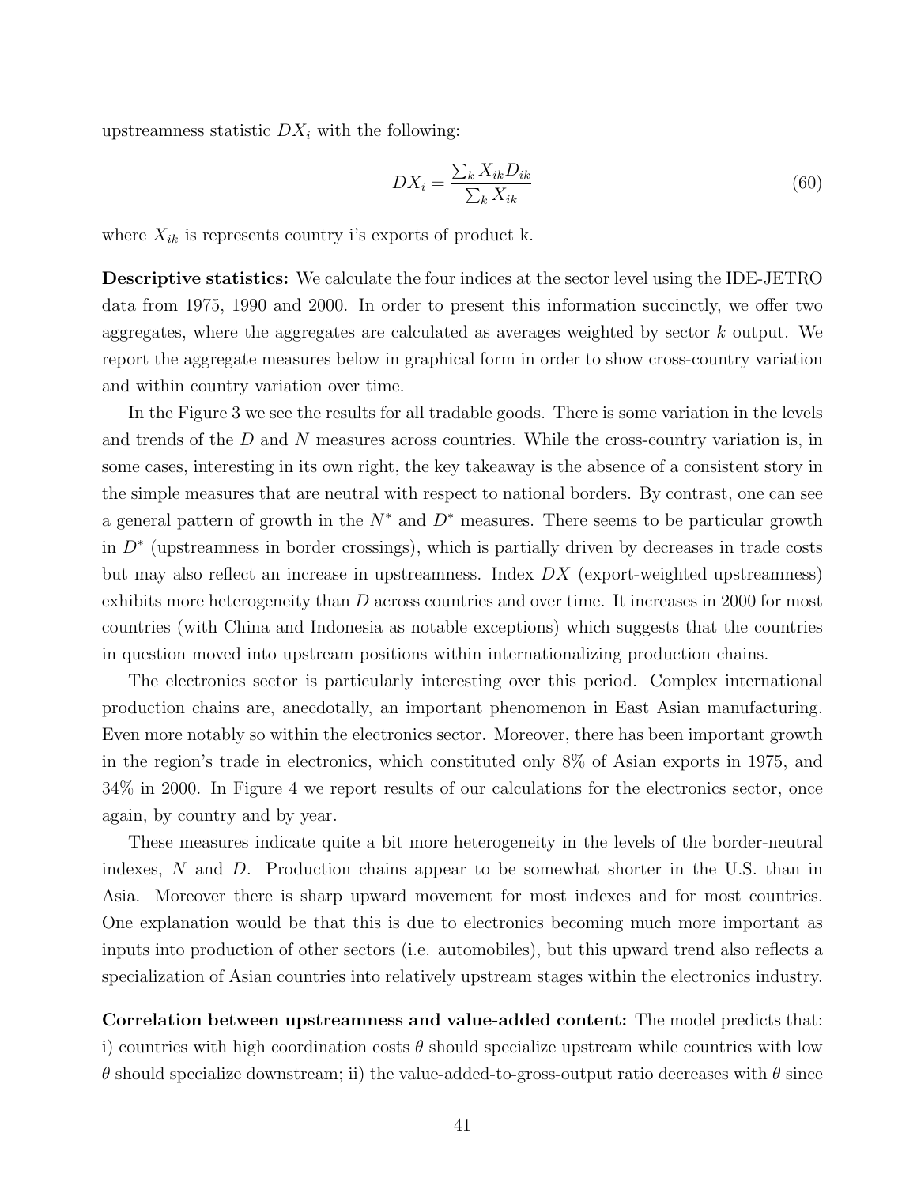upstreamness statistic $DX_i$ with the following:

$$DX_i = \frac{\sum_k X_{ik} D_{ik}}{\sum_k X_{ik}} \tag{60}$$

where $X_{ik}$ is represents country i's exports of product k.

**Descriptive statistics:** We calculate the four indices at the sector level using the IDE-JETRO data from 1975, 1990 and 2000. In order to present this information succinctly, we offer two aggregates, where the aggregates are calculated as averages weighted by sector $k$ output. We report the aggregate measures below in graphical form in order to show cross-country variation and within country variation over time.

In the Figure 3 we see the results for all tradable goods. There is some variation in the levels and trends of the $D$ and $N$ measures across countries. While the cross-country variation is, in some cases, interesting in its own right, the key takeaway is the absence of a consistent story in the simple measures that are neutral with respect to national borders. By contrast, one can see a general pattern of growth in the $N^*$ and $D^*$ measures. There seems to be particular growth in $D^*$ (upstreamness in border crossings), which is partially driven by decreases in trade costs but may also reflect an increase in upstreamness. Index $DX$ (export-weighted upstreamness) exhibits more heterogeneity than $D$ across countries and over time. It increases in 2000 for most countries (with China and Indonesia as notable exceptions) which suggests that the countries in question moved into upstream positions within internationalizing production chains.

The electronics sector is particularly interesting over this period. Complex international production chains are, anecdotally, an important phenomenon in East Asian manufacturing. Even more notably so within the electronics sector. Moreover, there has been important growth in the region's trade in electronics, which constituted only 8% of Asian exports in 1975, and 34% in 2000. In Figure 4 we report results of our calculations for the electronics sector, once again, by country and by year.

These measures indicate quite a bit more heterogeneity in the levels of the border-neutral indexes, $N$ and $D$. Production chains appear to be somewhat shorter in the U.S. than in Asia. Moreover there is sharp upward movement for most indexes and for most countries. One explanation would be that this is due to electronics becoming much more important as inputs into production of other sectors (i.e. automobiles), but this upward trend also reflects a specialization of Asian countries into relatively upstream stages within the electronics industry.

**Correlation between upstreamness and value-added content:** The model predicts that: i) countries with high coordination costs $\theta$ should specialize upstream while countries with low $\theta$ should specialize downstream; ii) the value-added-to-gross-output ratio decreases with $\theta$ since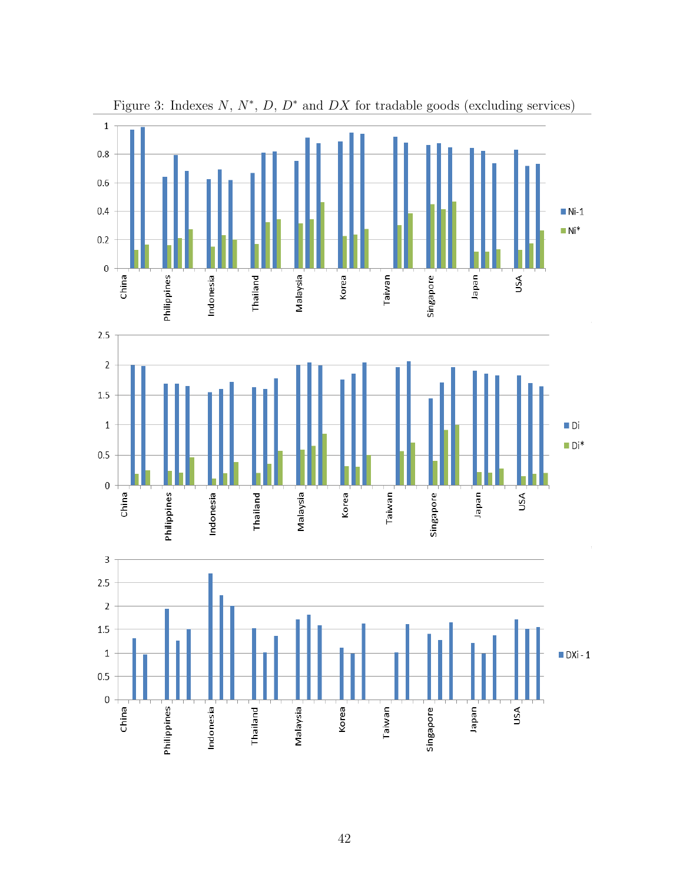Figure 3: Indexes $N$, $N^*$, $D$, $D^*$ and $DX$ for tradable goods (excluding services)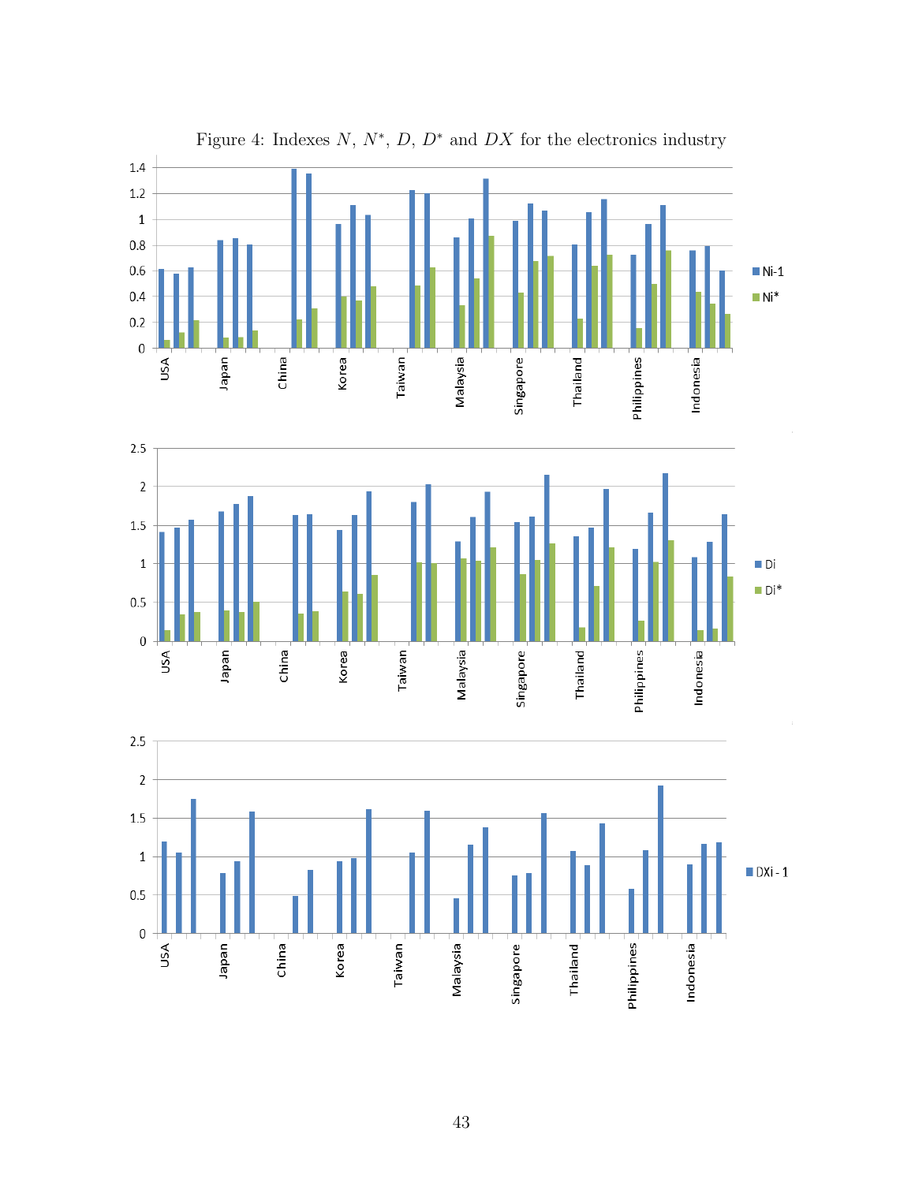Figure 4: Indexes $N$, $N^*$, $D$, $D^*$ and $DX$ for the electronics industry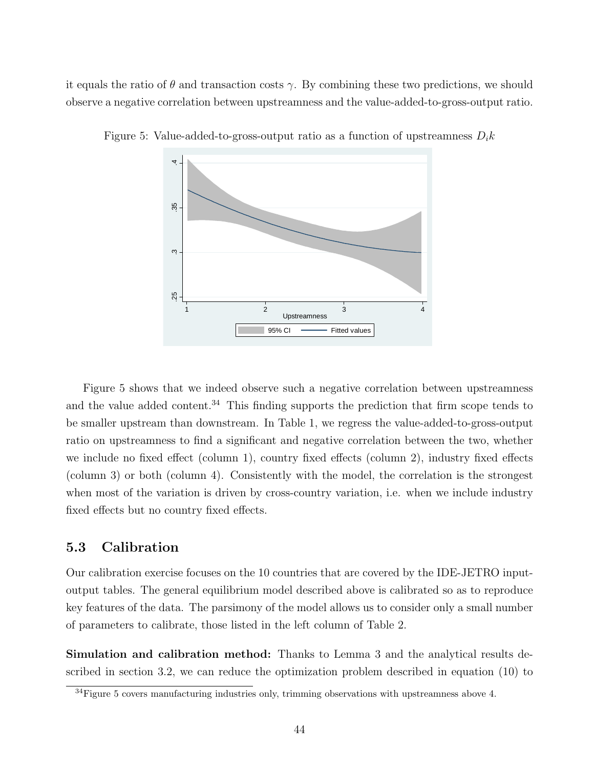it equals the ratio of $\theta$ and transaction costs $\gamma$. By combining these two predictions, we should observe a negative correlation between upstreamness and the value-added-to-gross-output ratio.

Figure 5: Value-added-to-gross-output ratio as a function of upstreamness $D_i k$

Figure 5 shows that we indeed observe such a negative correlation between upstreamness and the value added content.[34] This finding supports the prediction that firm scope tends to be smaller upstream than downstream. In Table 1, we regress the value-added-to-gross-output ratio on upstreamness to find a significant and negative correlation between the two, whether we include no fixed effect (column 1), country fixed effects (column 2), industry fixed effects (column 3) or both (column 4). Consistently with the model, the correlation is the strongest when most of the variation is driven by cross-country variation, i.e. when we include industry fixed effects but no country fixed effects.

## 5.3 Calibration

Our calibration exercise focuses on the 10 countries that are covered by the IDE-JETRO input-output tables. The general equilibrium model described above is calibrated so as to reproduce key features of the data. The parsimony of the model allows us to consider only a small number of parameters to calibrate, those listed in the left column of Table 2.

**Simulation and calibration method:** Thanks to Lemma 3 and the analytical results described in section 3.2, we can reduce the optimization problem described in equation (10) to

[34] Figure 5 covers manufacturing industries only, trimming observations with upstreamness above 4.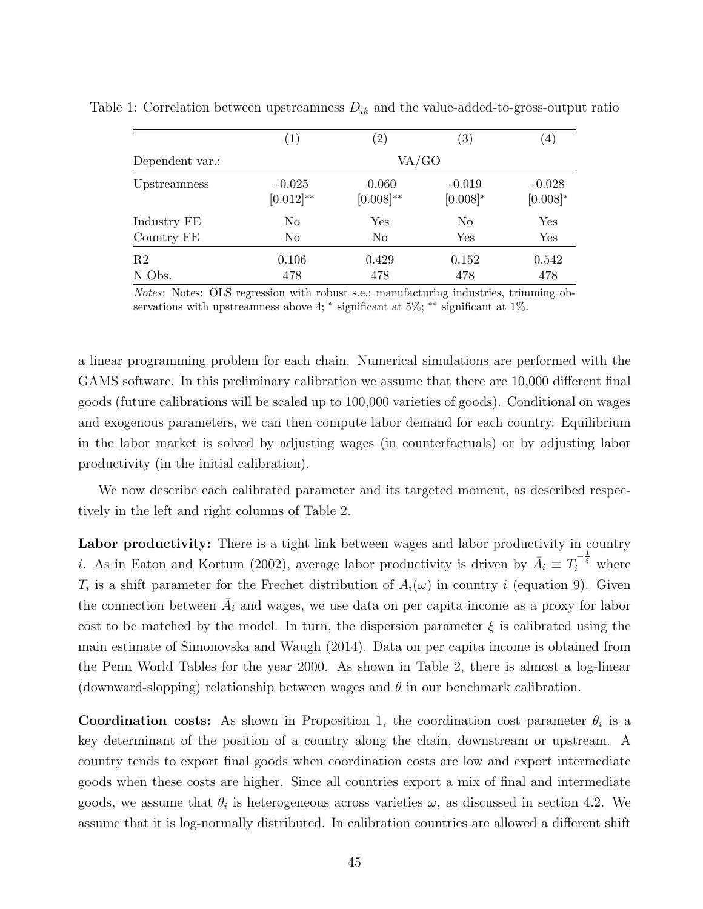Table 1: Correlation between upstreamness $D_{ik}$ and the value-added-to-gross-output ratio

| | (1) | (2) | (3) | (4) |
|---|---|---|---|---|
| Dependent var.: | VA/GO | | | |
| Upstreamness | -0.025 | -0.060 | -0.019 | -0.028 |
| | [0.012]** | [0.008]** | [0.008]* | [0.008]* |
| Industry FE | No | Yes | No | Yes |
| Country FE | No | No | Yes | Yes |
| R2 | 0.106 | 0.429 | 0.152 | 0.542 |
| N Obs. | 478 | 478 | 478 | 478 |

*Notes*: Notes: OLS regression with robust s.e.; manufacturing industries, trimming observations with upstreamness above 4; * significant at 5%; ** significant at 1%.

a linear programming problem for each chain. Numerical simulations are performed with the GAMS software. In this preliminary calibration we assume that there are 10,000 different final goods (future calibrations will be scaled up to 100,000 varieties of goods). Conditional on wages and exogenous parameters, we can then compute labor demand for each country. Equilibrium in the labor market is solved by adjusting wages (in counterfactuals) or by adjusting labor productivity (in the initial calibration).

We now describe each calibrated parameter and its targeted moment, as described respectively in the left and right columns of Table 2.

**Labor productivity:** There is a tight link between wages and labor productivity in country $i$. As in Eaton and Kortum (2002), average labor productivity is driven by $\bar{A}_i \equiv T_i^{-\frac{1}{\xi}}$ where $T_i$ is a shift parameter for the Frechet distribution of $A_i(\omega)$ in country $i$ (equation 9). Given the connection between $\bar{A}_i$ and wages, we use data on per capita income as a proxy for labor cost to be matched by the model. In turn, the dispersion parameter $\xi$ is calibrated using the main estimate of Simonovska and Waugh (2014). Data on per capita income is obtained from the Penn World Tables for the year 2000. As shown in Table 2, there is almost a log-linear (downward-slopping) relationship between wages and $\theta$ in our benchmark calibration.

**Coordination costs:** As shown in Proposition 1, the coordination cost parameter $\theta_i$ is a key determinant of the position of a country along the chain, downstream or upstream. A country tends to export final goods when coordination costs are low and export intermediate goods when these costs are higher. Since all countries export a mix of final and intermediate goods, we assume that $\theta_i$ is heterogeneous across varieties $\omega$, as discussed in section 4.2. We assume that it is log-normally distributed. In calibration countries are allowed a different shift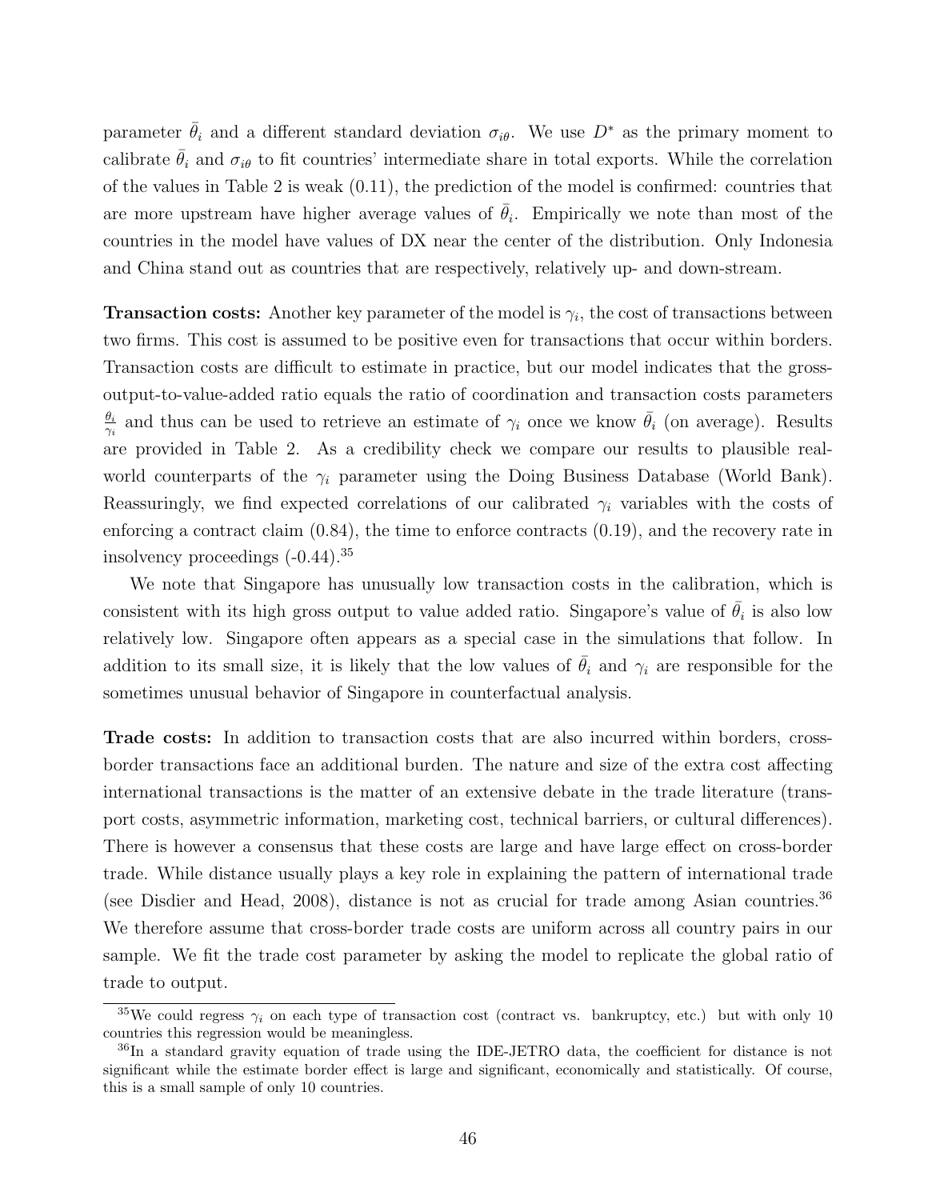parameter $\bar{\theta}_i$ and a different standard deviation $\sigma_{i\theta}$. We use $D^*$ as the primary moment to calibrate $\bar{\theta}_i$ and $\sigma_{i\theta}$ to fit countries' intermediate share in total exports. While the correlation of the values in Table 2 is weak (0.11), the prediction of the model is confirmed: countries that are more upstream have higher average values of $\bar{\theta}_i$. Empirically we note than most of the countries in the model have values of DX near the center of the distribution. Only Indonesia and China stand out as countries that are respectively, relatively up- and down-stream.

**Transaction costs:** Another key parameter of the model is $\gamma_i$, the cost of transactions between two firms. This cost is assumed to be positive even for transactions that occur within borders. Transaction costs are difficult to estimate in practice, but our model indicates that the gross-output-to-value-added ratio equals the ratio of coordination and transaction costs parameters $\frac{\theta_i}{\gamma_i}$ and thus can be used to retrieve an estimate of $\gamma_i$ once we know $\bar{\theta}_i$ (on average). Results are provided in Table 2. As a credibility check we compare our results to plausible real-world counterparts of the $\gamma_i$ parameter using the Doing Business Database (World Bank). Reassuringly, we find expected correlations of our calibrated $\gamma_i$ variables with the costs of enforcing a contract claim (0.84), the time to enforce contracts (0.19), and the recovery rate in insolvency proceedings (-0.44).[35]

We note that Singapore has unusually low transaction costs in the calibration, which is consistent with its high gross output to value added ratio. Singapore's value of $\bar{\theta}_i$ is also low relatively low. Singapore often appears as a special case in the simulations that follow. In addition to its small size, it is likely that the low values of $\bar{\theta}_i$ and $\gamma_i$ are responsible for the sometimes unusual behavior of Singapore in counterfactual analysis.

**Trade costs:** In addition to transaction costs that are also incurred within borders, cross-border transactions face an additional burden. The nature and size of the extra cost affecting international transactions is the matter of an extensive debate in the trade literature (transport costs, asymmetric information, marketing cost, technical barriers, or cultural differences). There is however a consensus that these costs are large and have large effect on cross-border trade. While distance usually plays a key role in explaining the pattern of international trade (see Disdier and Head, 2008), distance is not as crucial for trade among Asian countries.[36] We therefore assume that cross-border trade costs are uniform across all country pairs in our sample. We fit the trade cost parameter by asking the model to replicate the global ratio of trade to output.

---

[35] We could regress $\gamma_i$ on each type of transaction cost (contract vs. bankruptcy, etc.) but with only 10 countries this regression would be meaningless.

[36] In a standard gravity equation of trade using the IDE-JETRO data, the coefficient for distance is not significant while the estimate border effect is large and significant, economically and statistically. Of course, this is a small sample of only 10 countries.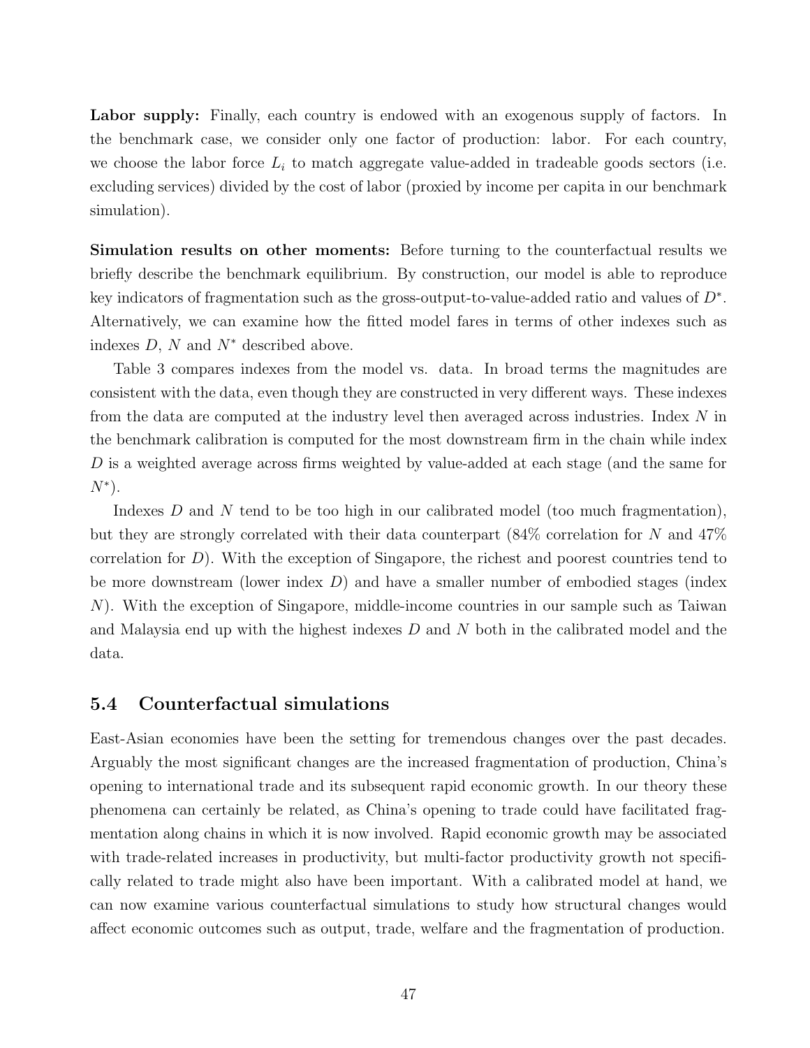**Labor supply:** Finally, each country is endowed with an exogenous supply of factors. In the benchmark case, we consider only one factor of production: labor. For each country, we choose the labor force $L_i$ to match aggregate value-added in tradeable goods sectors (i.e. excluding services) divided by the cost of labor (proxied by income per capita in our benchmark simulation).

**Simulation results on other moments:** Before turning to the counterfactual results we briefly describe the benchmark equilibrium. By construction, our model is able to reproduce key indicators of fragmentation such as the gross-output-to-value-added ratio and values of $D^*$. Alternatively, we can examine how the fitted model fares in terms of other indexes such as indexes $D$, $N$ and $N^*$ described above.

Table 3 compares indexes from the model vs. data. In broad terms the magnitudes are consistent with the data, even though they are constructed in very different ways. These indexes from the data are computed at the industry level then averaged across industries. Index $N$ in the benchmark calibration is computed for the most downstream firm in the chain while index $D$ is a weighted average across firms weighted by value-added at each stage (and the same for $N^*$).

Indexes $D$ and $N$ tend to be too high in our calibrated model (too much fragmentation), but they are strongly correlated with their data counterpart (84% correlation for $N$ and 47% correlation for $D$). With the exception of Singapore, the richest and poorest countries tend to be more downstream (lower index $D$) and have a smaller number of embodied stages (index $N$). With the exception of Singapore, middle-income countries in our sample such as Taiwan and Malaysia end up with the highest indexes $D$ and $N$ both in the calibrated model and the data.

## 5.4 Counterfactual simulations

East-Asian economies have been the setting for tremendous changes over the past decades. Arguably the most significant changes are the increased fragmentation of production, China's opening to international trade and its subsequent rapid economic growth. In our theory these phenomena can certainly be related, as China's opening to trade could have facilitated fragmentation along chains in which it is now involved. Rapid economic growth may be associated with trade-related increases in productivity, but multi-factor productivity growth not specifically related to trade might also have been important. With a calibrated model at hand, we can now examine various counterfactual simulations to study how structural changes would affect economic outcomes such as output, trade, welfare and the fragmentation of production.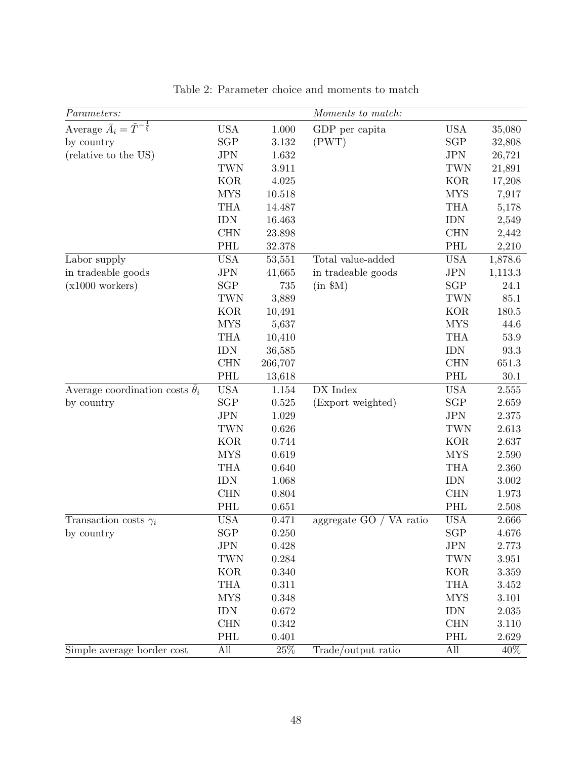Table 2: Parameter choice and moments to match

| *Parameters:* | | | *Moments to match:* | | |
|---|---|---|---|---|---|
| Average $\bar{A}_i = \tilde{T}^{-\frac{1}{\xi}}$ | USA | 1.000 | GDP per capita | USA | 35,080 |
| by country | SGP | 3.132 | (PWT) | SGP | 32,808 |
| (relative to the US) | JPN | 1.632 | | JPN | 26,721 |
| | TWN | 3.911 | | TWN | 21,891 |
| | KOR | 4.025 | | KOR | 17,208 |
| | MYS | 10.518 | | MYS | 7,917 |
| | THA | 14.487 | | THA | 5,178 |
| | IDN | 16.463 | | IDN | 2,549 |
| | CHN | 23.898 | | CHN | 2,442 |
| | PHL | 32.378 | | PHL | 2,210 |
| Labor supply | USA | 53,551 | Total value-added | USA | 1,878.6 |
| in tradeable goods | JPN | 41,665 | in tradeable goods | JPN | 1,113.3 |
| (x1000 workers) | SGP | 735 | (in $M) | SGP | 24.1 |
| | TWN | 3,889 | | TWN | 85.1 |
| | KOR | 10,491 | | KOR | 180.5 |
| | MYS | 5,637 | | MYS | 44.6 |
| | THA | 10,410 | | THA | 53.9 |
| | IDN | 36,585 | | IDN | 93.3 |
| | CHN | 266,707 | | CHN | 651.3 |
| | PHL | 13,618 | | PHL | 30.1 |
| Average coordination costs $\bar{\theta}_i$ | USA | 1.154 | DX Index | USA | 2.555 |
| by country | SGP | 0.525 | (Export weighted) | SGP | 2.659 |
| | JPN | 1.029 | | JPN | 2.375 |
| | TWN | 0.626 | | TWN | 2.613 |
| | KOR | 0.744 | | KOR | 2.637 |
| | MYS | 0.619 | | MYS | 2.590 |
| | THA | 0.640 | | THA | 2.360 |
| | IDN | 1.068 | | IDN | 3.002 |
| | CHN | 0.804 | | CHN | 1.973 |
| | PHL | 0.651 | | PHL | 2.508 |
| Transaction costs $\gamma_i$ | USA | 0.471 | aggregate GO / VA ratio | USA | 2.666 |
| by country | SGP | 0.250 | | SGP | 4.676 |
| | JPN | 0.428 | | JPN | 2.773 |
| | TWN | 0.284 | | TWN | 3.951 |
| | KOR | 0.340 | | KOR | 3.359 |
| | THA | 0.311 | | THA | 3.452 |
| | MYS | 0.348 | | MYS | 3.101 |
| | IDN | 0.672 | | IDN | 2.035 |
| | CHN | 0.342 | | CHN | 3.110 |
| | PHL | 0.401 | | PHL | 2.629 |
| Simple average border cost | All | 25% | Trade/output ratio | All | 40% |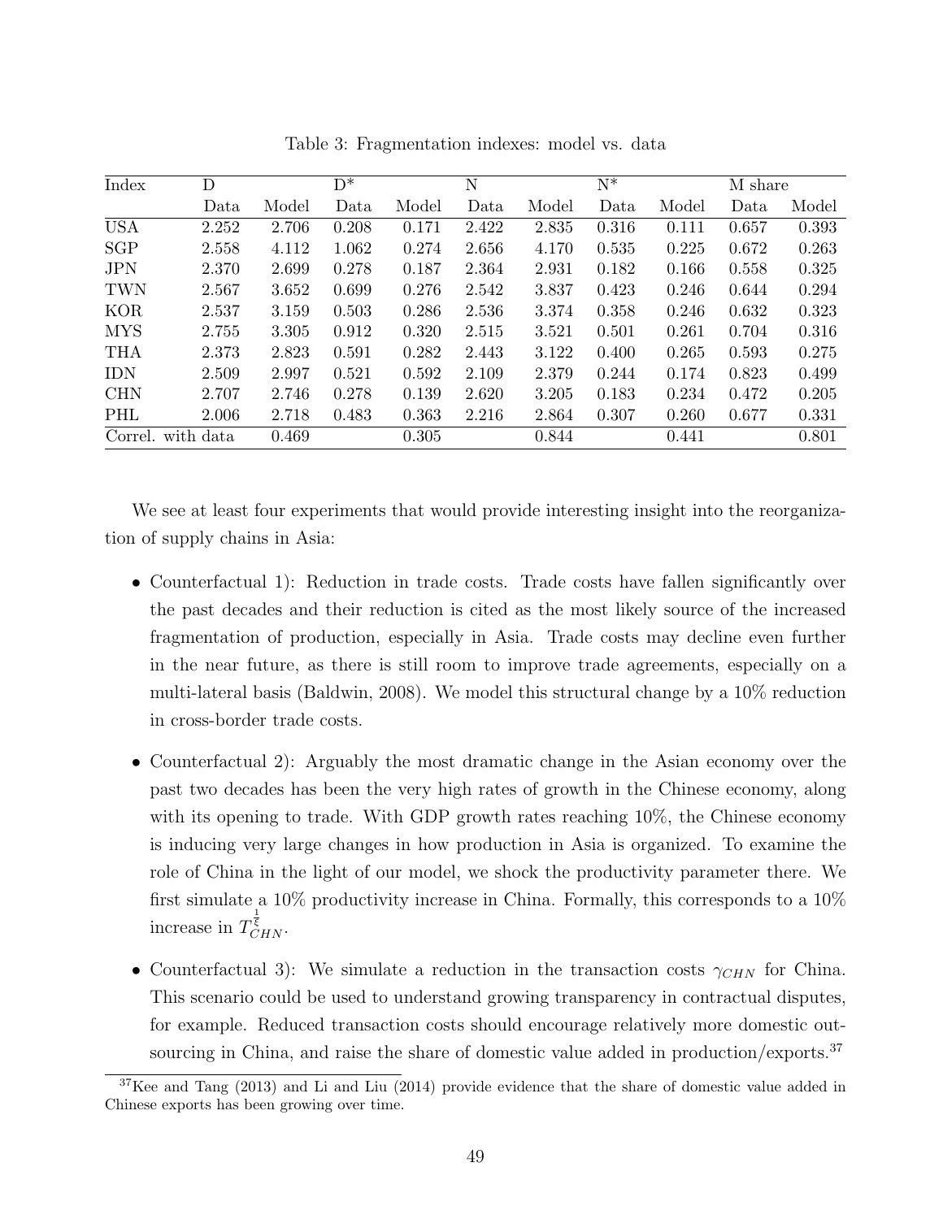Table 3: Fragmentation indexes: model vs. data

| Index | D | | D* | | N | | N* | | M share | |
|---|---|---|---|---|---|---|---|---|---|---|
| | Data | Model | Data | Model | Data | Model | Data | Model | Data | Model |
| USA | 2.252 | 2.706 | 0.208 | 0.171 | 2.422 | 2.835 | 0.316 | 0.111 | 0.657 | 0.393 |
| SGP | 2.558 | 4.112 | 1.062 | 0.274 | 2.656 | 4.170 | 0.535 | 0.225 | 0.672 | 0.263 |
| JPN | 2.370 | 2.699 | 0.278 | 0.187 | 2.364 | 2.931 | 0.182 | 0.166 | 0.558 | 0.325 |
| TWN | 2.567 | 3.652 | 0.699 | 0.276 | 2.542 | 3.837 | 0.423 | 0.246 | 0.644 | 0.294 |
| KOR | 2.537 | 3.159 | 0.503 | 0.286 | 2.536 | 3.374 | 0.358 | 0.246 | 0.632 | 0.323 |
| MYS | 2.755 | 3.305 | 0.912 | 0.320 | 2.515 | 3.521 | 0.501 | 0.261 | 0.704 | 0.316 |
| THA | 2.373 | 2.823 | 0.591 | 0.282 | 2.443 | 3.122 | 0.400 | 0.265 | 0.593 | 0.275 |
| IDN | 2.509 | 2.997 | 0.521 | 0.592 | 2.109 | 2.379 | 0.244 | 0.174 | 0.823 | 0.499 |
| CHN | 2.707 | 2.746 | 0.278 | 0.139 | 2.620 | 3.205 | 0.183 | 0.234 | 0.472 | 0.205 |
| PHL | 2.006 | 2.718 | 0.483 | 0.363 | 2.216 | 2.864 | 0.307 | 0.260 | 0.677 | 0.331 |
| Correl. with data | | 0.469 | | 0.305 | | 0.844 | | 0.441 | | 0.801 |

We see at least four experiments that would provide interesting insight into the reorganization of supply chains in Asia:

- Counterfactual 1): Reduction in trade costs. Trade costs have fallen significantly over the past decades and their reduction is cited as the most likely source of the increased fragmentation of production, especially in Asia. Trade costs may decline even further in the near future, as there is still room to improve trade agreements, especially on a multi-lateral basis (Baldwin, 2008). We model this structural change by a 10% reduction in cross-border trade costs.

- Counterfactual 2): Arguably the most dramatic change in the Asian economy over the past two decades has been the very high rates of growth in the Chinese economy, along with its opening to trade. With GDP growth rates reaching 10%, the Chinese economy is inducing very large changes in how production in Asia is organized. To examine the role of China in the light of our model, we shock the productivity parameter there. We first simulate a 10% productivity increase in China. Formally, this corresponds to a 10% increase in $T_{CHN}^{\frac{1}{\xi}}$.

- Counterfactual 3): We simulate a reduction in the transaction costs $\gamma_{CHN}$ for China. This scenario could be used to understand growing transparency in contractual disputes, for example. Reduced transaction costs should encourage relatively more domestic outsourcing in China, and raise the share of domestic value added in production/exports.[37]

[37] Kee and Tang (2013) and Li and Liu (2014) provide evidence that the share of domestic value added in Chinese exports has been growing over time.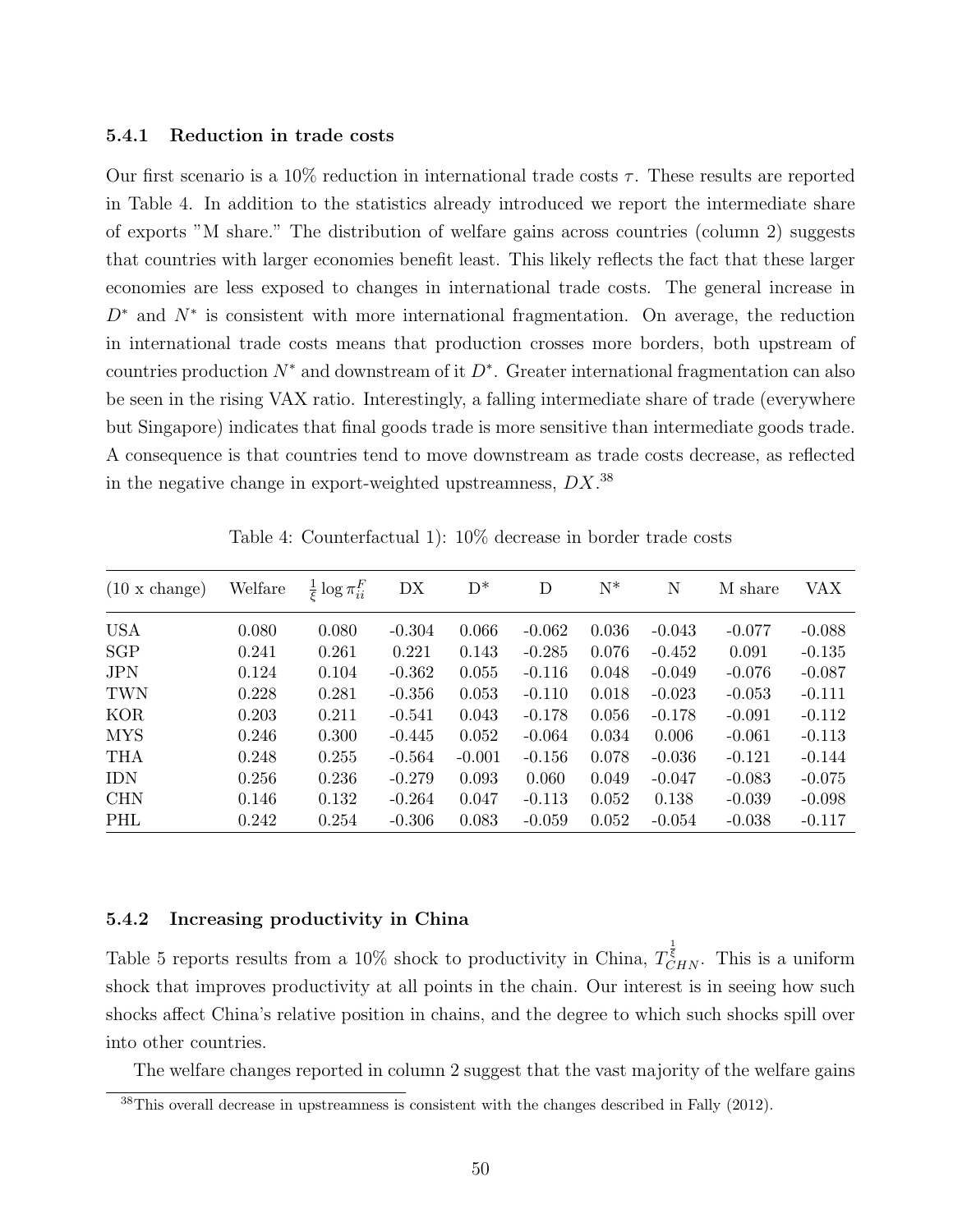### 5.4.1 Reduction in trade costs

Our first scenario is a 10% reduction in international trade costs $\tau$. These results are reported in Table 4. In addition to the statistics already introduced we report the intermediate share of exports "M share." The distribution of welfare gains across countries (column 2) suggests that countries with larger economies benefit least. This likely reflects the fact that these larger economies are less exposed to changes in international trade costs. The general increase in $D^*$ and $N^*$ is consistent with more international fragmentation. On average, the reduction in international trade costs means that production crosses more borders, both upstream of countries production $N^*$ and downstream of it $D^*$. Greater international fragmentation can also be seen in the rising VAX ratio. Interestingly, a falling intermediate share of trade (everywhere but Singapore) indicates that final goods trade is more sensitive than intermediate goods trade. A consequence is that countries tend to move downstream as trade costs decrease, as reflected in the negative change in export-weighted upstreamness, $DX$.[38]

Table 4: Counterfactual 1): 10% decrease in border trade costs

| (10 x change) | Welfare | $\frac{1}{\xi}\log\pi_{ii}^F$ | DX | D* | D | N* | N | M share | VAX |
|---|---|---|---|---|---|---|---|---|---|
| USA | 0.080 | 0.080 | -0.304 | 0.066 | -0.062 | 0.036 | -0.043 | -0.077 | -0.088 |
| SGP | 0.241 | 0.261 | 0.221 | 0.143 | -0.285 | 0.076 | -0.452 | 0.091 | -0.135 |
| JPN | 0.124 | 0.104 | -0.362 | 0.055 | -0.116 | 0.048 | -0.049 | -0.076 | -0.087 |
| TWN | 0.228 | 0.281 | -0.356 | 0.053 | -0.110 | 0.018 | -0.023 | -0.053 | -0.111 |
| KOR | 0.203 | 0.211 | -0.541 | 0.043 | -0.178 | 0.056 | -0.178 | -0.091 | -0.112 |
| MYS | 0.246 | 0.300 | -0.445 | 0.052 | -0.064 | 0.034 | 0.006 | -0.061 | -0.113 |
| THA | 0.248 | 0.255 | -0.564 | -0.001 | -0.156 | 0.078 | -0.036 | -0.121 | -0.144 |
| IDN | 0.256 | 0.236 | -0.279 | 0.093 | 0.060 | 0.049 | -0.047 | -0.083 | -0.075 |
| CHN | 0.146 | 0.132 | -0.264 | 0.047 | -0.113 | 0.052 | 0.138 | -0.039 | -0.098 |
| PHL | 0.242 | 0.254 | -0.306 | 0.083 | -0.059 | 0.052 | -0.054 | -0.038 | -0.117 |

### 5.4.2 Increasing productivity in China

Table 5 reports results from a 10% shock to productivity in China, $T_{CHN}^{\frac{1}{\xi}}$. This is a uniform shock that improves productivity at all points in the chain. Our interest is in seeing how such shocks affect China's relative position in chains, and the degree to which such shocks spill over into other countries.

The welfare changes reported in column 2 suggest that the vast majority of the welfare gains

[38] This overall decrease in upstreamness is consistent with the changes described in Fally (2012).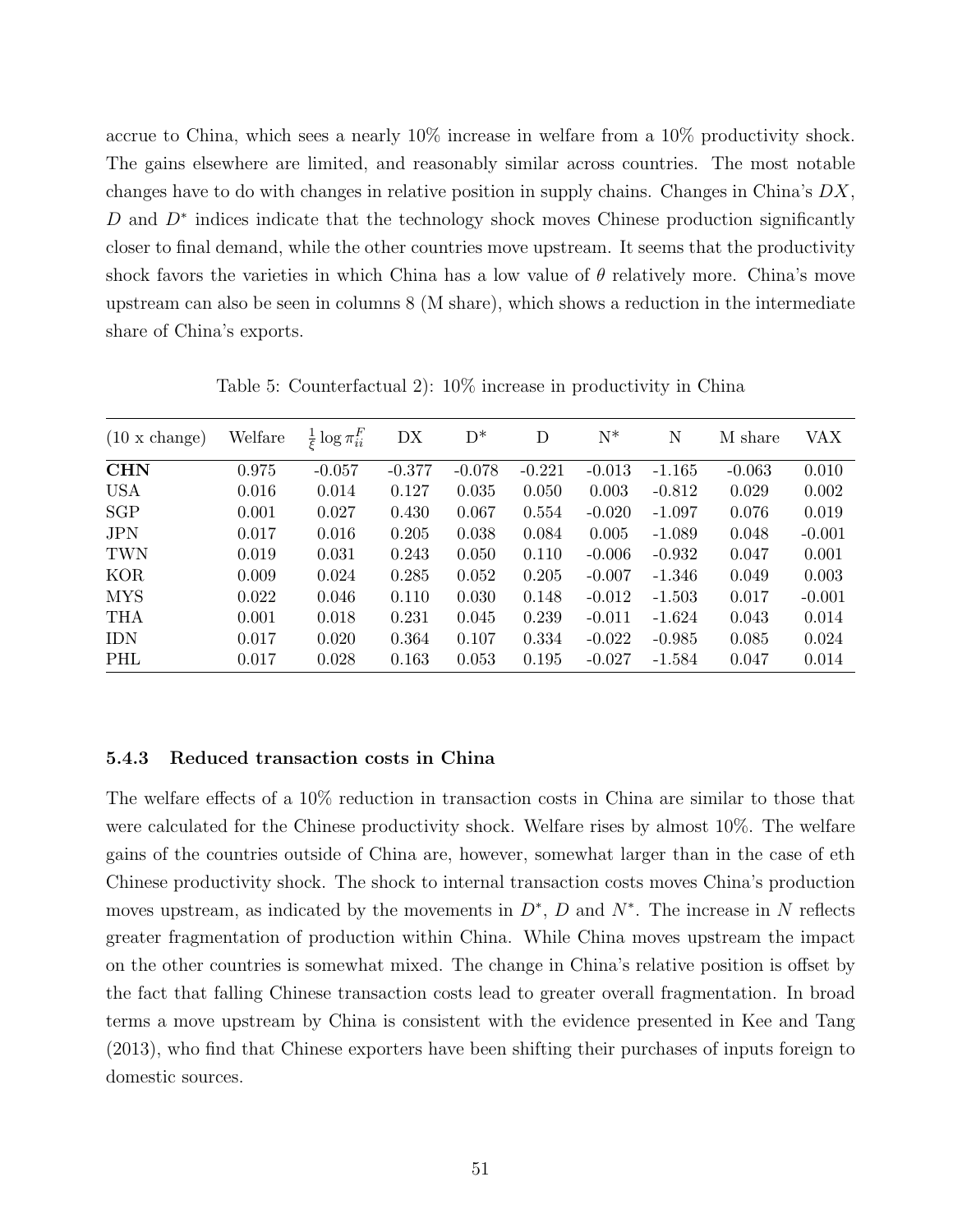accrue to China, which sees a nearly 10% increase in welfare from a 10% productivity shock. The gains elsewhere are limited, and reasonably similar across countries. The most notable changes have to do with changes in relative position in supply chains. Changes in China's $DX$, $D$ and $D^*$ indices indicate that the technology shock moves Chinese production significantly closer to final demand, while the other countries move upstream. It seems that the productivity shock favors the varieties in which China has a low value of $\theta$ relatively more. China's move upstream can also be seen in columns 8 (M share), which shows a reduction in the intermediate share of China's exports.

Table 5: Counterfactual 2): 10% increase in productivity in China

| (10 x change) | Welfare | $\frac{1}{\xi}\log\pi^F_{ii}$ | DX | D* | D | N* | N | M share | VAX |
|---|---|---|---|---|---|---|---|---|---|
| **CHN** | 0.975 | -0.057 | -0.377 | -0.078 | -0.221 | -0.013 | -1.165 | -0.063 | 0.010 |
| USA | 0.016 | 0.014 | 0.127 | 0.035 | 0.050 | 0.003 | -0.812 | 0.029 | 0.002 |
| SGP | 0.001 | 0.027 | 0.430 | 0.067 | 0.554 | -0.020 | -1.097 | 0.076 | 0.019 |
| JPN | 0.017 | 0.016 | 0.205 | 0.038 | 0.084 | 0.005 | -1.089 | 0.048 | -0.001 |
| TWN | 0.019 | 0.031 | 0.243 | 0.050 | 0.110 | -0.006 | -0.932 | 0.047 | 0.001 |
| KOR | 0.009 | 0.024 | 0.285 | 0.052 | 0.205 | -0.007 | -1.346 | 0.049 | 0.003 |
| MYS | 0.022 | 0.046 | 0.110 | 0.030 | 0.148 | -0.012 | -1.503 | 0.017 | -0.001 |
| THA | 0.001 | 0.018 | 0.231 | 0.045 | 0.239 | -0.011 | -1.624 | 0.043 | 0.014 |
| IDN | 0.017 | 0.020 | 0.364 | 0.107 | 0.334 | -0.022 | -0.985 | 0.085 | 0.024 |
| PHL | 0.017 | 0.028 | 0.163 | 0.053 | 0.195 | -0.027 | -1.584 | 0.047 | 0.014 |

#### 5.4.3 Reduced transaction costs in China

The welfare effects of a 10% reduction in transaction costs in China are similar to those that were calculated for the Chinese productivity shock. Welfare rises by almost 10%. The welfare gains of the countries outside of China are, however, somewhat larger than in the case of eth Chinese productivity shock. The shock to internal transaction costs moves China's production moves upstream, as indicated by the movements in $D^*$, $D$ and $N^*$. The increase in $N$ reflects greater fragmentation of production within China. While China moves upstream the impact on the other countries is somewhat mixed. The change in China's relative position is offset by the fact that falling Chinese transaction costs lead to greater overall fragmentation. In broad terms a move upstream by China is consistent with the evidence presented in Kee and Tang (2013), who find that Chinese exporters have been shifting their purchases of inputs foreign to domestic sources.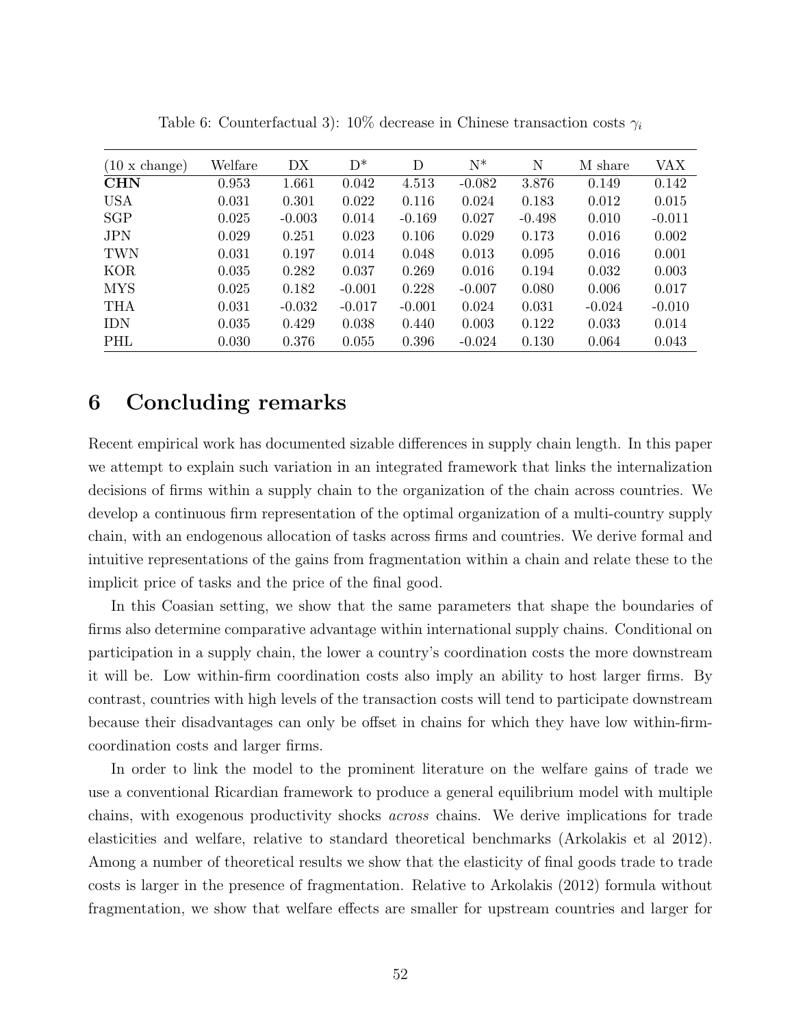Table 6: Counterfactual 3): 10% decrease in Chinese transaction costs $\gamma_i$

| (10 x change) | Welfare | DX | D* | D | N* | N | M share | VAX |
|---|---|---|---|---|---|---|---|---|
| **CHN** | 0.953 | 1.661 | 0.042 | 4.513 | -0.082 | 3.876 | 0.149 | 0.142 |
| USA | 0.031 | 0.301 | 0.022 | 0.116 | 0.024 | 0.183 | 0.012 | 0.015 |
| SGP | 0.025 | -0.003 | 0.014 | -0.169 | 0.027 | -0.498 | 0.010 | -0.011 |
| JPN | 0.029 | 0.251 | 0.023 | 0.106 | 0.029 | 0.173 | 0.016 | 0.002 |
| TWN | 0.031 | 0.197 | 0.014 | 0.048 | 0.013 | 0.095 | 0.016 | 0.001 |
| KOR | 0.035 | 0.282 | 0.037 | 0.269 | 0.016 | 0.194 | 0.032 | 0.003 |
| MYS | 0.025 | 0.182 | -0.001 | 0.228 | -0.007 | 0.080 | 0.006 | 0.017 |
| THA | 0.031 | -0.032 | -0.017 | -0.001 | 0.024 | 0.031 | -0.024 | -0.010 |
| IDN | 0.035 | 0.429 | 0.038 | 0.440 | 0.003 | 0.122 | 0.033 | 0.014 |
| PHL | 0.030 | 0.376 | 0.055 | 0.396 | -0.024 | 0.130 | 0.064 | 0.043 |

# 6 Concluding remarks

Recent empirical work has documented sizable differences in supply chain length. In this paper we attempt to explain such variation in an integrated framework that links the internalization decisions of firms within a supply chain to the organization of the chain across countries. We develop a continuous firm representation of the optimal organization of a multi-country supply chain, with an endogenous allocation of tasks across firms and countries. We derive formal and intuitive representations of the gains from fragmentation within a chain and relate these to the implicit price of tasks and the price of the final good.

In this Coasian setting, we show that the same parameters that shape the boundaries of firms also determine comparative advantage within international supply chains. Conditional on participation in a supply chain, the lower a country's coordination costs the more downstream it will be. Low within-firm coordination costs also imply an ability to host larger firms. By contrast, countries with high levels of the transaction costs will tend to participate downstream because their disadvantages can only be offset in chains for which they have low within-firm-coordination costs and larger firms.

In order to link the model to the prominent literature on the welfare gains of trade we use a conventional Ricardian framework to produce a general equilibrium model with multiple chains, with exogenous productivity shocks *across* chains. We derive implications for trade elasticities and welfare, relative to standard theoretical benchmarks (Arkolakis et al 2012). Among a number of theoretical results we show that the elasticity of final goods trade to trade costs is larger in the presence of fragmentation. Relative to Arkolakis (2012) formula without fragmentation, we show that welfare effects are smaller for upstream countries and larger for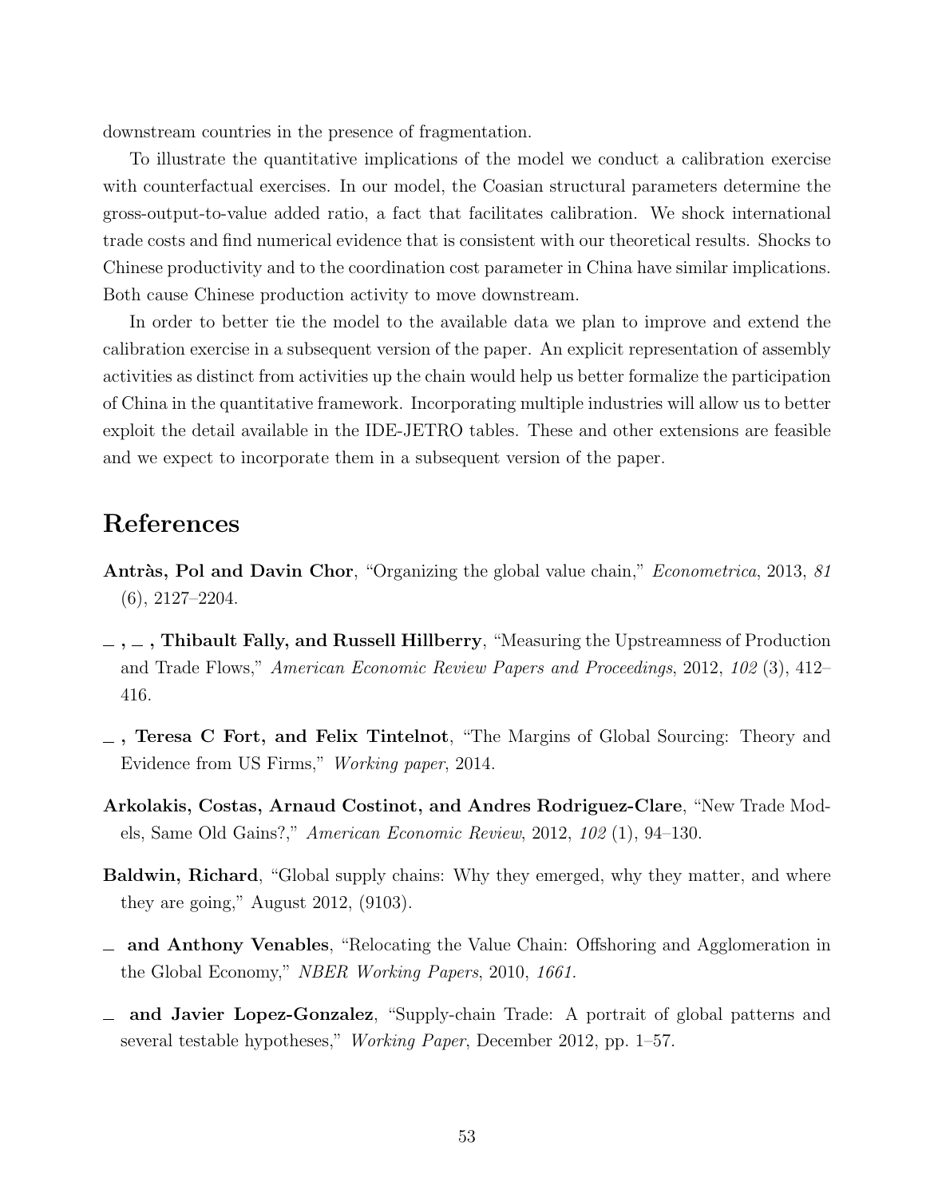downstream countries in the presence of fragmentation.

To illustrate the quantitative implications of the model we conduct a calibration exercise with counterfactual exercises. In our model, the Coasian structural parameters determine the gross-output-to-value added ratio, a fact that facilitates calibration. We shock international trade costs and find numerical evidence that is consistent with our theoretical results. Shocks to Chinese productivity and to the coordination cost parameter in China have similar implications. Both cause Chinese production activity to move downstream.

In order to better tie the model to the available data we plan to improve and extend the calibration exercise in a subsequent version of the paper. An explicit representation of assembly activities as distinct from activities up the chain would help us better formalize the participation of China in the quantitative framework. Incorporating multiple industries will allow us to better exploit the detail available in the IDE-JETRO tables. These and other extensions are feasible and we expect to incorporate them in a subsequent version of the paper.

# References

**Antràs, Pol and Davin Chor**, "Organizing the global value chain," *Econometrica*, 2013, *81* (6), 2127–2204.

**_ , _ , Thibault Fally, and Russell Hillberry**, "Measuring the Upstreamness of Production and Trade Flows," *American Economic Review Papers and Proceedings*, 2012, *102* (3), 412–416.

**_ , Teresa C Fort, and Felix Tintelnot**, "The Margins of Global Sourcing: Theory and Evidence from US Firms," *Working paper*, 2014.

**Arkolakis, Costas, Arnaud Costinot, and Andres Rodriguez-Clare**, "New Trade Models, Same Old Gains?," *American Economic Review*, 2012, *102* (1), 94–130.

**Baldwin, Richard**, "Global supply chains: Why they emerged, why they matter, and where they are going," August 2012, (9103).

**_ and Anthony Venables**, "Relocating the Value Chain: Offshoring and Agglomeration in the Global Economy," *NBER Working Papers*, 2010, *1661.*

**_ and Javier Lopez-Gonzalez**, "Supply-chain Trade: A portrait of global patterns and several testable hypotheses," *Working Paper*, December 2012, pp. 1–57.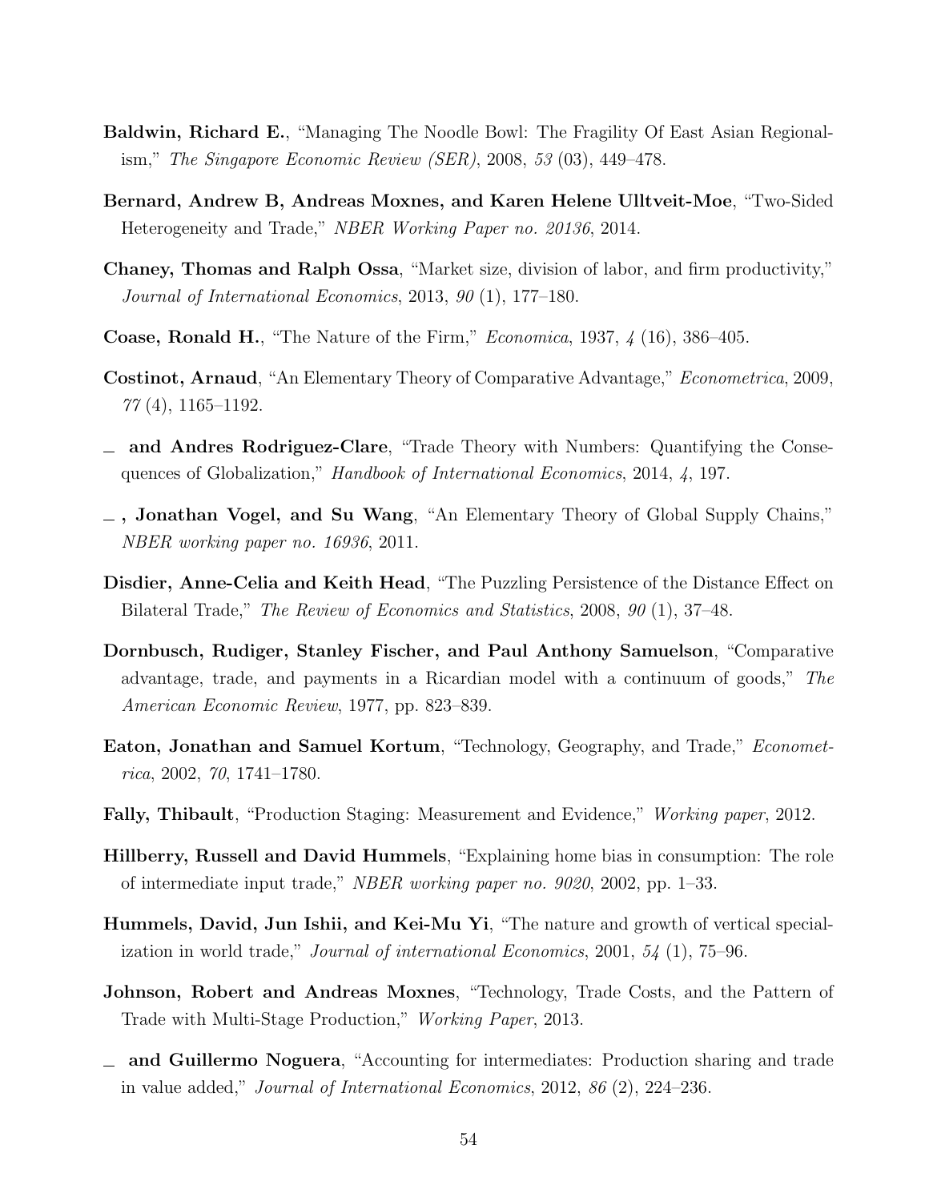**Baldwin, Richard E.**, "Managing The Noodle Bowl: The Fragility Of East Asian Regionalism," *The Singapore Economic Review (SER)*, 2008, *53* (03), 449–478.

**Bernard, Andrew B, Andreas Moxnes, and Karen Helene Ulltveit-Moe**, "Two-Sided Heterogeneity and Trade," *NBER Working Paper no. 20136*, 2014.

**Chaney, Thomas and Ralph Ossa**, "Market size, division of labor, and firm productivity," *Journal of International Economics*, 2013, *90* (1), 177–180.

**Coase, Ronald H.**, "The Nature of the Firm," *Economica*, 1937, *4* (16), 386–405.

**Costinot, Arnaud**, "An Elementary Theory of Comparative Advantage," *Econometrica*, 2009, *77* (4), 1165–1192.

_ **and Andres Rodriguez-Clare**, "Trade Theory with Numbers: Quantifying the Consequences of Globalization," *Handbook of International Economics*, 2014, *4*, 197.

_ **, Jonathan Vogel, and Su Wang**, "An Elementary Theory of Global Supply Chains," *NBER working paper no. 16936*, 2011.

**Disdier, Anne-Celia and Keith Head**, "The Puzzling Persistence of the Distance Effect on Bilateral Trade," *The Review of Economics and Statistics*, 2008, *90* (1), 37–48.

**Dornbusch, Rudiger, Stanley Fischer, and Paul Anthony Samuelson**, "Comparative advantage, trade, and payments in a Ricardian model with a continuum of goods," *The American Economic Review*, 1977, pp. 823–839.

**Eaton, Jonathan and Samuel Kortum**, "Technology, Geography, and Trade," *Econometrica*, 2002, *70*, 1741–1780.

**Fally, Thibault**, "Production Staging: Measurement and Evidence," *Working paper*, 2012.

**Hillberry, Russell and David Hummels**, "Explaining home bias in consumption: The role of intermediate input trade," *NBER working paper no. 9020*, 2002, pp. 1–33.

**Hummels, David, Jun Ishii, and Kei-Mu Yi**, "The nature and growth of vertical specialization in world trade," *Journal of international Economics*, 2001, *54* (1), 75–96.

**Johnson, Robert and Andreas Moxnes**, "Technology, Trade Costs, and the Pattern of Trade with Multi-Stage Production," *Working Paper*, 2013.

_ **and Guillermo Noguera**, "Accounting for intermediates: Production sharing and trade in value added," *Journal of International Economics*, 2012, *86* (2), 224–236.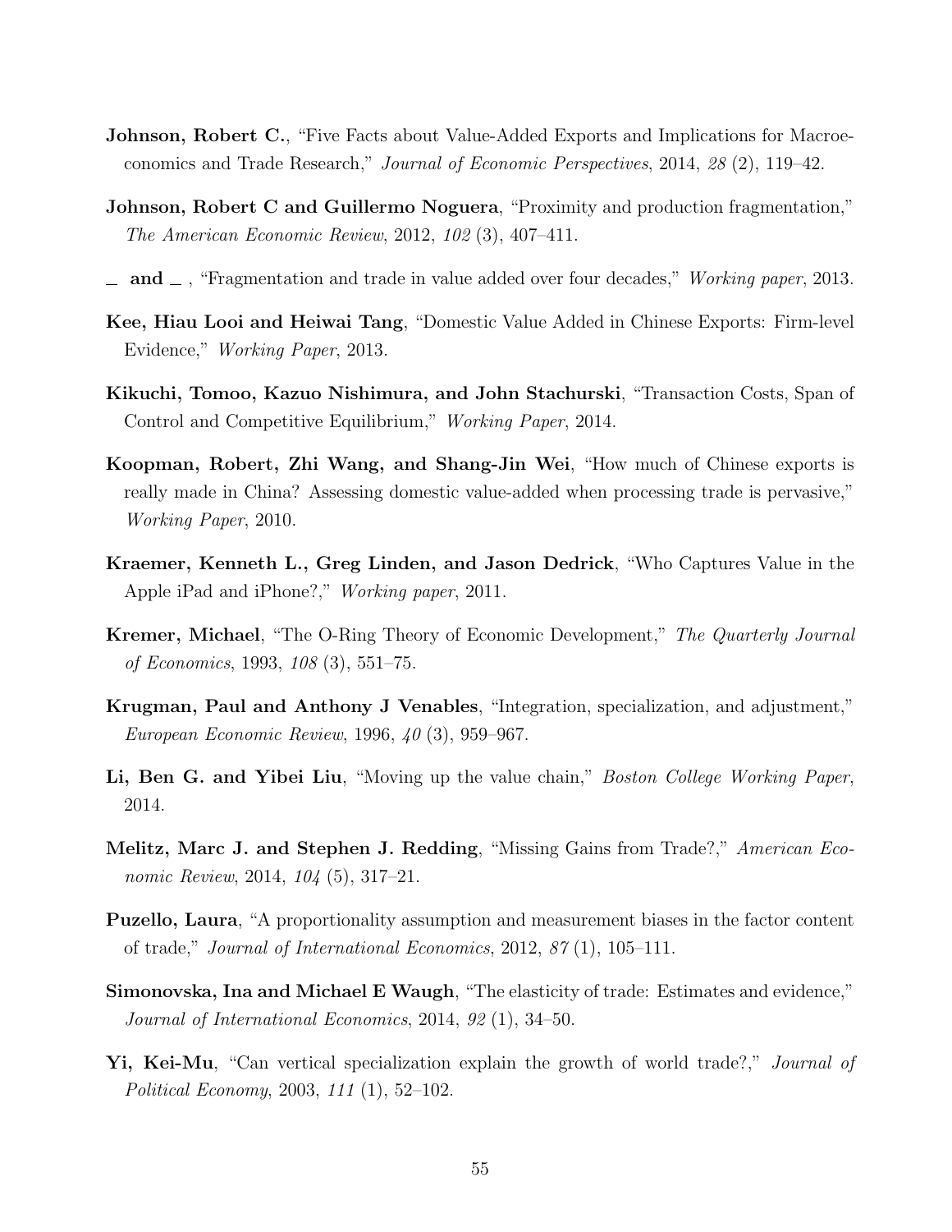**Johnson, Robert C.**, "Five Facts about Value-Added Exports and Implications for Macroeconomics and Trade Research," *Journal of Economic Perspectives*, 2014, *28* (2), 119–42.

**Johnson, Robert C and Guillermo Noguera**, "Proximity and production fragmentation," *The American Economic Review*, 2012, *102* (3), 407–411.

**\_ and \_** , "Fragmentation and trade in value added over four decades," *Working paper*, 2013.

**Kee, Hiau Looi and Heiwai Tang**, "Domestic Value Added in Chinese Exports: Firm-level Evidence," *Working Paper*, 2013.

**Kikuchi, Tomoo, Kazuo Nishimura, and John Stachurski**, "Transaction Costs, Span of Control and Competitive Equilibrium," *Working Paper*, 2014.

**Koopman, Robert, Zhi Wang, and Shang-Jin Wei**, "How much of Chinese exports is really made in China? Assessing domestic value-added when processing trade is pervasive," *Working Paper*, 2010.

**Kraemer, Kenneth L., Greg Linden, and Jason Dedrick**, "Who Captures Value in the Apple iPad and iPhone?," *Working paper*, 2011.

**Kremer, Michael**, "The O-Ring Theory of Economic Development," *The Quarterly Journal of Economics*, 1993, *108* (3), 551–75.

**Krugman, Paul and Anthony J Venables**, "Integration, specialization, and adjustment," *European Economic Review*, 1996, *40* (3), 959–967.

**Li, Ben G. and Yibei Liu**, "Moving up the value chain," *Boston College Working Paper*, 2014.

**Melitz, Marc J. and Stephen J. Redding**, "Missing Gains from Trade?," *American Economic Review*, 2014, *104* (5), 317–21.

**Puzello, Laura**, "A proportionality assumption and measurement biases in the factor content of trade," *Journal of International Economics*, 2012, *87* (1), 105–111.

**Simonovska, Ina and Michael E Waugh**, "The elasticity of trade: Estimates and evidence," *Journal of International Economics*, 2014, *92* (1), 34–50.

**Yi, Kei-Mu**, "Can vertical specialization explain the growth of world trade?," *Journal of Political Economy*, 2003, *111* (1), 52–102.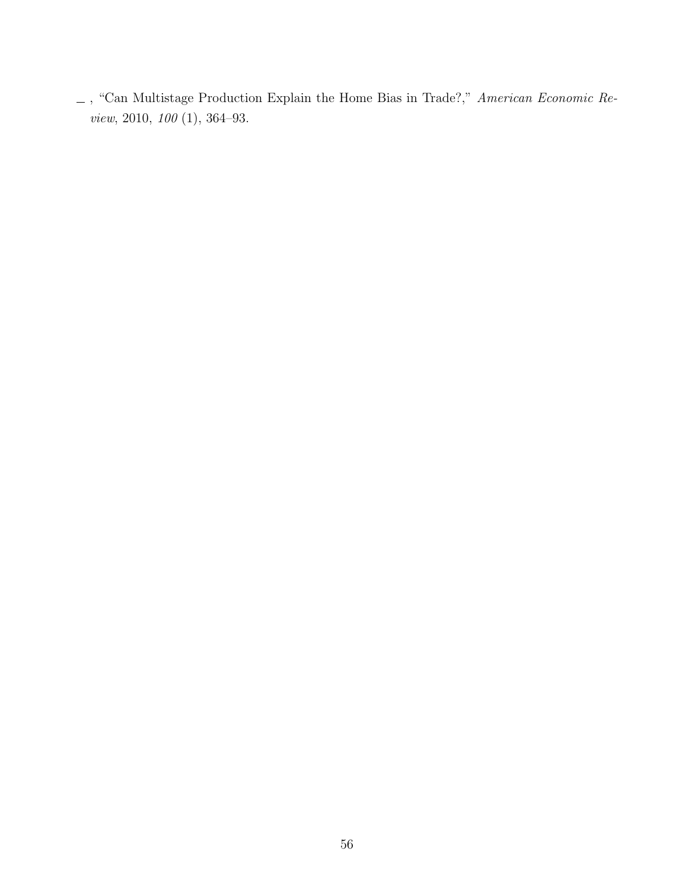_ , "Can Multistage Production Explain the Home Bias in Trade?," *American Economic Review*, 2010, *100* (1), 364–93.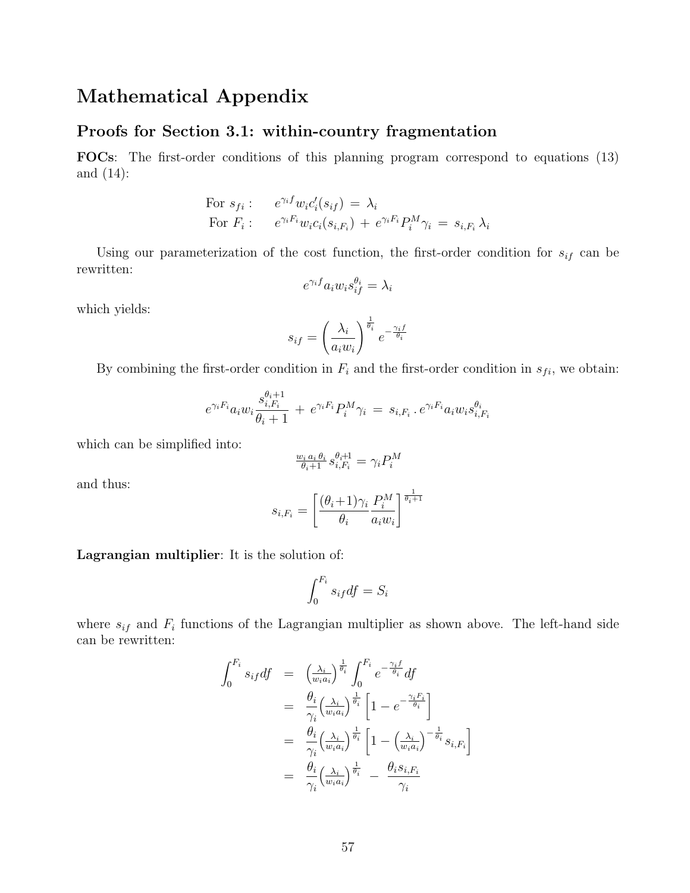# Mathematical Appendix

## Proofs for Section 3.1: within-country fragmentation

**FOCs**: The first-order conditions of this planning program correspond to equations (13) and (14):

$$
\begin{aligned}
\text{For } s_{fi}: &\quad e^{\gamma_i f} w_i c_i'(s_{if}) \,=\, \lambda_i \\
\text{For } F_i: &\quad e^{\gamma_i F_i} w_i c_i(s_{i,F_i}) \,+\, e^{\gamma_i F_i} P_i^M \gamma_i \,=\, s_{i,F_i}\, \lambda_i
\end{aligned}
$$

Using our parameterization of the cost function, the first-order condition for $s_{if}$ can be rewritten:

$$
e^{\gamma_i f} a_i w_i s_{if}^{\theta_i} = \lambda_i
$$

which yields:

$$
s_{if} = \left(\frac{\lambda_i}{a_i w_i}\right)^{\frac{1}{\theta_i}} e^{-\frac{\gamma_i f}{\theta_i}}
$$

By combining the first-order condition in $F_i$ and the first-order condition in $s_{fi}$, we obtain:

$$
e^{\gamma_i F_i} a_i w_i \frac{s_{i,F_i}^{\theta_i+1}}{\theta_i+1} \,+\, e^{\gamma_i F_i} P_i^M \gamma_i \,=\, s_{i,F_i} \,.\, e^{\gamma_i F_i} a_i w_i s_{i,F_i}^{\theta_i}
$$

which can be simplified into:

$$
\tfrac{w_i\, a_i\, \theta_i}{\theta_i+1}\, s_{i,F_i}^{\theta_i+1} = \gamma_i P_i^M
$$

and thus:

$$
s_{i,F_i} = \left[\frac{(\theta_i+1)\gamma_i}{\theta_i} \frac{P_i^M}{a_i w_i}\right]^{\frac{1}{\theta_i+1}}
$$

**Lagrangian multiplier**: It is the solution of:

$$
\int_0^{F_i} s_{if} df = S_i
$$

where $s_{if}$ and $F_i$ functions of the Lagrangian multiplier as shown above. The left-hand side can be rewritten:

$$
\begin{aligned}
\int_0^{F_i} s_{if} df &= \left(\tfrac{\lambda_i}{w_i a_i}\right)^{\frac{1}{\theta_i}} \int_0^{F_i} e^{-\frac{\gamma_i f}{\theta_i}} df \\
&= \frac{\theta_i}{\gamma_i} \left(\tfrac{\lambda_i}{w_i a_i}\right)^{\frac{1}{\theta_i}} \left[1 - e^{-\frac{\gamma_i F_i}{\theta_i}}\right] \\
&= \frac{\theta_i}{\gamma_i} \left(\tfrac{\lambda_i}{w_i a_i}\right)^{\frac{1}{\theta_i}} \left[1 - \left(\tfrac{\lambda_i}{w_i a_i}\right)^{-\frac{1}{\theta_i}} s_{i,F_i}\right] \\
&= \frac{\theta_i}{\gamma_i} \left(\tfrac{\lambda_i}{w_i a_i}\right)^{\frac{1}{\theta_i}} \,-\, \frac{\theta_i s_{i,F_i}}{\gamma_i}
\end{aligned}
$$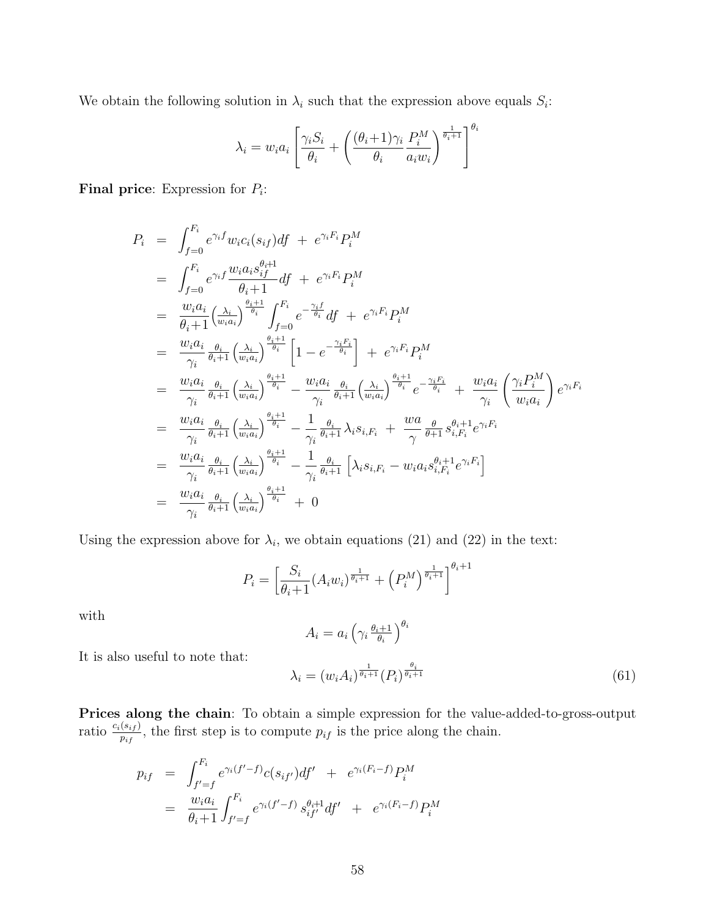We obtain the following solution in $\lambda_i$ such that the expression above equals $S_i$:

$$\lambda_i = w_i a_i \left[ \frac{\gamma_i S_i}{\theta_i} + \left( \frac{(\theta_i+1)\gamma_i}{\theta_i} \frac{P_i^M}{a_i w_i} \right)^{\frac{1}{\theta_i+1}} \right]^{\theta_i}$$

**Final price**: Expression for $P_i$:

$$\begin{aligned}
P_i &= \int_{f=0}^{F_i} e^{\gamma_i f} w_i c_i(s_{if}) df \; + \; e^{\gamma_i F_i} P_i^M \\
&= \int_{f=0}^{F_i} e^{\gamma_i f} \frac{w_i a_i s_{if}^{\theta_i+1}}{\theta_i+1} df \; + \; e^{\gamma_i F_i} P_i^M \\
&= \frac{w_i a_i}{\theta_i+1} \left(\tfrac{\lambda_i}{w_i a_i}\right)^{\frac{\theta_i+1}{\theta_i}} \int_{f=0}^{F_i} e^{-\frac{\gamma_i f}{\theta_i}} df \; + \; e^{\gamma_i F_i} P_i^M \\
&= \frac{w_i a_i}{\gamma_i} \tfrac{\theta_i}{\theta_i+1} \left(\tfrac{\lambda_i}{w_i a_i}\right)^{\frac{\theta_i+1}{\theta_i}} \left[1 - e^{-\frac{\gamma_i F_i}{\theta_i}}\right] \; + \; e^{\gamma_i F_i} P_i^M \\
&= \frac{w_i a_i}{\gamma_i} \tfrac{\theta_i}{\theta_i+1} \left(\tfrac{\lambda_i}{w_i a_i}\right)^{\frac{\theta_i+1}{\theta_i}} - \frac{w_i a_i}{\gamma_i} \tfrac{\theta_i}{\theta_i+1} \left(\tfrac{\lambda_i}{w_i a_i}\right)^{\frac{\theta_i+1}{\theta_i}} e^{-\frac{\gamma_i F_i}{\theta_i}} \; + \; \frac{w_i a_i}{\gamma_i} \left( \frac{\gamma_i P_i^M}{w_i a_i} \right) e^{\gamma_i F_i} \\
&= \frac{w_i a_i}{\gamma_i} \tfrac{\theta_i}{\theta_i+1} \left(\tfrac{\lambda_i}{w_i a_i}\right)^{\frac{\theta_i+1}{\theta_i}} - \frac{1}{\gamma_i} \tfrac{\theta_i}{\theta_i+1} \lambda_i s_{i,F_i} \; + \; \frac{wa}{\gamma} \tfrac{\theta}{\theta+1} s_{i,F_i}^{\theta_i+1} e^{\gamma_i F_i} \\
&= \frac{w_i a_i}{\gamma_i} \tfrac{\theta_i}{\theta_i+1} \left(\tfrac{\lambda_i}{w_i a_i}\right)^{\frac{\theta_i+1}{\theta_i}} - \frac{1}{\gamma_i} \tfrac{\theta_i}{\theta_i+1} \left[ \lambda_i s_{i,F_i} - w_i a_i s_{i,F_i}^{\theta_i+1} e^{\gamma_i F_i} \right] \\
&= \frac{w_i a_i}{\gamma_i} \tfrac{\theta_i}{\theta_i+1} \left(\tfrac{\lambda_i}{w_i a_i}\right)^{\frac{\theta_i+1}{\theta_i}} \; + \; 0
\end{aligned}$$

Using the expression above for $\lambda_i$, we obtain equations (21) and (22) in the text:

$$P_i = \left[ \frac{S_i}{\theta_i+1} (A_i w_i)^{\frac{1}{\theta_i+1}} + \left(P_i^M\right)^{\frac{1}{\theta_i+1}} \right]^{\theta_i+1}$$

with

$$A_i = a_i \left( \gamma_i \tfrac{\theta_i+1}{\theta_i} \right)^{\theta_i}$$

It is also useful to note that:

$$\lambda_i = (w_i A_i)^{\frac{1}{\theta_i+1}} (P_i)^{\frac{\theta_i}{\theta_i+1}} \tag{61}$$

**Prices along the chain**: To obtain a simple expression for the value-added-to-gross-output ratio $\frac{c_i(s_{if})}{p_{if}}$, the first step is to compute $p_{if}$ is the price along the chain.

$$\begin{aligned}
p_{if} &= \int_{f'=f}^{F_i} e^{\gamma_i (f'-f)} c(s_{if'}) df' \quad + \quad e^{\gamma_i (F_i - f)} P_i^M \\
&= \frac{w_i a_i}{\theta_i+1} \int_{f'=f}^{F_i} e^{\gamma_i (f'-f)} s_{if'}^{\theta_i+1} df' \quad + \quad e^{\gamma_i (F_i - f)} P_i^M
\end{aligned}$$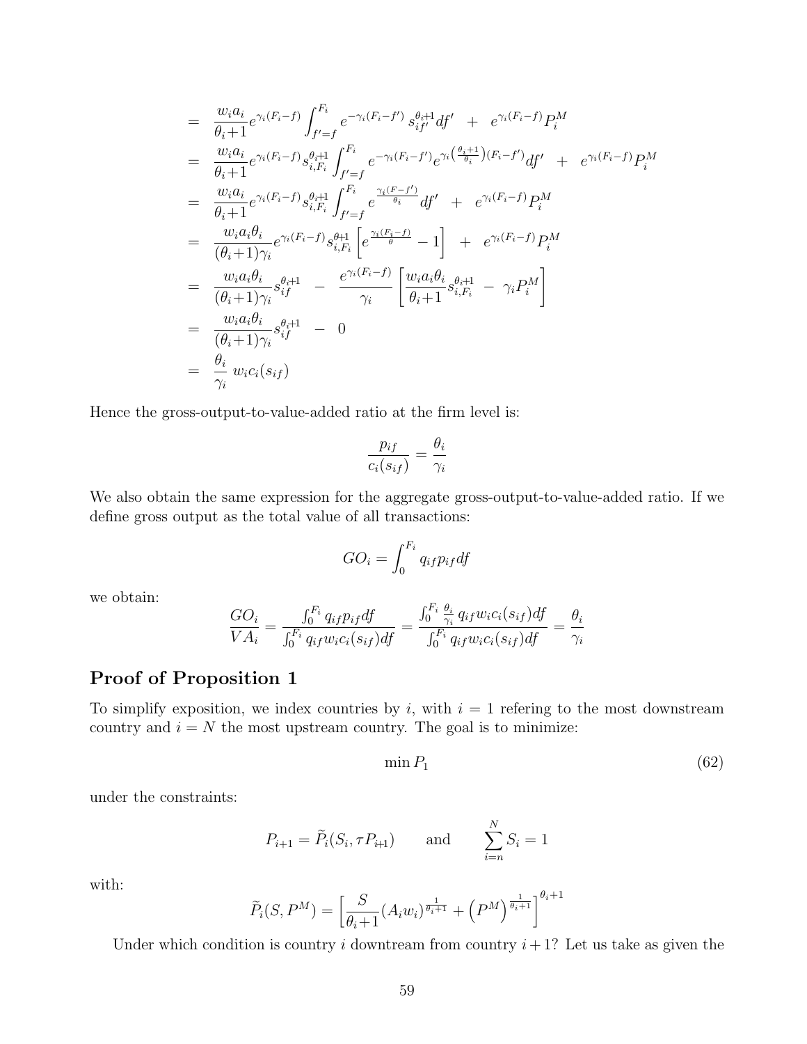$$
\begin{aligned}
&= \frac{w_i a_i}{\theta_i+1} e^{\gamma_i(F_i-f)} \int_{f'=f}^{F_i} e^{-\gamma_i(F_i-f')} s_{if'}^{\theta_i+1} df' \quad + \quad e^{\gamma_i(F_i-f)} P_i^M \\
&= \frac{w_i a_i}{\theta_i+1} e^{\gamma_i(F_i-f)} s_{i,F_i}^{\theta_i+1} \int_{f'=f}^{F_i} e^{-\gamma_i(F_i-f')} e^{\gamma_i\left(\frac{\theta_i+1}{\theta_i}\right)(F_i-f')} df' \quad + \quad e^{\gamma_i(F_i-f)} P_i^M \\
&= \frac{w_i a_i}{\theta_i+1} e^{\gamma_i(F_i-f)} s_{i,F_i}^{\theta_i+1} \int_{f'=f}^{F_i} e^{\frac{\gamma_i(F-f')}{\theta_i}} df' \quad + \quad e^{\gamma_i(F_i-f)} P_i^M \\
&= \frac{w_i a_i \theta_i}{(\theta_i+1)\gamma_i} e^{\gamma_i(F_i-f)} s_{i,F_i}^{\theta+1} \left[ e^{\frac{\gamma_i(F_i-f)}{\theta}} - 1 \right] \quad + \quad e^{\gamma_i(F_i-f)} P_i^M \\
&= \frac{w_i a_i \theta_i}{(\theta_i+1)\gamma_i} s_{if}^{\theta_i+1} \quad - \quad \frac{e^{\gamma_i(F_i-f)}}{\gamma_i} \left[ \frac{w_i a_i \theta_i}{\theta_i+1} s_{i,F_i}^{\theta_i+1} \; - \; \gamma_i P_i^M \right] \\
&= \frac{w_i a_i \theta_i}{(\theta_i+1)\gamma_i} s_{if}^{\theta_i+1} \quad - \quad 0 \\
&= \frac{\theta_i}{\gamma_i} \; w_i c_i(s_{if})
\end{aligned}
$$

Hence the gross-output-to-value-added ratio at the firm level is:

$$
\frac{p_{if}}{c_i(s_{if})} = \frac{\theta_i}{\gamma_i}
$$

We also obtain the same expression for the aggregate gross-output-to-value-added ratio. If we define gross output as the total value of all transactions:

$$
GO_i = \int_0^{F_i} q_{if} p_{if} df
$$

we obtain:

$$
\frac{GO_i}{VA_i} = \frac{\int_0^{F_i} q_{if} p_{if} df}{\int_0^{F_i} q_{if} w_i c_i(s_{if}) df} = \frac{\int_0^{F_i} \frac{\theta_i}{\gamma_i} q_{if} w_i c_i(s_{if}) df}{\int_0^{F_i} q_{if} w_i c_i(s_{if}) df} = \frac{\theta_i}{\gamma_i}
$$

## Proof of Proposition 1

To simplify exposition, we index countries by $i$, with $i = 1$ refering to the most downstream country and $i = N$ the most upstream country. The goal is to minimize:

$$
\min P_1 \tag{62}
$$

under the constraints:

$$
P_{i+1} = \widetilde{P}_i(S_i, \tau P_{i+1}) \qquad \text{and} \qquad \sum_{i=n}^{N} S_i = 1
$$

with:

$$
\widetilde{P}_i(S, P^M) = \left[ \frac{S}{\theta_i+1} (A_i w_i)^{\frac{1}{\theta_i+1}} + \left(P^M\right)^{\frac{1}{\theta_i+1}} \right]^{\theta_i+1}
$$

Under which condition is country $i$ downtream from country $i+1$? Let us take as given the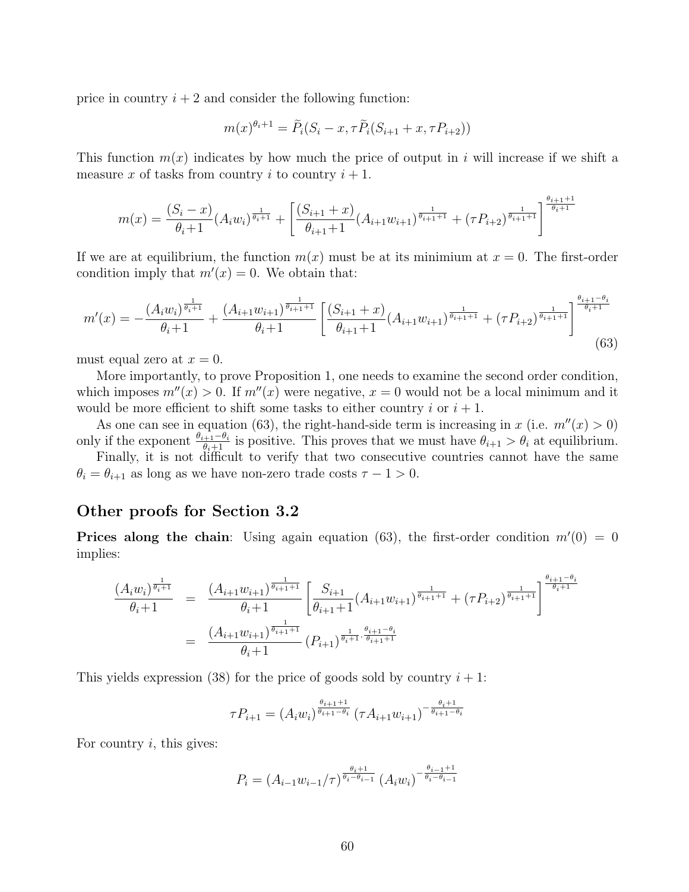price in country $i+2$ and consider the following function:

$$m(x)^{\theta_i+1} = \widetilde{P}_i(S_i - x, \tau \widetilde{P}_i(S_{i+1} + x, \tau P_{i+2}))$$

This function $m(x)$ indicates by how much the price of output in $i$ will increase if we shift a measure $x$ of tasks from country $i$ to country $i+1$.

$$m(x) = \frac{(S_i - x)}{\theta_i+1}(A_i w_i)^{\frac{1}{\theta_i+1}} + \left[\frac{(S_{i+1}+x)}{\theta_{i+1}+1}(A_{i+1}w_{i+1})^{\frac{1}{\theta_{i+1}+1}} + (\tau P_{i+2})^{\frac{1}{\theta_{i+1}+1}}\right]^{\frac{\theta_{i+1}+1}{\theta_i+1}}$$

If we are at equilibrium, the function $m(x)$ must be at its minimium at $x = 0$. The first-order condition imply that $m'(x) = 0$. We obtain that:

$$m'(x) = -\frac{(A_i w_i)^{\frac{1}{\theta_i+1}}}{\theta_i+1} + \frac{(A_{i+1}w_{i+1})^{\frac{1}{\theta_{i+1}+1}}}{\theta_i+1}\left[\frac{(S_{i+1}+x)}{\theta_{i+1}+1}(A_{i+1}w_{i+1})^{\frac{1}{\theta_{i+1}+1}} + (\tau P_{i+2})^{\frac{1}{\theta_{i+1}+1}}\right]^{\frac{\theta_{i+1}-\theta_i}{\theta_i+1}} \tag{63}$$

must equal zero at $x = 0$.

More importantly, to prove Proposition 1, one needs to examine the second order condition, which imposes $m''(x) > 0$. If $m''(x)$ were negative, $x = 0$ would not be a local minimum and it would be more efficient to shift some tasks to either country $i$ or $i+1$.

As one can see in equation (63), the right-hand-side term is increasing in $x$ (i.e. $m''(x) > 0$) only if the exponent $\frac{\theta_{i+1}-\theta_i}{\theta_i+1}$ is positive. This proves that we must have $\theta_{i+1} > \theta_i$ at equilibrium.

Finally, it is not difficult to verify that two consecutive countries cannot have the same $\theta_i = \theta_{i+1}$ as long as we have non-zero trade costs $\tau - 1 > 0$.

## Other proofs for Section 3.2

**Prices along the chain**: Using again equation (63), the first-order condition $m'(0) = 0$ implies:

$$\begin{aligned}
\frac{(A_i w_i)^{\frac{1}{\theta_i+1}}}{\theta_i+1} &= \frac{(A_{i+1}w_{i+1})^{\frac{1}{\theta_{i+1}+1}}}{\theta_i+1}\left[\frac{S_{i+1}}{\theta_{i+1}+1}(A_{i+1}w_{i+1})^{\frac{1}{\theta_{i+1}+1}} + (\tau P_{i+2})^{\frac{1}{\theta_{i+1}+1}}\right]^{\frac{\theta_{i+1}-\theta_i}{\theta_i+1}} \\
&= \frac{(A_{i+1}w_{i+1})^{\frac{1}{\theta_{i+1}+1}}}{\theta_i+1}(P_{i+1})^{\frac{1}{\theta_i+1}\cdot\frac{\theta_{i+1}-\theta_i}{\theta_{i+1}+1}}
\end{aligned}$$

This yields expression (38) for the price of goods sold by country $i+1$:

$$\tau P_{i+1} = (A_i w_i)^{\frac{\theta_{i+1}+1}{\theta_{i+1}-\theta_i}}(\tau A_{i+1}w_{i+1})^{-\frac{\theta_i+1}{\theta_{i+1}-\theta_i}}$$

For country $i$, this gives:

$$P_i = (A_{i-1}w_{i-1}/\tau)^{\frac{\theta_i+1}{\theta_i-\theta_{i-1}}}(A_i w_i)^{-\frac{\theta_{i-1}+1}{\theta_i-\theta_{i-1}}}$$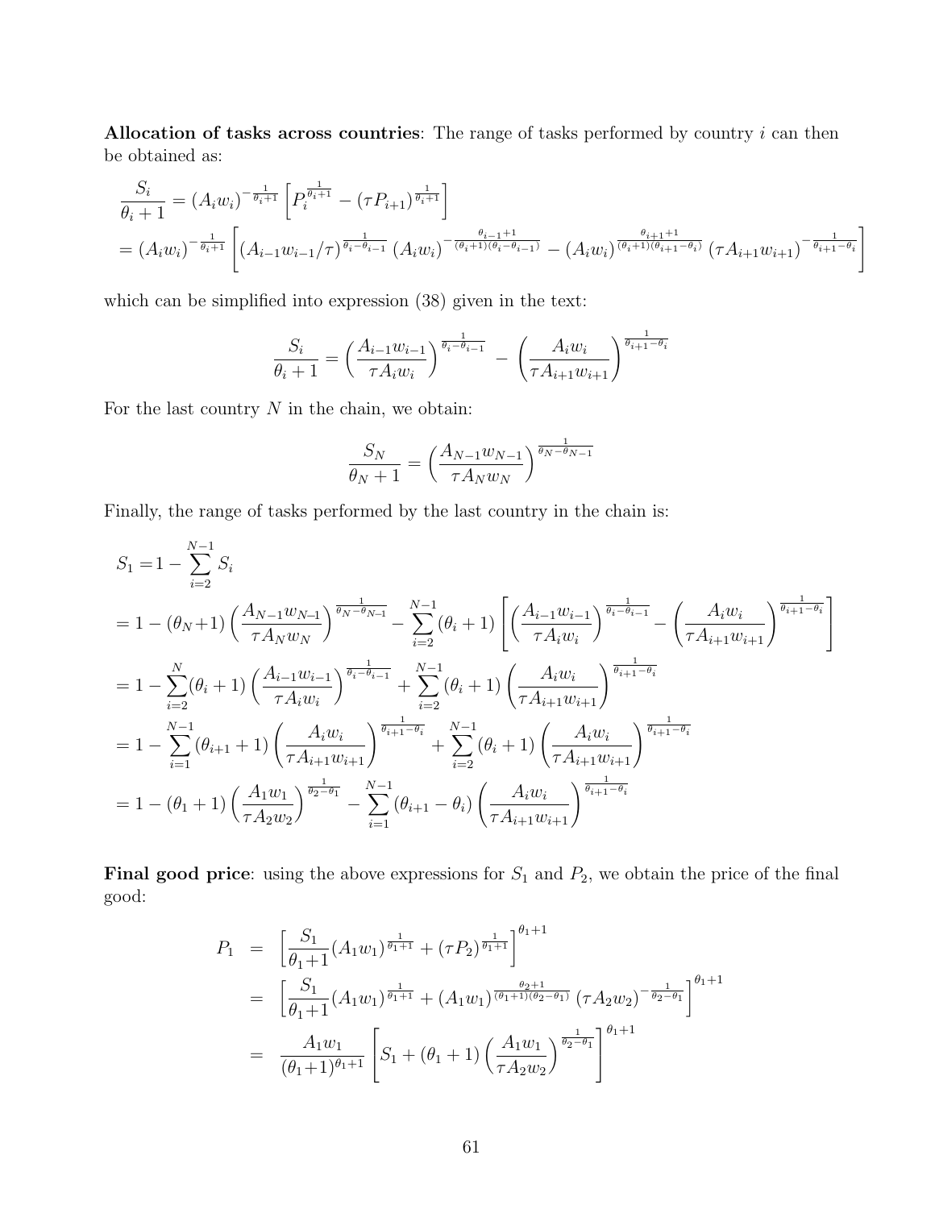**Allocation of tasks across countries**: The range of tasks performed by country $i$ can then be obtained as:

$$
\begin{aligned}
\frac{S_i}{\theta_i+1} &= (A_i w_i)^{-\frac{1}{\theta_i+1}} \left[ P_i^{\frac{1}{\theta_i+1}} - (\tau P_{i+1})^{\frac{1}{\theta_i+1}} \right] \\
&= (A_i w_i)^{-\frac{1}{\theta_i+1}} \left[ (A_{i-1} w_{i-1}/\tau)^{\frac{1}{\theta_i-\theta_{i-1}}} (A_i w_i)^{-\frac{\theta_{i-1}+1}{(\theta_i+1)(\theta_i-\theta_{i-1})}} - (A_i w_i)^{\frac{\theta_{i+1}+1}{(\theta_i+1)(\theta_{i+1}-\theta_i)}} (\tau A_{i+1} w_{i+1})^{-\frac{1}{\theta_{i+1}-\theta_i}} \right]
\end{aligned}
$$

which can be simplified into expression (38) given in the text:

$$
\frac{S_i}{\theta_i+1} = \left( \frac{A_{i-1} w_{i-1}}{\tau A_i w_i} \right)^{\frac{1}{\theta_i-\theta_{i-1}}} - \left( \frac{A_i w_i}{\tau A_{i+1} w_{i+1}} \right)^{\frac{1}{\theta_{i+1}-\theta_i}}
$$

For the last country $N$ in the chain, we obtain:

$$
\frac{S_N}{\theta_N+1} = \left( \frac{A_{N-1} w_{N-1}}{\tau A_N w_N} \right)^{\frac{1}{\theta_N-\theta_{N-1}}}
$$

Finally, the range of tasks performed by the last country in the chain is:

$$
\begin{aligned}
S_1 &= 1 - \sum_{i=2}^{N-1} S_i \\
&= 1 - (\theta_N+1) \left( \frac{A_{N-1} w_{N-1}}{\tau A_N w_N} \right)^{\frac{1}{\theta_N-\theta_{N-1}}} - \sum_{i=2}^{N-1} (\theta_i+1) \left[ \left( \frac{A_{i-1} w_{i-1}}{\tau A_i w_i} \right)^{\frac{1}{\theta_i-\theta_{i-1}}} - \left( \frac{A_i w_i}{\tau A_{i+1} w_{i+1}} \right)^{\frac{1}{\theta_{i+1}-\theta_i}} \right] \\
&= 1 - \sum_{i=2}^{N} (\theta_i+1) \left( \frac{A_{i-1} w_{i-1}}{\tau A_i w_i} \right)^{\frac{1}{\theta_i-\theta_{i-1}}} + \sum_{i=2}^{N-1} (\theta_i+1) \left( \frac{A_i w_i}{\tau A_{i+1} w_{i+1}} \right)^{\frac{1}{\theta_{i+1}-\theta_i}} \\
&= 1 - \sum_{i=1}^{N-1} (\theta_{i+1}+1) \left( \frac{A_i w_i}{\tau A_{i+1} w_{i+1}} \right)^{\frac{1}{\theta_{i+1}-\theta_i}} + \sum_{i=2}^{N-1} (\theta_i+1) \left( \frac{A_i w_i}{\tau A_{i+1} w_{i+1}} \right)^{\frac{1}{\theta_{i+1}-\theta_i}} \\
&= 1 - (\theta_1+1) \left( \frac{A_1 w_1}{\tau A_2 w_2} \right)^{\frac{1}{\theta_2-\theta_1}} - \sum_{i=1}^{N-1} (\theta_{i+1}-\theta_i) \left( \frac{A_i w_i}{\tau A_{i+1} w_{i+1}} \right)^{\frac{1}{\theta_{i+1}-\theta_i}}
\end{aligned}
$$

**Final good price**: using the above expressions for $S_1$ and $P_2$, we obtain the price of the final good:

$$
\begin{aligned}
P_1 &= \left[ \frac{S_1}{\theta_1+1} (A_1 w_1)^{\frac{1}{\theta_1+1}} + (\tau P_2)^{\frac{1}{\theta_1+1}} \right]^{\theta_1+1} \\
&= \left[ \frac{S_1}{\theta_1+1} (A_1 w_1)^{\frac{1}{\theta_1+1}} + (A_1 w_1)^{\frac{\theta_2+1}{(\theta_1+1)(\theta_2-\theta_1)}} (\tau A_2 w_2)^{-\frac{1}{\theta_2-\theta_1}} \right]^{\theta_1+1} \\
&= \frac{A_1 w_1}{(\theta_1+1)^{\theta_1+1}} \left[ S_1 + (\theta_1+1) \left( \frac{A_1 w_1}{\tau A_2 w_2} \right)^{\frac{1}{\theta_2-\theta_1}} \right]^{\theta_1+1}
\end{aligned}
$$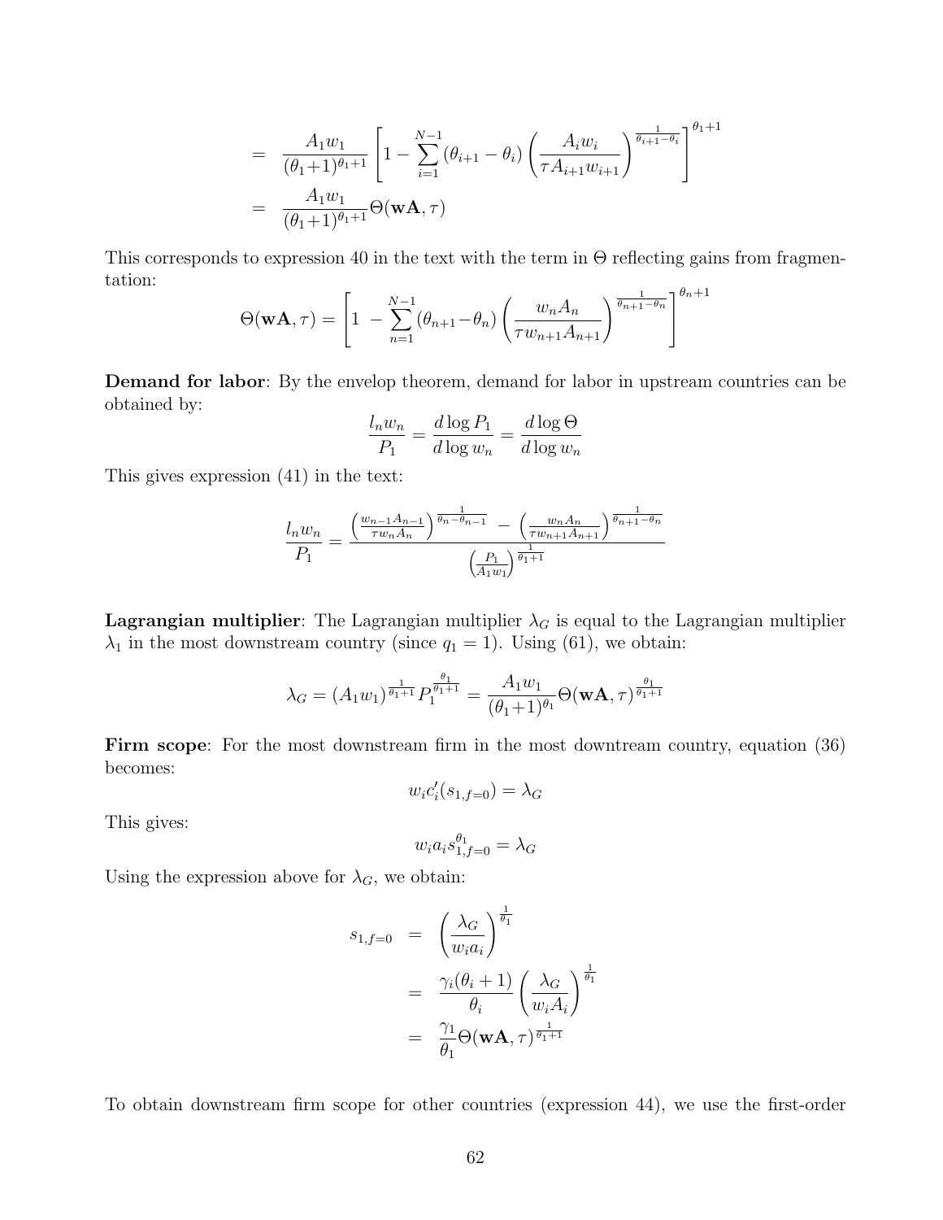$$
\begin{aligned}
&= \frac{A_1 w_1}{(\theta_1+1)^{\theta_1+1}}\left[1-\sum_{i=1}^{N-1}(\theta_{i+1}-\theta_i)\left(\frac{A_i w_i}{\tau A_{i+1}w_{i+1}}\right)^{\frac{1}{\theta_{i+1}-\theta_i}}\right]^{\theta_1+1} \\
&= \frac{A_1 w_1}{(\theta_1+1)^{\theta_1+1}}\Theta(\mathbf{wA},\tau)
\end{aligned}
$$

This corresponds to expression 40 in the text with the term in $\Theta$ reflecting gains from fragmentation:

$$
\Theta(\mathbf{wA},\tau) = \left[1 \;-\sum_{n=1}^{N-1}(\theta_{n+1}-\theta_n)\left(\frac{w_n A_n}{\tau w_{n+1}A_{n+1}}\right)^{\frac{1}{\theta_{n+1}-\theta_n}}\right]^{\theta_n+1}
$$

**Demand for labor**: By the envelop theorem, demand for labor in upstream countries can be obtained by:

$$
\frac{l_n w_n}{P_1} = \frac{d\log P_1}{d\log w_n} = \frac{d\log\Theta}{d\log w_n}
$$

This gives expression (41) in the text:

$$
\frac{l_n w_n}{P_1} = \frac{\left(\frac{w_{n-1}A_{n-1}}{\tau w_n A_n}\right)^{\frac{1}{\theta_n-\theta_{n-1}}} \;-\; \left(\frac{w_n A_n}{\tau w_{n+1}A_{n+1}}\right)^{\frac{1}{\theta_{n+1}-\theta_n}}}{\left(\frac{P_1}{A_1 w_1}\right)^{\frac{1}{\theta_1+1}}}
$$

**Lagrangian multiplier**: The Lagrangian multiplier $\lambda_G$ is equal to the Lagrangian multiplier $\lambda_1$ in the most downstream country (since $q_1 = 1$). Using (61), we obtain:

$$
\lambda_G = (A_1 w_1)^{\frac{1}{\theta_1+1}} P_1^{\frac{\theta_1}{\theta_1+1}} = \frac{A_1 w_1}{(\theta_1+1)^{\theta_1}}\Theta(\mathbf{wA},\tau)^{\frac{\theta_1}{\theta_1+1}}
$$

**Firm scope**: For the most downstream firm in the most downtream country, equation (36) becomes:

$$
w_i c_i'(s_{1,f=0}) = \lambda_G
$$

This gives:

$$
w_i a_i s_{1,f=0}^{\theta_1} = \lambda_G
$$

Using the expression above for $\lambda_G$, we obtain:

$$
\begin{aligned}
s_{1,f=0} &= \left(\frac{\lambda_G}{w_i a_i}\right)^{\frac{1}{\theta_1}} \\
&= \frac{\gamma_i(\theta_i+1)}{\theta_i}\left(\frac{\lambda_G}{w_i A_i}\right)^{\frac{1}{\theta_1}} \\
&= \frac{\gamma_1}{\theta_1}\Theta(\mathbf{wA},\tau)^{\frac{1}{\theta_1+1}}
\end{aligned}
$$

To obtain downstream firm scope for other countries (expression 44), we use the first-order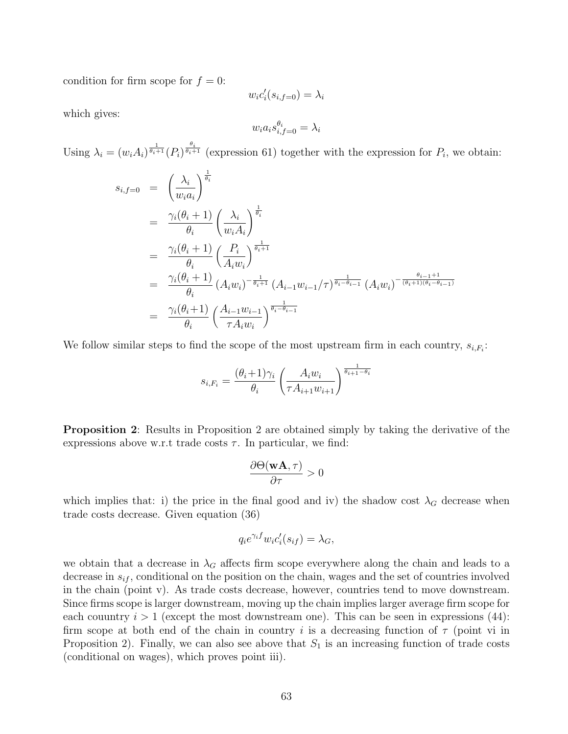condition for firm scope for $f = 0$:

$$w_i c_i'(s_{i,f=0}) = \lambda_i$$

which gives:

$$w_i a_i s_{i,f=0}^{\theta_i} = \lambda_i$$

Using $\lambda_i = (w_i A_i)^{\frac{1}{\theta_i+1}} (P_i)^{\frac{\theta_i}{\theta_i+1}}$ (expression 61) together with the expression for $P_i$, we obtain:

$$\begin{aligned}
s_{i,f=0} &= \left(\frac{\lambda_i}{w_i a_i}\right)^{\frac{1}{\theta_i}} \\
&= \frac{\gamma_i(\theta_i+1)}{\theta_i}\left(\frac{\lambda_i}{w_i A_i}\right)^{\frac{1}{\theta_i}} \\
&= \frac{\gamma_i(\theta_i+1)}{\theta_i}\left(\frac{P_i}{A_i w_i}\right)^{\frac{1}{\theta_i+1}} \\
&= \frac{\gamma_i(\theta_i+1)}{\theta_i}(A_i w_i)^{-\frac{1}{\theta_i+1}} (A_{i-1} w_{i-1}/\tau)^{\frac{1}{\theta_i-\theta_{i-1}}} (A_i w_i)^{-\frac{\theta_{i-1}+1}{(\theta_i+1)(\theta_i-\theta_{i-1})}} \\
&= \frac{\gamma_i(\theta_i+1)}{\theta_i}\left(\frac{A_{i-1} w_{i-1}}{\tau A_i w_i}\right)^{\frac{1}{\theta_i-\theta_{i-1}}}
\end{aligned}$$

We follow similar steps to find the scope of the most upstream firm in each country, $s_{i,F_i}$:

$$s_{i,F_i} = \frac{(\theta_i+1)\gamma_i}{\theta_i}\left(\frac{A_i w_i}{\tau A_{i+1} w_{i+1}}\right)^{\frac{1}{\theta_{i+1}-\theta_i}}$$

**Proposition 2**: Results in Proposition 2 are obtained simply by taking the derivative of the expressions above w.r.t trade costs $\tau$. In particular, we find:

$$\frac{\partial \Theta(\mathbf{wA}, \tau)}{\partial \tau} > 0$$

which implies that: i) the price in the final good and iv) the shadow cost $\lambda_G$ decrease when trade costs decrease. Given equation (36)

$$q_i e^{\gamma_i f} w_i c_i'(s_{if}) = \lambda_G,$$

we obtain that a decrease in $\lambda_G$ affects firm scope everywhere along the chain and leads to a decrease in $s_{if}$, conditional on the position on the chain, wages and the set of countries involved in the chain (point v). As trade costs decrease, however, countries tend to move downstream. Since firms scope is larger downstream, moving up the chain implies larger average firm scope for each couuntry $i > 1$ (except the most downstream one). This can be seen in expressions (44): firm scope at both end of the chain in country $i$ is a decreasing function of $\tau$ (point vi in Proposition 2). Finally, we can also see above that $S_1$ is an increasing function of trade costs (conditional on wages), which proves point iii).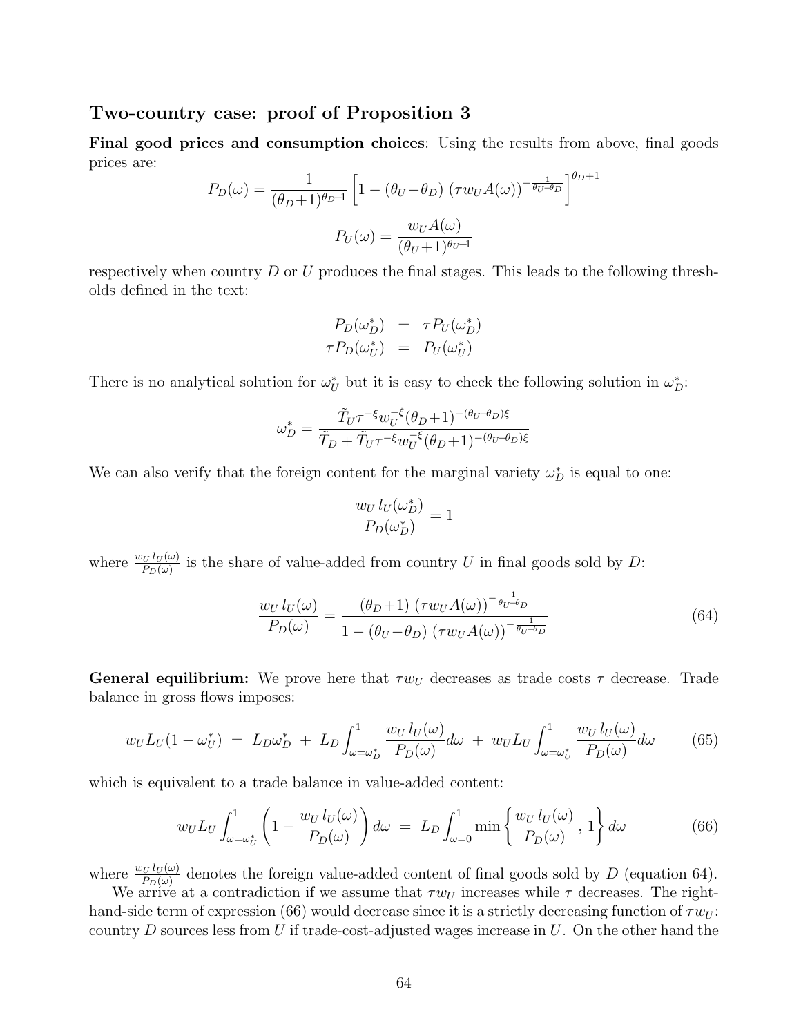### Two-country case: proof of Proposition 3

**Final good prices and consumption choices**: Using the results from above, final goods prices are:

$$P_D(\omega) = \frac{1}{(\theta_D+1)^{\theta_D+1}} \left[1 - (\theta_U - \theta_D)\, (\tau w_U A(\omega))^{-\frac{1}{\theta_U - \theta_D}}\right]^{\theta_D+1}$$

$$P_U(\omega) = \frac{w_U A(\omega)}{(\theta_U+1)^{\theta_U+1}}$$

respectively when country $D$ or $U$ produces the final stages. This leads to the following thresholds defined in the text:

$$\begin{aligned} P_D(\omega_D^*) &= \tau P_U(\omega_D^*) \\ \tau P_D(\omega_U^*) &= P_U(\omega_U^*) \end{aligned}$$

There is no analytical solution for $\omega_U^*$ but it is easy to check the following solution in $\omega_D^*$:

$$\omega_D^* = \frac{\tilde{T}_U \tau^{-\xi} w_U^{-\xi} (\theta_D+1)^{-(\theta_U - \theta_D)\xi}}{\tilde{T}_D + \tilde{T}_U \tau^{-\xi} w_U^{-\xi} (\theta_D+1)^{-(\theta_U - \theta_D)\xi}}$$

We can also verify that the foreign content for the marginal variety $\omega_D^*$ is equal to one:

$$\frac{w_U\, l_U(\omega_D^*)}{P_D(\omega_D^*)} = 1$$

where $\frac{w_U\, l_U(\omega)}{P_D(\omega)}$ is the share of value-added from country $U$ in final goods sold by $D$:

$$\frac{w_U\, l_U(\omega)}{P_D(\omega)} = \frac{(\theta_D+1)\, (\tau w_U A(\omega))^{-\frac{1}{\theta_U - \theta_D}}}{1 - (\theta_U - \theta_D)\, (\tau w_U A(\omega))^{-\frac{1}{\theta_U - \theta_D}}} \tag{64}$$

**General equilibrium:** We prove here that $\tau w_U$ decreases as trade costs $\tau$ decrease. Trade balance in gross flows imposes:

$$w_U L_U (1 - \omega_U^*) \;=\; L_D \omega_D^* \;+\; L_D \int_{\omega=\omega_D^*}^{1} \frac{w_U\, l_U(\omega)}{P_D(\omega)} d\omega \;+\; w_U L_U \int_{\omega=\omega_U^*}^{1} \frac{w_U\, l_U(\omega)}{P_D(\omega)} d\omega \tag{65}$$

which is equivalent to a trade balance in value-added content:

$$w_U L_U \int_{\omega=\omega_U^*}^{1} \left(1 - \frac{w_U\, l_U(\omega)}{P_D(\omega)}\right) d\omega \;=\; L_D \int_{\omega=0}^{1} \min\left\{ \frac{w_U\, l_U(\omega)}{P_D(\omega)} \,,\, 1 \right\} d\omega \tag{66}$$

where $\frac{w_U\, l_U(\omega)}{P_D(\omega)}$ denotes the foreign value-added content of final goods sold by $D$ (equation 64).

We arrive at a contradiction if we assume that $\tau w_U$ increases while $\tau$ decreases. The right-hand-side term of expression (66) would decrease since it is a strictly decreasing function of $\tau w_U$: country $D$ sources less from $U$ if trade-cost-adjusted wages increase in $U$. On the other hand the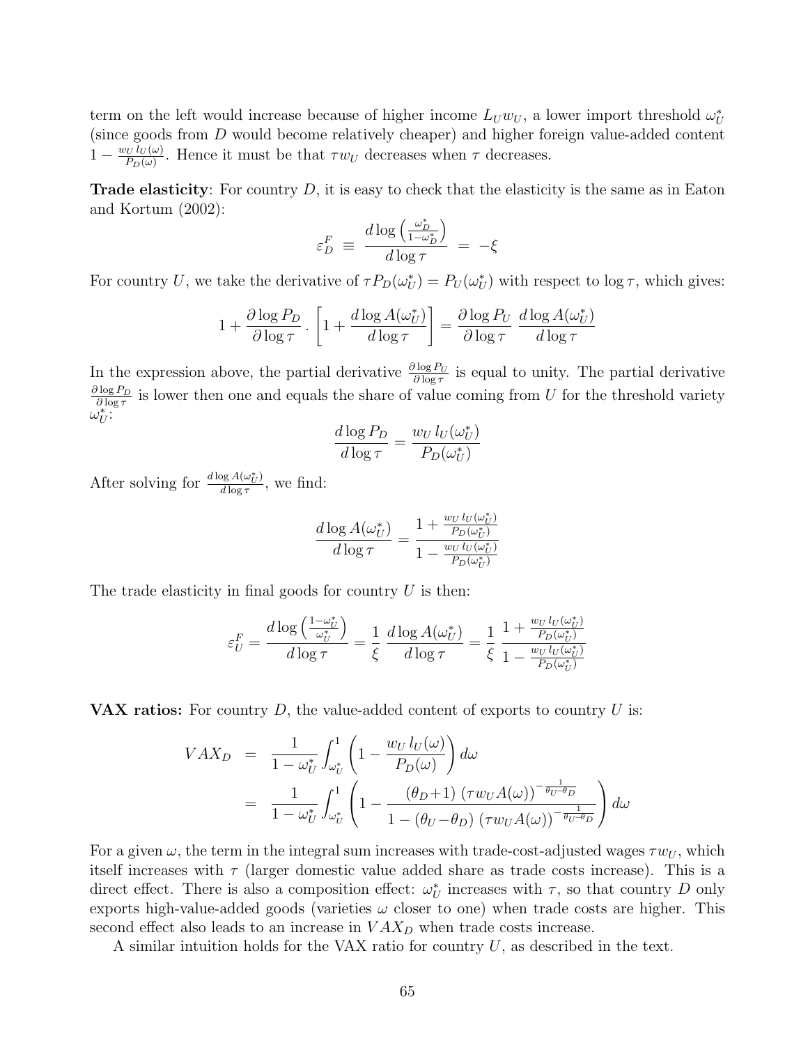term on the left would increase because of higher income $L_U w_U$, a lower import threshold $\omega_U^*$ (since goods from $D$ would become relatively cheaper) and higher foreign value-added content $1 - \frac{w_U\, l_U(\omega)}{P_D(\omega)}$. Hence it must be that $\tau w_U$ decreases when $\tau$ decreases.

**Trade elasticity**: For country $D$, it is easy to check that the elasticity is the same as in Eaton and Kortum (2002):

$$\varepsilon_D^F \;\equiv\; \frac{d \log \left(\frac{\omega_D^*}{1-\omega_D^*}\right)}{d \log \tau} \;=\; -\xi$$

For country $U$, we take the derivative of $\tau P_D(\omega_U^*) = P_U(\omega_U^*)$ with respect to $\log \tau$, which gives:

$$1 + \frac{\partial \log P_D}{\partial \log \tau} \,.\, \left[1 + \frac{d \log A(\omega_U^*)}{d \log \tau}\right] = \frac{\partial \log P_U}{\partial \log \tau}\; \frac{d \log A(\omega_U^*)}{d \log \tau}$$

In the expression above, the partial derivative $\frac{\partial \log P_U}{\partial \log \tau}$ is equal to unity. The partial derivative $\frac{\partial \log P_D}{\partial \log \tau}$ is lower then one and equals the share of value coming from $U$ for the threshold variety $\omega_U^*$:

$$\frac{d \log P_D}{d \log \tau} = \frac{w_U\, l_U(\omega_U^*)}{P_D(\omega_U^*)}$$

After solving for $\frac{d \log A(\omega_U^*)}{d \log \tau}$, we find:

$$\frac{d \log A(\omega_U^*)}{d \log \tau} = \frac{1 + \frac{w_U\, l_U(\omega_U^*)}{P_D(\omega_U^*)}}{1 - \frac{w_U\, l_U(\omega_U^*)}{P_D(\omega_U^*)}}$$

The trade elasticity in final goods for country $U$ is then:

$$\varepsilon_U^F = \frac{d \log \left(\frac{1-\omega_U^*}{\omega_U^*}\right)}{d \log \tau} = \frac{1}{\xi}\; \frac{d \log A(\omega_U^*)}{d \log \tau} = \frac{1}{\xi}\; \frac{1 + \frac{w_U\, l_U(\omega_U^*)}{P_D(\omega_U^*)}}{1 - \frac{w_U\, l_U(\omega_U^*)}{P_D(\omega_U^*)}}$$

**VAX ratios:** For country $D$, the value-added content of exports to country $U$ is:

$$\begin{aligned}
VAX_D \;&=\; \frac{1}{1-\omega_U^*} \int_{\omega_U^*}^{1} \left(1 - \frac{w_U\, l_U(\omega)}{P_D(\omega)}\right) d\omega \\
&=\; \frac{1}{1-\omega_U^*} \int_{\omega_U^*}^{1} \left(1 - \frac{(\theta_D + 1)\; (\tau w_U A(\omega))^{-\frac{1}{\theta_U - \theta_D}}}{1 - (\theta_U - \theta_D)\; (\tau w_U A(\omega))^{-\frac{1}{\theta_U - \theta_D}}}\right) d\omega
\end{aligned}$$

For a given $\omega$, the term in the integral sum increases with trade-cost-adjusted wages $\tau w_U$, which itself increases with $\tau$ (larger domestic value added share as trade costs increase). This is a direct effect. There is also a composition effect: $\omega_U^*$ increases with $\tau$, so that country $D$ only exports high-value-added goods (varieties $\omega$ closer to one) when trade costs are higher. This second effect also leads to an increase in $VAX_D$ when trade costs increase.

A similar intuition holds for the VAX ratio for country $U$, as described in the text.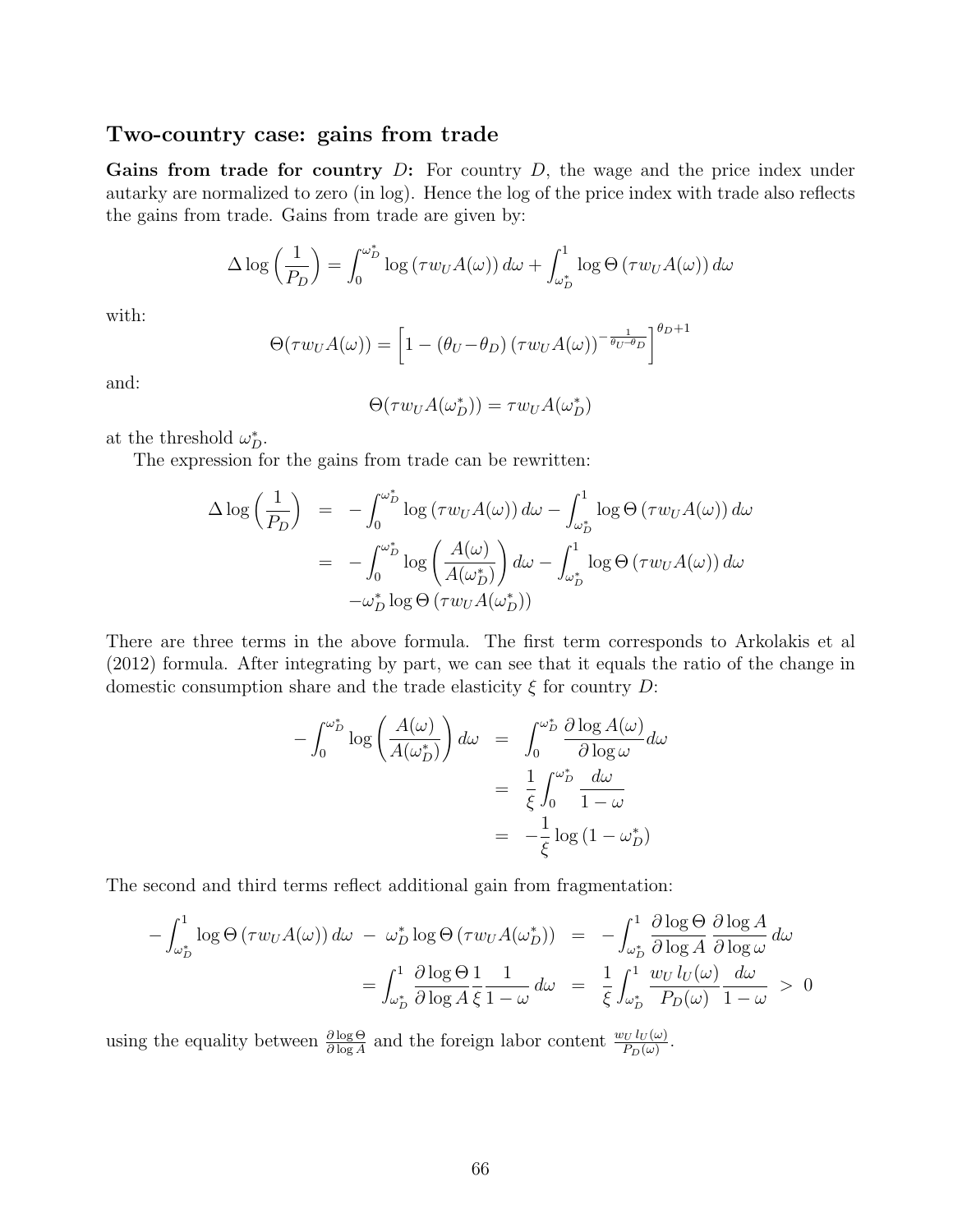### Two-country case: gains from trade

**Gains from trade for country $D$:** For country $D$, the wage and the price index under autarky are normalized to zero (in log). Hence the log of the price index with trade also reflects the gains from trade. Gains from trade are given by:

$$\Delta \log\left(\frac{1}{P_D}\right) = \int_0^{\omega_D^*} \log\left(\tau w_U A(\omega)\right) d\omega + \int_{\omega_D^*}^1 \log \Theta\left(\tau w_U A(\omega)\right) d\omega$$

with:

$$\Theta(\tau w_U A(\omega)) = \left[1 - (\theta_U - \theta_D)\left(\tau w_U A(\omega)\right)^{-\frac{1}{\theta_U - \theta_D}}\right]^{\theta_D + 1}$$

and:

$$\Theta(\tau w_U A(\omega_D^*)) = \tau w_U A(\omega_D^*)$$

at the threshold $\omega_D^*$.

The expression for the gains from trade can be rewritten:

$$\begin{aligned}
\Delta \log\left(\frac{1}{P_D}\right) &= -\int_0^{\omega_D^*} \log\left(\tau w_U A(\omega)\right) d\omega - \int_{\omega_D^*}^1 \log \Theta\left(\tau w_U A(\omega)\right) d\omega \\
&= -\int_0^{\omega_D^*} \log\left(\frac{A(\omega)}{A(\omega_D^*)}\right) d\omega - \int_{\omega_D^*}^1 \log \Theta\left(\tau w_U A(\omega)\right) d\omega \\
&\quad -\omega_D^* \log \Theta\left(\tau w_U A(\omega_D^*)\right)
\end{aligned}$$

There are three terms in the above formula. The first term corresponds to Arkolakis et al (2012) formula. After integrating by part, we can see that it equals the ratio of the change in domestic consumption share and the trade elasticity $\xi$ for country $D$:

$$\begin{aligned}
-\int_0^{\omega_D^*} \log\left(\frac{A(\omega)}{A(\omega_D^*)}\right) d\omega &= \int_0^{\omega_D^*} \frac{\partial \log A(\omega)}{\partial \log \omega} d\omega \\
&= \frac{1}{\xi} \int_0^{\omega_D^*} \frac{d\omega}{1-\omega} \\
&= -\frac{1}{\xi} \log\left(1 - \omega_D^*\right)
\end{aligned}$$

The second and third terms reflect additional gain from fragmentation:

$$\begin{aligned}
-\int_{\omega_D^*}^1 \log \Theta\left(\tau w_U A(\omega)\right) d\omega \; - \; \omega_D^* \log \Theta\left(\tau w_U A(\omega_D^*)\right) &= -\int_{\omega_D^*}^1 \frac{\partial \log \Theta}{\partial \log A} \frac{\partial \log A}{\partial \log \omega} d\omega \\
= \int_{\omega_D^*}^1 \frac{\partial \log \Theta}{\partial \log A} \frac{1}{\xi} \frac{1}{1-\omega} d\omega &= \frac{1}{\xi} \int_{\omega_D^*}^1 \frac{w_U \, l_U(\omega)}{P_D(\omega)} \frac{d\omega}{1-\omega} \; > \; 0
\end{aligned}$$

using the equality between $\frac{\partial \log \Theta}{\partial \log A}$ and the foreign labor content $\frac{w_U \, l_U(\omega)}{P_D(\omega)}$.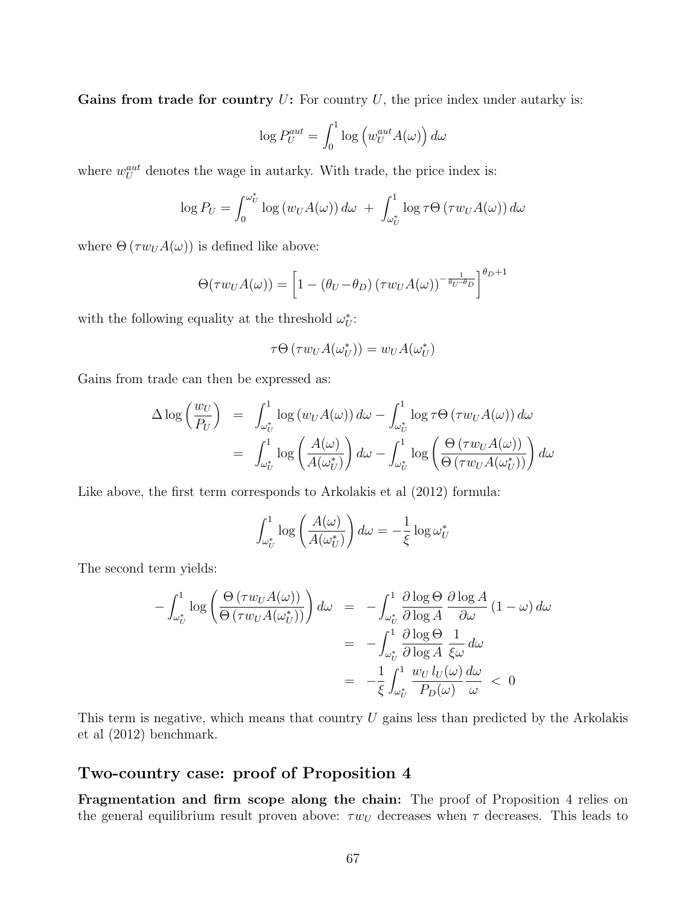**Gains from trade for country $U$:** For country $U$, the price index under autarky is:

$$\log P_U^{aut} = \int_0^1 \log\left(w_U^{aut} A(\omega)\right) d\omega$$

where $w_U^{aut}$ denotes the wage in autarky. With trade, the price index is:

$$\log P_U = \int_0^{\omega_U^*} \log\left(w_U A(\omega)\right) d\omega \;+\; \int_{\omega_U^*}^1 \log \tau\Theta\left(\tau w_U A(\omega)\right) d\omega$$

where $\Theta\left(\tau w_U A(\omega)\right)$ is defined like above:

$$\Theta(\tau w_U A(\omega)) = \left[1 - (\theta_U - \theta_D)\left(\tau w_U A(\omega)\right)^{-\frac{1}{\theta_U - \theta_D}}\right]^{\theta_D + 1}$$

with the following equality at the threshold $\omega_U^*$:

$$\tau\Theta\left(\tau w_U A(\omega_U^*)\right) = w_U A(\omega_U^*)$$

Gains from trade can then be expressed as:

$$\begin{aligned}
\Delta \log\left(\frac{w_U}{P_U}\right) &= \int_{\omega_U^*}^1 \log\left(w_U A(\omega)\right) d\omega - \int_{\omega_U^*}^1 \log \tau\Theta\left(\tau w_U A(\omega)\right) d\omega \\
&= \int_{\omega_U^*}^1 \log\left(\frac{A(\omega)}{A(\omega_U^*)}\right) d\omega - \int_{\omega_U^*}^1 \log\left(\frac{\Theta\left(\tau w_U A(\omega)\right)}{\Theta\left(\tau w_U A(\omega_U^*)\right)}\right) d\omega
\end{aligned}$$

Like above, the first term corresponds to Arkolakis et al (2012) formula:

$$\int_{\omega_U^*}^1 \log\left(\frac{A(\omega)}{A(\omega_U^*)}\right) d\omega = -\frac{1}{\xi}\log \omega_U^*$$

The second term yields:

$$\begin{aligned}
-\int_{\omega_U^*}^1 \log\left(\frac{\Theta\left(\tau w_U A(\omega)\right)}{\Theta\left(\tau w_U A(\omega_U^*)\right)}\right) d\omega &= -\int_{\omega_U^*}^1 \frac{\partial \log \Theta}{\partial \log A}\,\frac{\partial \log A}{\partial \omega}\,(1-\omega)\,d\omega \\
&= -\int_{\omega_U^*}^1 \frac{\partial \log \Theta}{\partial \log A}\,\frac{1}{\xi\omega}\,d\omega \\
&= -\frac{1}{\xi}\int_{\omega_U^*}^1 \frac{w_U\, l_U(\omega)}{P_D(\omega)}\,\frac{d\omega}{\omega} \;<\; 0
\end{aligned}$$

This term is negative, which means that country $U$ gains less than predicted by the Arkolakis et al (2012) benchmark.

## Two-country case: proof of Proposition 4

**Fragmentation and firm scope along the chain:** The proof of Proposition 4 relies on the general equilibrium result proven above: $\tau w_U$ decreases when $\tau$ decreases. This leads to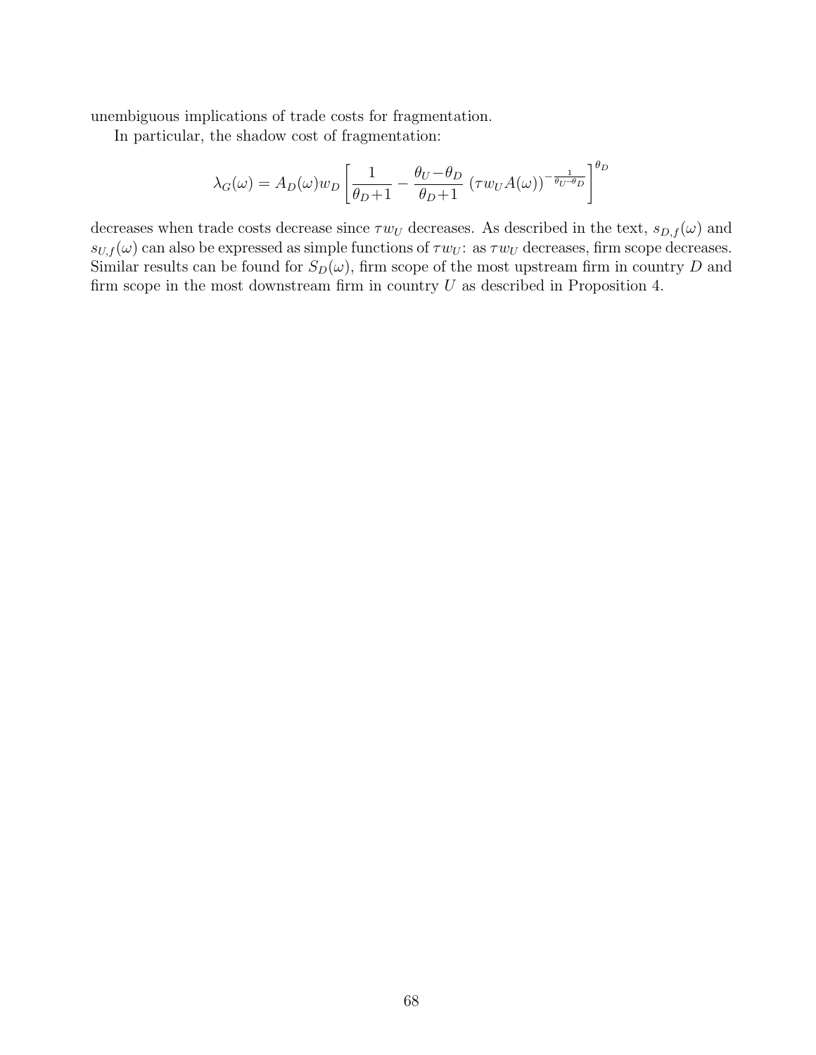unembiguous implications of trade costs for fragmentation.

In particular, the shadow cost of fragmentation:

$$\lambda_G(\omega) = A_D(\omega) w_D \left[ \frac{1}{\theta_D + 1} - \frac{\theta_U - \theta_D}{\theta_D + 1} \left(\tau w_U A(\omega)\right)^{-\frac{1}{\theta_U - \theta_D}} \right]^{\theta_D}$$

decreases when trade costs decrease since $\tau w_U$ decreases. As described in the text, $s_{D,f}(\omega)$ and $s_{U,f}(\omega)$ can also be expressed as simple functions of $\tau w_U$: as $\tau w_U$ decreases, firm scope decreases. Similar results can be found for $S_D(\omega)$, firm scope of the most upstream firm in country $D$ and firm scope in the most downstream firm in country $U$ as described in Proposition 4.